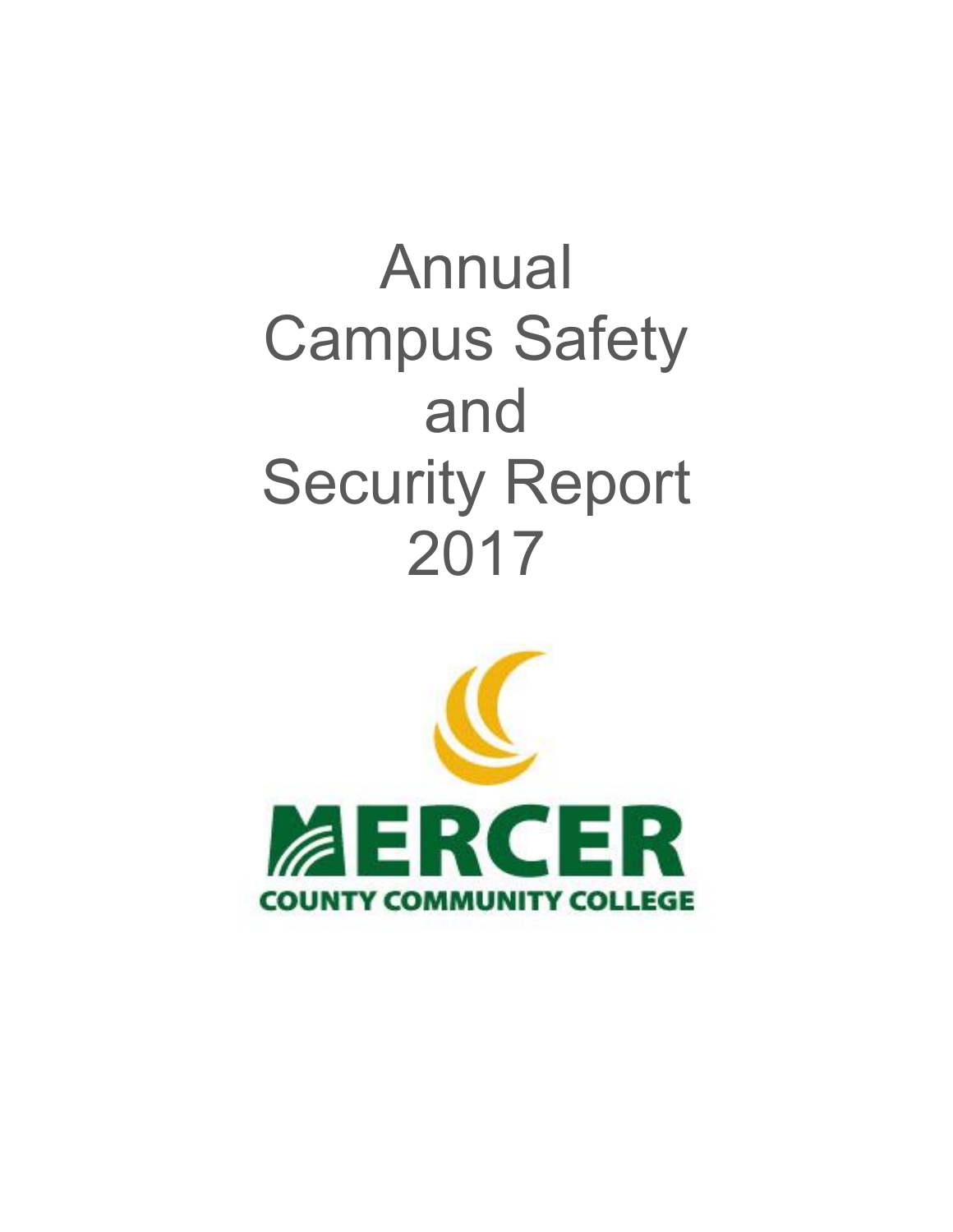# Annual Campus Safety and Security Report 2017

MERCER

COUNTY COMMUNITY COLLEGE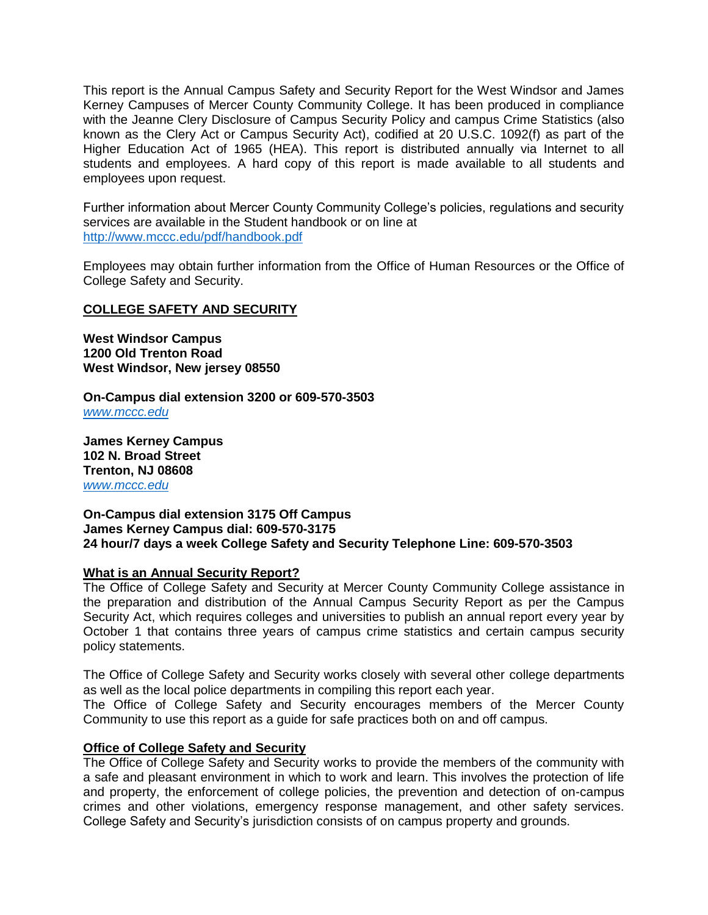This report is the Annual Campus Safety and Security Report for the West Windsor and James Kerney Campuses of Mercer County Community College. It has been produced in compliance with the Jeanne Clery Disclosure of Campus Security Policy and campus Crime Statistics (also known as the Clery Act or Campus Security Act), codified at 20 U.S.C. 1092(f) as part of the Higher Education Act of 1965 (HEA). This report is distributed annually via Internet to all students and employees. A hard copy of this report is made available to all students and employees upon request.

Further information about Mercer County Community College's policies, regulations and security services are available in the Student handbook or on line at [http://www.mccc.edu/pdf/handbook.pdf](http://www.mccc.edu/pdf/handbook.pdf)

Employees may obtain further information from the Office of Human Resources or the Office of College Safety and Security.

## COLLEGE SAFETY AND SECURITY

**West Windsor Campus**
**1200 Old Trenton Road**
**West Windsor, New jersey 08550**

**On-Campus dial extension 3200 or 609-570-3503**
*[www.mccc.edu](http://www.mccc.edu)*

**James Kerney Campus**
**102 N. Broad Street**
**Trenton, NJ 08608**
*[www.mccc.edu](http://www.mccc.edu)*

**On-Campus dial extension 3175 Off Campus**
**James Kerney Campus dial: 609-570-3175**
**24 hour/7 days a week College Safety and Security Telephone Line: 609-570-3503**

### What is an Annual Security Report?

The Office of College Safety and Security at Mercer County Community College assistance in the preparation and distribution of the Annual Campus Security Report as per the Campus Security Act, which requires colleges and universities to publish an annual report every year by October 1 that contains three years of campus crime statistics and certain campus security policy statements.

The Office of College Safety and Security works closely with several other college departments as well as the local police departments in compiling this report each year.
The Office of College Safety and Security encourages members of the Mercer County Community to use this report as a guide for safe practices both on and off campus.

### Office of College Safety and Security

The Office of College Safety and Security works to provide the members of the community with a safe and pleasant environment in which to work and learn. This involves the protection of life and property, the enforcement of college policies, the prevention and detection of on-campus crimes and other violations, emergency response management, and other safety services. College Safety and Security's jurisdiction consists of on campus property and grounds.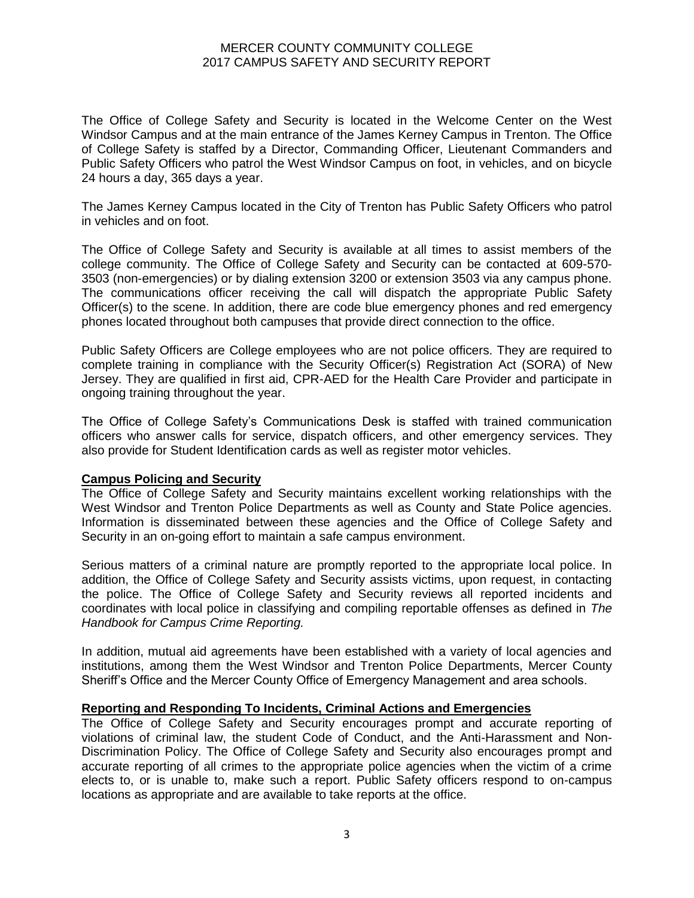The Office of College Safety and Security is located in the Welcome Center on the West Windsor Campus and at the main entrance of the James Kerney Campus in Trenton. The Office of College Safety is staffed by a Director, Commanding Officer, Lieutenant Commanders and Public Safety Officers who patrol the West Windsor Campus on foot, in vehicles, and on bicycle 24 hours a day, 365 days a year.

The James Kerney Campus located in the City of Trenton has Public Safety Officers who patrol in vehicles and on foot.

The Office of College Safety and Security is available at all times to assist members of the college community. The Office of College Safety and Security can be contacted at 609-570-3503 (non-emergencies) or by dialing extension 3200 or extension 3503 via any campus phone. The communications officer receiving the call will dispatch the appropriate Public Safety Officer(s) to the scene. In addition, there are code blue emergency phones and red emergency phones located throughout both campuses that provide direct connection to the office.

Public Safety Officers are College employees who are not police officers. They are required to complete training in compliance with the Security Officer(s) Registration Act (SORA) of New Jersey. They are qualified in first aid, CPR-AED for the Health Care Provider and participate in ongoing training throughout the year.

The Office of College Safety's Communications Desk is staffed with trained communication officers who answer calls for service, dispatch officers, and other emergency services. They also provide for Student Identification cards as well as register motor vehicles.

## Campus Policing and Security

The Office of College Safety and Security maintains excellent working relationships with the West Windsor and Trenton Police Departments as well as County and State Police agencies. Information is disseminated between these agencies and the Office of College Safety and Security in an on-going effort to maintain a safe campus environment.

Serious matters of a criminal nature are promptly reported to the appropriate local police. In addition, the Office of College Safety and Security assists victims, upon request, in contacting the police. The Office of College Safety and Security reviews all reported incidents and coordinates with local police in classifying and compiling reportable offenses as defined in *The Handbook for Campus Crime Reporting.*

In addition, mutual aid agreements have been established with a variety of local agencies and institutions, among them the West Windsor and Trenton Police Departments, Mercer County Sheriff's Office and the Mercer County Office of Emergency Management and area schools.

## Reporting and Responding To Incidents, Criminal Actions and Emergencies

The Office of College Safety and Security encourages prompt and accurate reporting of violations of criminal law, the student Code of Conduct, and the Anti-Harassment and Non-Discrimination Policy. The Office of College Safety and Security also encourages prompt and accurate reporting of all crimes to the appropriate police agencies when the victim of a crime elects to, or is unable to, make such a report. Public Safety officers respond to on-campus locations as appropriate and are available to take reports at the office.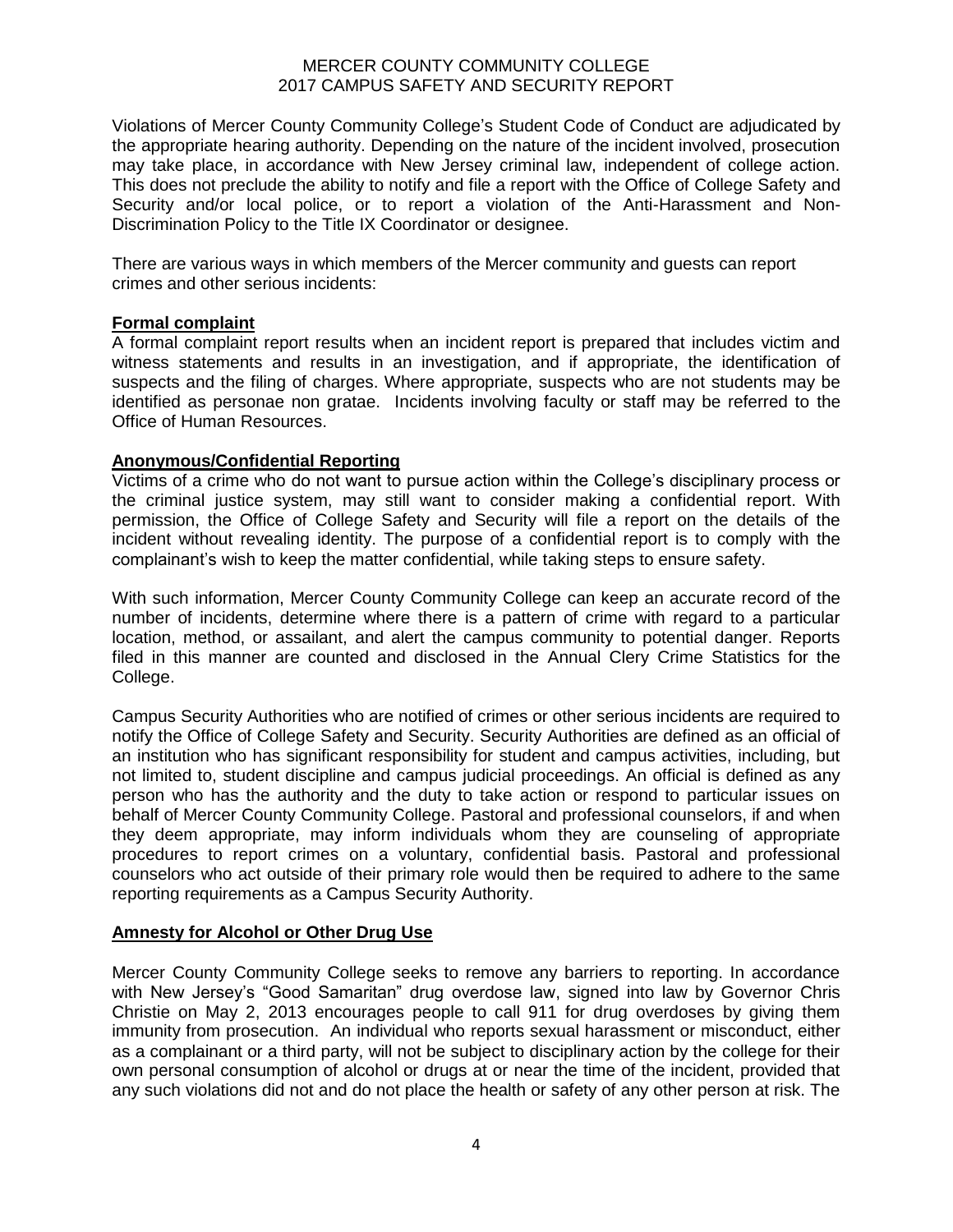Violations of Mercer County Community College's Student Code of Conduct are adjudicated by the appropriate hearing authority. Depending on the nature of the incident involved, prosecution may take place, in accordance with New Jersey criminal law, independent of college action. This does not preclude the ability to notify and file a report with the Office of College Safety and Security and/or local police, or to report a violation of the Anti-Harassment and Non-Discrimination Policy to the Title IX Coordinator or designee.

There are various ways in which members of the Mercer community and guests can report crimes and other serious incidents:

**Formal complaint**

A formal complaint report results when an incident report is prepared that includes victim and witness statements and results in an investigation, and if appropriate, the identification of suspects and the filing of charges. Where appropriate, suspects who are not students may be identified as personae non gratae. Incidents involving faculty or staff may be referred to the Office of Human Resources.

**Anonymous/Confidential Reporting**

Victims of a crime who do not want to pursue action within the College's disciplinary process or the criminal justice system, may still want to consider making a confidential report. With permission, the Office of College Safety and Security will file a report on the details of the incident without revealing identity. The purpose of a confidential report is to comply with the complainant's wish to keep the matter confidential, while taking steps to ensure safety.

With such information, Mercer County Community College can keep an accurate record of the number of incidents, determine where there is a pattern of crime with regard to a particular location, method, or assailant, and alert the campus community to potential danger. Reports filed in this manner are counted and disclosed in the Annual Clery Crime Statistics for the College.

Campus Security Authorities who are notified of crimes or other serious incidents are required to notify the Office of College Safety and Security. Security Authorities are defined as an official of an institution who has significant responsibility for student and campus activities, including, but not limited to, student discipline and campus judicial proceedings. An official is defined as any person who has the authority and the duty to take action or respond to particular issues on behalf of Mercer County Community College. Pastoral and professional counselors, if and when they deem appropriate, may inform individuals whom they are counseling of appropriate procedures to report crimes on a voluntary, confidential basis. Pastoral and professional counselors who act outside of their primary role would then be required to adhere to the same reporting requirements as a Campus Security Authority.

**Amnesty for Alcohol or Other Drug Use**

Mercer County Community College seeks to remove any barriers to reporting. In accordance with New Jersey's "Good Samaritan" drug overdose law, signed into law by Governor Chris Christie on May 2, 2013 encourages people to call 911 for drug overdoses by giving them immunity from prosecution. An individual who reports sexual harassment or misconduct, either as a complainant or a third party, will not be subject to disciplinary action by the college for their own personal consumption of alcohol or drugs at or near the time of the incident, provided that any such violations did not and do not place the health or safety of any other person at risk. The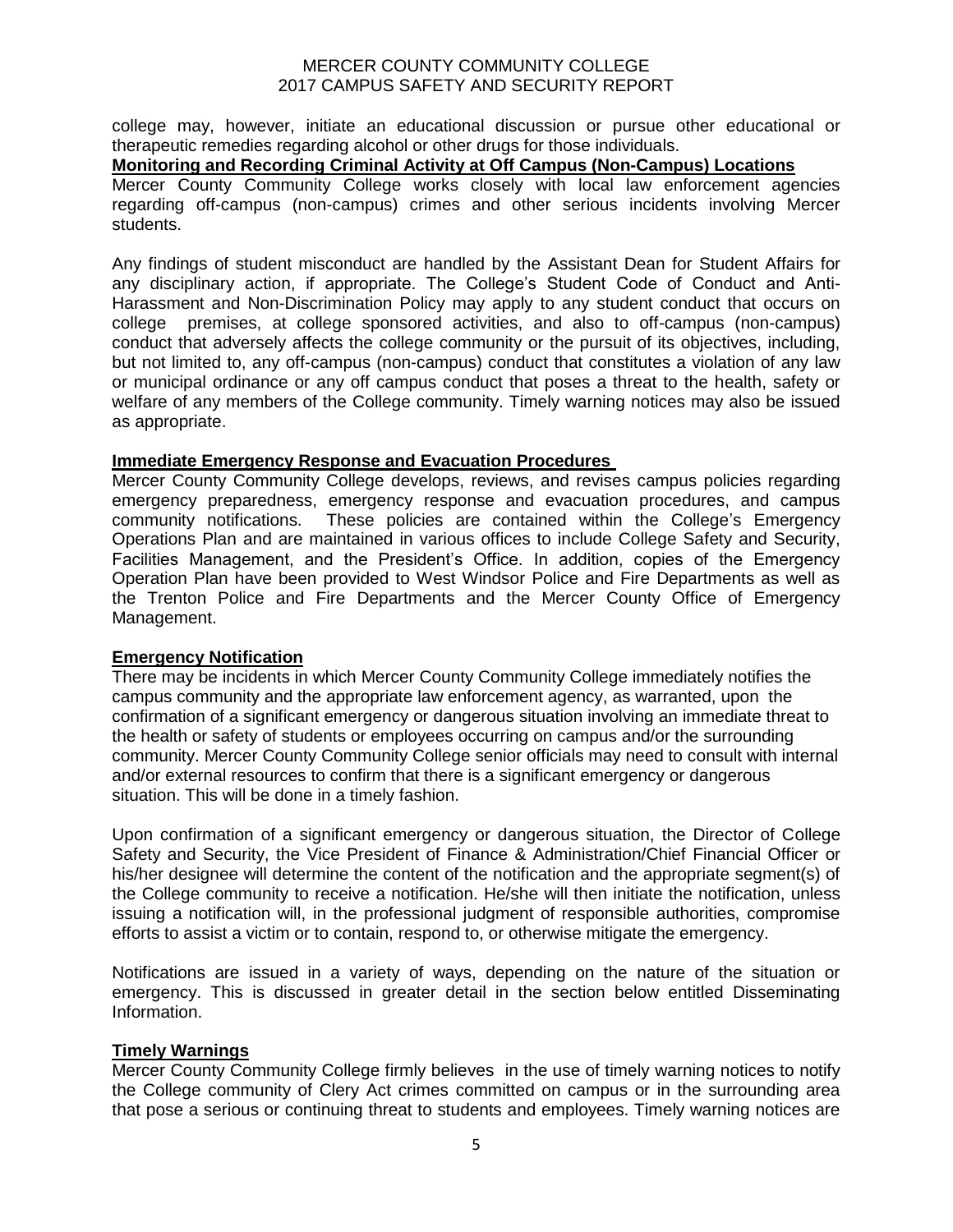college may, however, initiate an educational discussion or pursue other educational or therapeutic remedies regarding alcohol or other drugs for those individuals.

**Monitoring and Recording Criminal Activity at Off Campus (Non-Campus) Locations**

Mercer County Community College works closely with local law enforcement agencies regarding off-campus (non-campus) crimes and other serious incidents involving Mercer students.

Any findings of student misconduct are handled by the Assistant Dean for Student Affairs for any disciplinary action, if appropriate. The College's Student Code of Conduct and Anti-Harassment and Non-Discrimination Policy may apply to any student conduct that occurs on college premises, at college sponsored activities, and also to off-campus (non-campus) conduct that adversely affects the college community or the pursuit of its objectives, including, but not limited to, any off-campus (non-campus) conduct that constitutes a violation of any law or municipal ordinance or any off campus conduct that poses a threat to the health, safety or welfare of any members of the College community. Timely warning notices may also be issued as appropriate.

**Immediate Emergency Response and Evacuation Procedures**

Mercer County Community College develops, reviews, and revises campus policies regarding emergency preparedness, emergency response and evacuation procedures, and campus community notifications. These policies are contained within the College's Emergency Operations Plan and are maintained in various offices to include College Safety and Security, Facilities Management, and the President's Office. In addition, copies of the Emergency Operation Plan have been provided to West Windsor Police and Fire Departments as well as the Trenton Police and Fire Departments and the Mercer County Office of Emergency Management.

**Emergency Notification**

There may be incidents in which Mercer County Community College immediately notifies the campus community and the appropriate law enforcement agency, as warranted, upon the confirmation of a significant emergency or dangerous situation involving an immediate threat to the health or safety of students or employees occurring on campus and/or the surrounding community. Mercer County Community College senior officials may need to consult with internal and/or external resources to confirm that there is a significant emergency or dangerous situation. This will be done in a timely fashion.

Upon confirmation of a significant emergency or dangerous situation, the Director of College Safety and Security, the Vice President of Finance & Administration/Chief Financial Officer or his/her designee will determine the content of the notification and the appropriate segment(s) of the College community to receive a notification. He/she will then initiate the notification, unless issuing a notification will, in the professional judgment of responsible authorities, compromise efforts to assist a victim or to contain, respond to, or otherwise mitigate the emergency.

Notifications are issued in a variety of ways, depending on the nature of the situation or emergency. This is discussed in greater detail in the section below entitled Disseminating Information.

**Timely Warnings**

Mercer County Community College firmly believes in the use of timely warning notices to notify the College community of Clery Act crimes committed on campus or in the surrounding area that pose a serious or continuing threat to students and employees. Timely warning notices are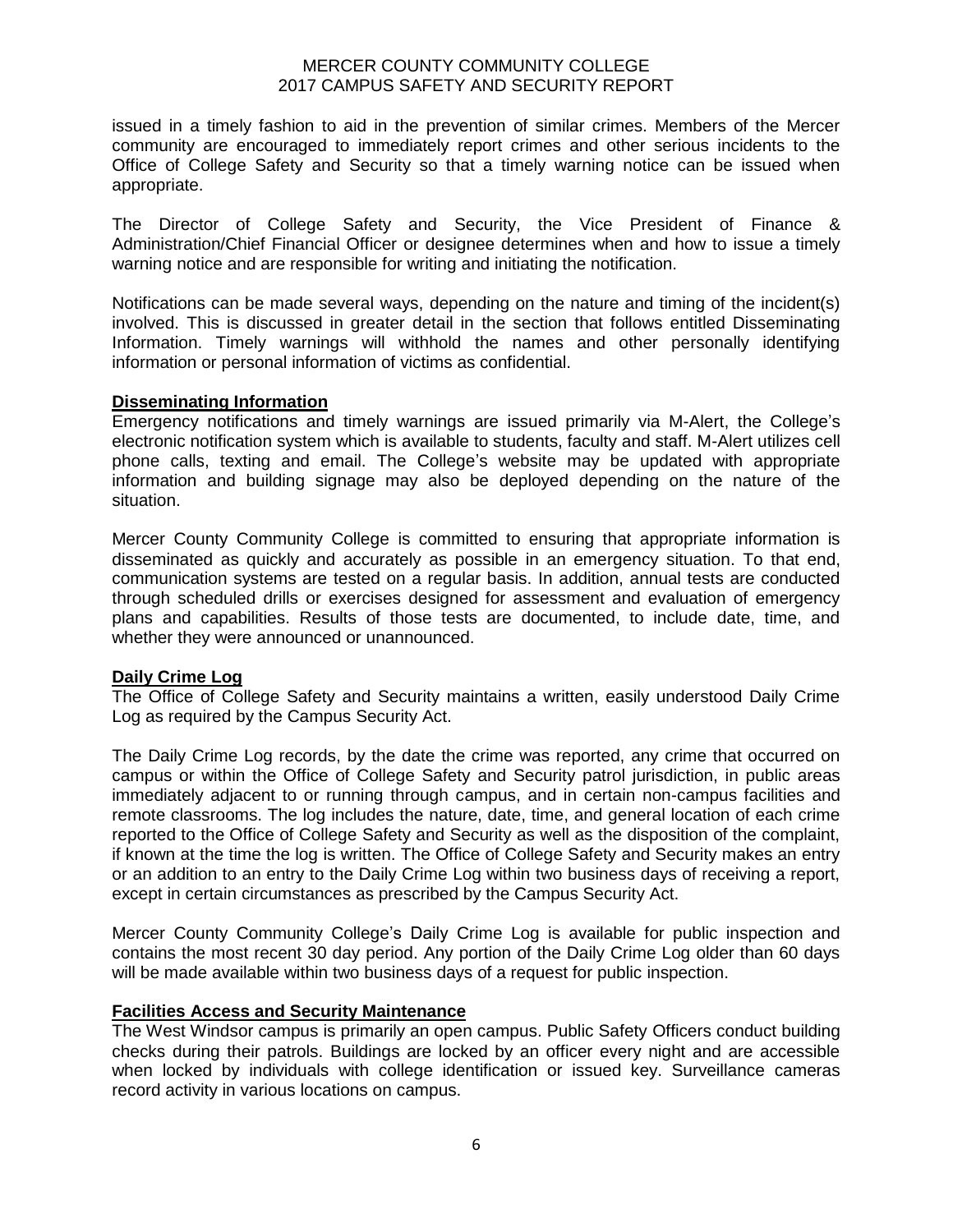issued in a timely fashion to aid in the prevention of similar crimes. Members of the Mercer community are encouraged to immediately report crimes and other serious incidents to the Office of College Safety and Security so that a timely warning notice can be issued when appropriate.

The Director of College Safety and Security, the Vice President of Finance & Administration/Chief Financial Officer or designee determines when and how to issue a timely warning notice and are responsible for writing and initiating the notification.

Notifications can be made several ways, depending on the nature and timing of the incident(s) involved. This is discussed in greater detail in the section that follows entitled Disseminating Information. Timely warnings will withhold the names and other personally identifying information or personal information of victims as confidential.

**Disseminating Information**

Emergency notifications and timely warnings are issued primarily via M-Alert, the College's electronic notification system which is available to students, faculty and staff. M-Alert utilizes cell phone calls, texting and email. The College's website may be updated with appropriate information and building signage may also be deployed depending on the nature of the situation.

Mercer County Community College is committed to ensuring that appropriate information is disseminated as quickly and accurately as possible in an emergency situation. To that end, communication systems are tested on a regular basis. In addition, annual tests are conducted through scheduled drills or exercises designed for assessment and evaluation of emergency plans and capabilities. Results of those tests are documented, to include date, time, and whether they were announced or unannounced.

**Daily Crime Log**

The Office of College Safety and Security maintains a written, easily understood Daily Crime Log as required by the Campus Security Act.

The Daily Crime Log records, by the date the crime was reported, any crime that occurred on campus or within the Office of College Safety and Security patrol jurisdiction, in public areas immediately adjacent to or running through campus, and in certain non-campus facilities and remote classrooms. The log includes the nature, date, time, and general location of each crime reported to the Office of College Safety and Security as well as the disposition of the complaint, if known at the time the log is written. The Office of College Safety and Security makes an entry or an addition to an entry to the Daily Crime Log within two business days of receiving a report, except in certain circumstances as prescribed by the Campus Security Act.

Mercer County Community College's Daily Crime Log is available for public inspection and contains the most recent 30 day period. Any portion of the Daily Crime Log older than 60 days will be made available within two business days of a request for public inspection.

**Facilities Access and Security Maintenance**

The West Windsor campus is primarily an open campus. Public Safety Officers conduct building checks during their patrols. Buildings are locked by an officer every night and are accessible when locked by individuals with college identification or issued key. Surveillance cameras record activity in various locations on campus.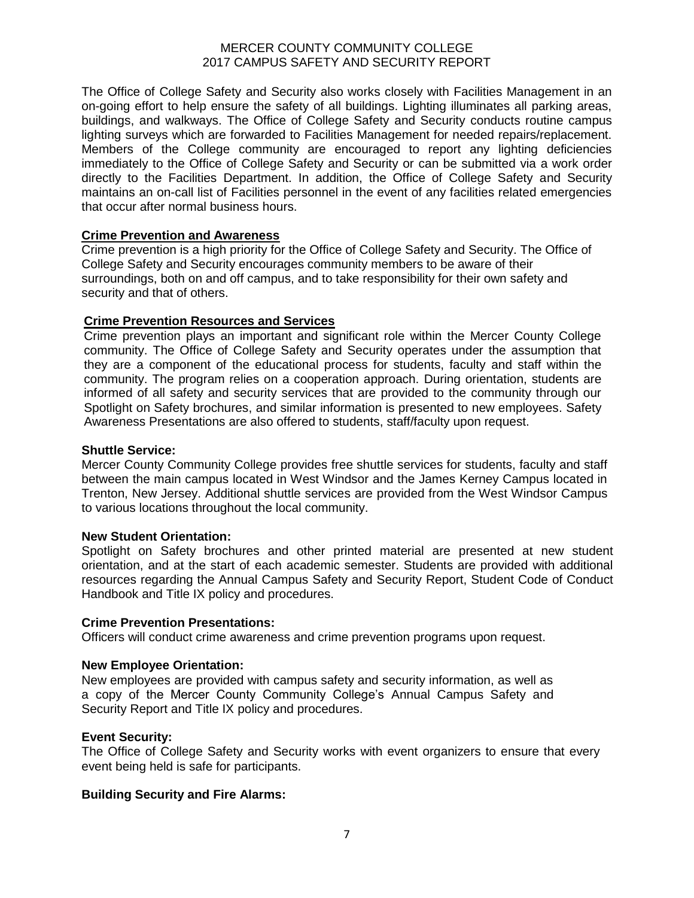The Office of College Safety and Security also works closely with Facilities Management in an on-going effort to help ensure the safety of all buildings. Lighting illuminates all parking areas, buildings, and walkways. The Office of College Safety and Security conducts routine campus lighting surveys which are forwarded to Facilities Management for needed repairs/replacement. Members of the College community are encouraged to report any lighting deficiencies immediately to the Office of College Safety and Security or can be submitted via a work order directly to the Facilities Department. In addition, the Office of College Safety and Security maintains an on-call list of Facilities personnel in the event of any facilities related emergencies that occur after normal business hours.

## Crime Prevention and Awareness

Crime prevention is a high priority for the Office of College Safety and Security. The Office of College Safety and Security encourages community members to be aware of their surroundings, both on and off campus, and to take responsibility for their own safety and security and that of others.

## Crime Prevention Resources and Services

Crime prevention plays an important and significant role within the Mercer County College community. The Office of College Safety and Security operates under the assumption that they are a component of the educational process for students, faculty and staff within the community. The program relies on a cooperation approach. During orientation, students are informed of all safety and security services that are provided to the community through our Spotlight on Safety brochures, and similar information is presented to new employees. Safety Awareness Presentations are also offered to students, staff/faculty upon request.

**Shuttle Service:**
Mercer County Community College provides free shuttle services for students, faculty and staff between the main campus located in West Windsor and the James Kerney Campus located in Trenton, New Jersey. Additional shuttle services are provided from the West Windsor Campus to various locations throughout the local community.

**New Student Orientation:**
Spotlight on Safety brochures and other printed material are presented at new student orientation, and at the start of each academic semester. Students are provided with additional resources regarding the Annual Campus Safety and Security Report, Student Code of Conduct Handbook and Title IX policy and procedures.

**Crime Prevention Presentations:**
Officers will conduct crime awareness and crime prevention programs upon request.

**New Employee Orientation:**
New employees are provided with campus safety and security information, as well as a copy of the Mercer County Community College's Annual Campus Safety and Security Report and Title IX policy and procedures.

**Event Security:**
The Office of College Safety and Security works with event organizers to ensure that every event being held is safe for participants.

**Building Security and Fire Alarms:**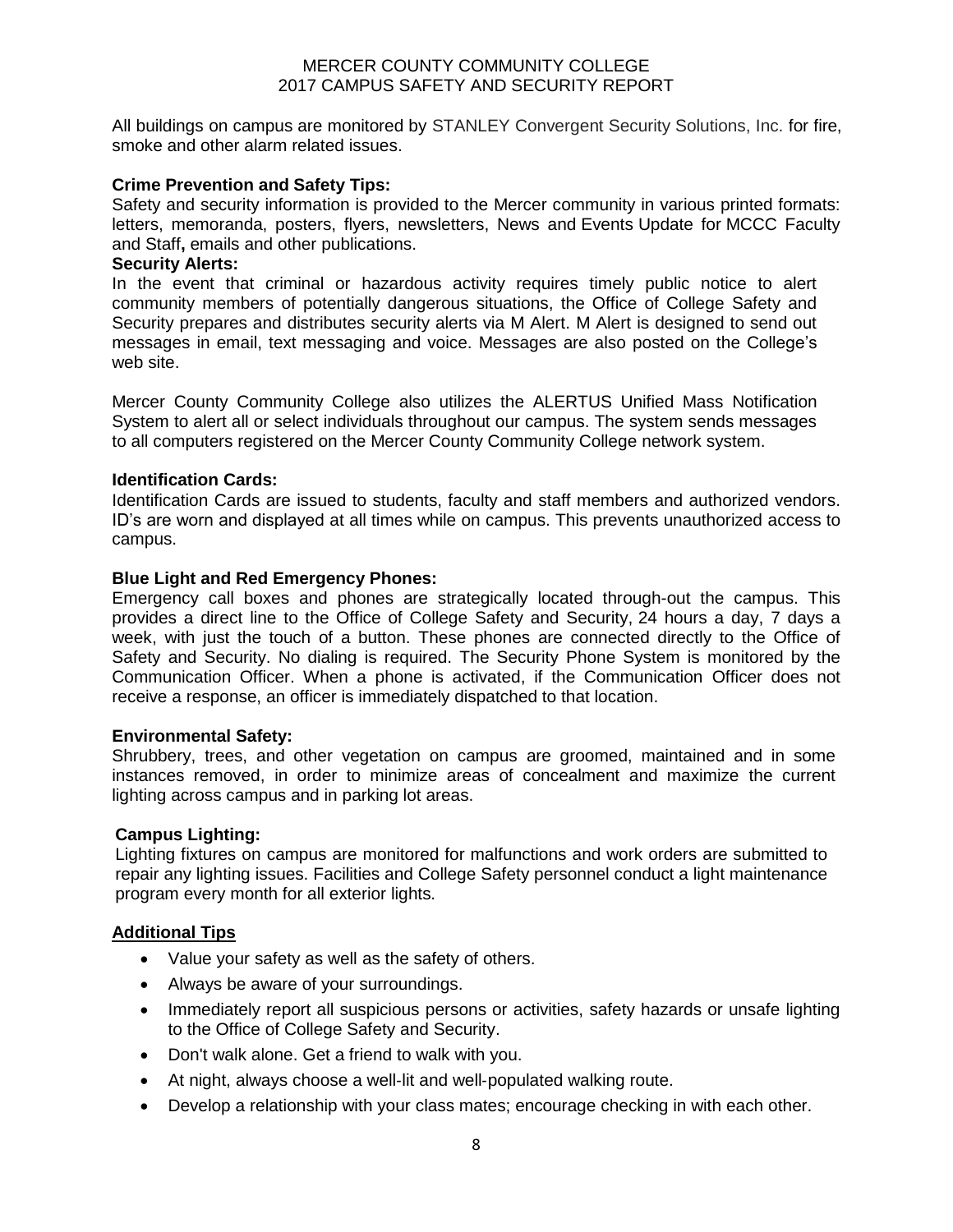All buildings on campus are monitored by STANLEY Convergent Security Solutions, Inc. for fire, smoke and other alarm related issues.

**Crime Prevention and Safety Tips:**
Safety and security information is provided to the Mercer community in various printed formats: letters, memoranda, posters, flyers, newsletters, News and Events Update for MCCC Faculty and Staff**,** emails and other publications.

**Security Alerts:**
In the event that criminal or hazardous activity requires timely public notice to alert community members of potentially dangerous situations, the Office of College Safety and Security prepares and distributes security alerts via M Alert. M Alert is designed to send out messages in email, text messaging and voice. Messages are also posted on the College's web site.

Mercer County Community College also utilizes the ALERTUS Unified Mass Notification System to alert all or select individuals throughout our campus. The system sends messages to all computers registered on the Mercer County Community College network system.

**Identification Cards:**
Identification Cards are issued to students, faculty and staff members and authorized vendors. ID's are worn and displayed at all times while on campus. This prevents unauthorized access to campus.

**Blue Light and Red Emergency Phones:**
Emergency call boxes and phones are strategically located through-out the campus. This provides a direct line to the Office of College Safety and Security, 24 hours a day, 7 days a week, with just the touch of a button. These phones are connected directly to the Office of Safety and Security. No dialing is required. The Security Phone System is monitored by the Communication Officer. When a phone is activated, if the Communication Officer does not receive a response, an officer is immediately dispatched to that location.

**Environmental Safety:**
Shrubbery, trees, and other vegetation on campus are groomed, maintained and in some instances removed, in order to minimize areas of concealment and maximize the current lighting across campus and in parking lot areas.

**Campus Lighting:**
Lighting fixtures on campus are monitored for malfunctions and work orders are submitted to repair any lighting issues. Facilities and College Safety personnel conduct a light maintenance program every month for all exterior lights.

**Additional Tips**

- Value your safety as well as the safety of others.
- Always be aware of your surroundings.
- Immediately report all suspicious persons or activities, safety hazards or unsafe lighting to the Office of College Safety and Security.
- Don't walk alone. Get a friend to walk with you.
- At night, always choose a well-lit and well-populated walking route.
- Develop a relationship with your class mates; encourage checking in with each other.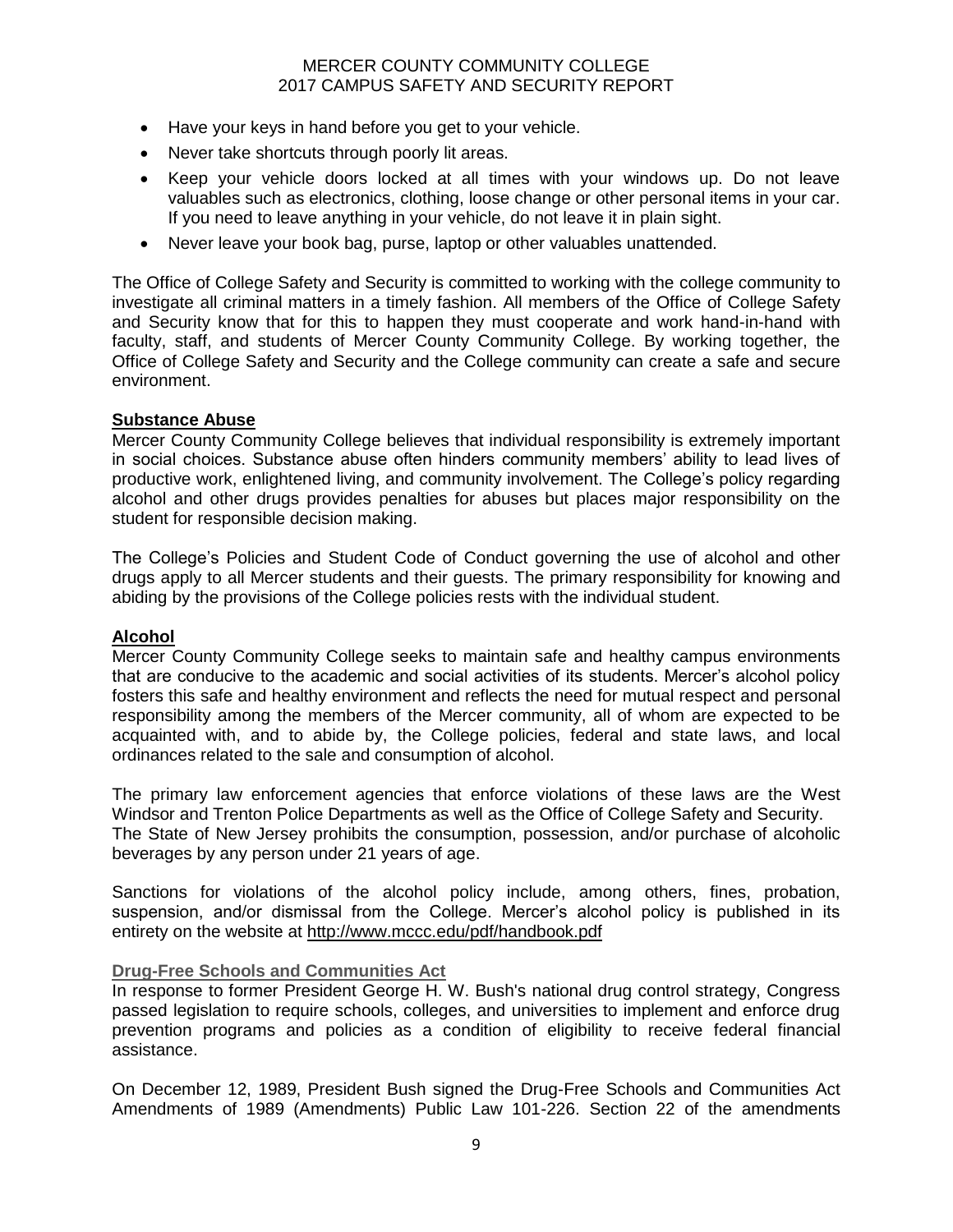- Have your keys in hand before you get to your vehicle.
- Never take shortcuts through poorly lit areas.
- Keep your vehicle doors locked at all times with your windows up. Do not leave valuables such as electronics, clothing, loose change or other personal items in your car. If you need to leave anything in your vehicle, do not leave it in plain sight.
- Never leave your book bag, purse, laptop or other valuables unattended.

The Office of College Safety and Security is committed to working with the college community to investigate all criminal matters in a timely fashion. All members of the Office of College Safety and Security know that for this to happen they must cooperate and work hand-in-hand with faculty, staff, and students of Mercer County Community College. By working together, the Office of College Safety and Security and the College community can create a safe and secure environment.

**Substance Abuse**

Mercer County Community College believes that individual responsibility is extremely important in social choices. Substance abuse often hinders community members' ability to lead lives of productive work, enlightened living, and community involvement. The College's policy regarding alcohol and other drugs provides penalties for abuses but places major responsibility on the student for responsible decision making.

The College's Policies and Student Code of Conduct governing the use of alcohol and other drugs apply to all Mercer students and their guests. The primary responsibility for knowing and abiding by the provisions of the College policies rests with the individual student.

**Alcohol**

Mercer County Community College seeks to maintain safe and healthy campus environments that are conducive to the academic and social activities of its students. Mercer's alcohol policy fosters this safe and healthy environment and reflects the need for mutual respect and personal responsibility among the members of the Mercer community, all of whom are expected to be acquainted with, and to abide by, the College policies, federal and state laws, and local ordinances related to the sale and consumption of alcohol.

The primary law enforcement agencies that enforce violations of these laws are the West Windsor and Trenton Police Departments as well as the Office of College Safety and Security. The State of New Jersey prohibits the consumption, possession, and/or purchase of alcoholic beverages by any person under 21 years of age.

Sanctions for violations of the alcohol policy include, among others, fines, probation, suspension, and/or dismissal from the College. Mercer's alcohol policy is published in its entirety on the website at http://www.mccc.edu/pdf/handbook.pdf

**Drug-Free Schools and Communities Act**

In response to former President George H. W. Bush's national drug control strategy, Congress passed legislation to require schools, colleges, and universities to implement and enforce drug prevention programs and policies as a condition of eligibility to receive federal financial assistance.

On December 12, 1989, President Bush signed the Drug-Free Schools and Communities Act Amendments of 1989 (Amendments) Public Law 101-226. Section 22 of the amendments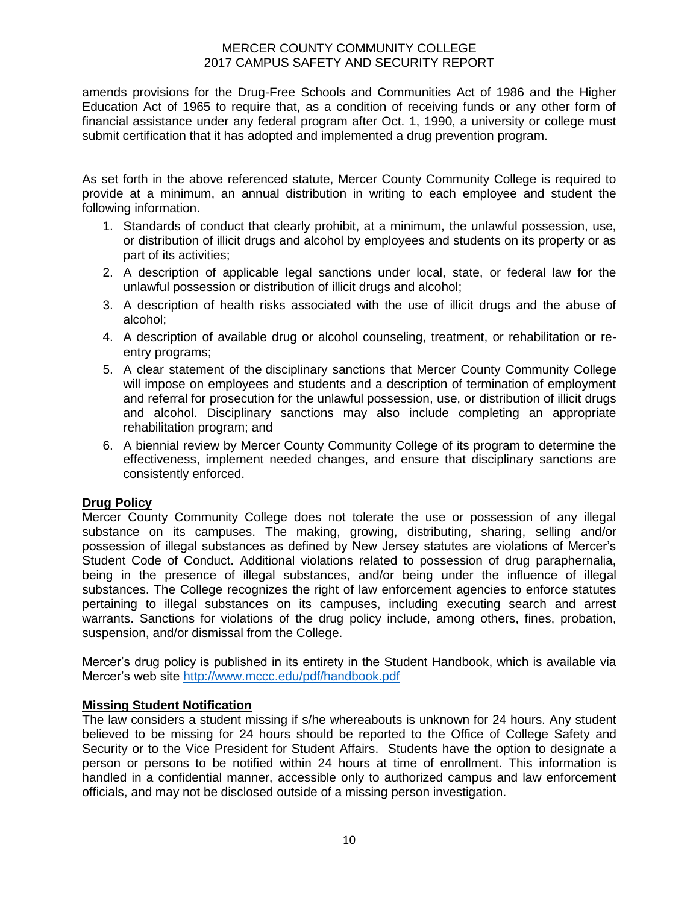amends provisions for the Drug-Free Schools and Communities Act of 1986 and the Higher Education Act of 1965 to require that, as a condition of receiving funds or any other form of financial assistance under any federal program after Oct. 1, 1990, a university or college must submit certification that it has adopted and implemented a drug prevention program.

As set forth in the above referenced statute, Mercer County Community College is required to provide at a minimum, an annual distribution in writing to each employee and student the following information.

1. Standards of conduct that clearly prohibit, at a minimum, the unlawful possession, use, or distribution of illicit drugs and alcohol by employees and students on its property or as part of its activities;
2. A description of applicable legal sanctions under local, state, or federal law for the unlawful possession or distribution of illicit drugs and alcohol;
3. A description of health risks associated with the use of illicit drugs and the abuse of alcohol;
4. A description of available drug or alcohol counseling, treatment, or rehabilitation or re-entry programs;
5. A clear statement of the disciplinary sanctions that Mercer County Community College will impose on employees and students and a description of termination of employment and referral for prosecution for the unlawful possession, use, or distribution of illicit drugs and alcohol. Disciplinary sanctions may also include completing an appropriate rehabilitation program; and
6. A biennial review by Mercer County Community College of its program to determine the effectiveness, implement needed changes, and ensure that disciplinary sanctions are consistently enforced.

**Drug Policy**

Mercer County Community College does not tolerate the use or possession of any illegal substance on its campuses. The making, growing, distributing, sharing, selling and/or possession of illegal substances as defined by New Jersey statutes are violations of Mercer's Student Code of Conduct. Additional violations related to possession of drug paraphernalia, being in the presence of illegal substances, and/or being under the influence of illegal substances. The College recognizes the right of law enforcement agencies to enforce statutes pertaining to illegal substances on its campuses, including executing search and arrest warrants. Sanctions for violations of the drug policy include, among others, fines, probation, suspension, and/or dismissal from the College.

Mercer's drug policy is published in its entirety in the Student Handbook, which is available via Mercer's web site http://www.mccc.edu/pdf/handbook.pdf

**Missing Student Notification**

The law considers a student missing if s/he whereabouts is unknown for 24 hours. Any student believed to be missing for 24 hours should be reported to the Office of College Safety and Security or to the Vice President for Student Affairs. Students have the option to designate a person or persons to be notified within 24 hours at time of enrollment. This information is handled in a confidential manner, accessible only to authorized campus and law enforcement officials, and may not be disclosed outside of a missing person investigation.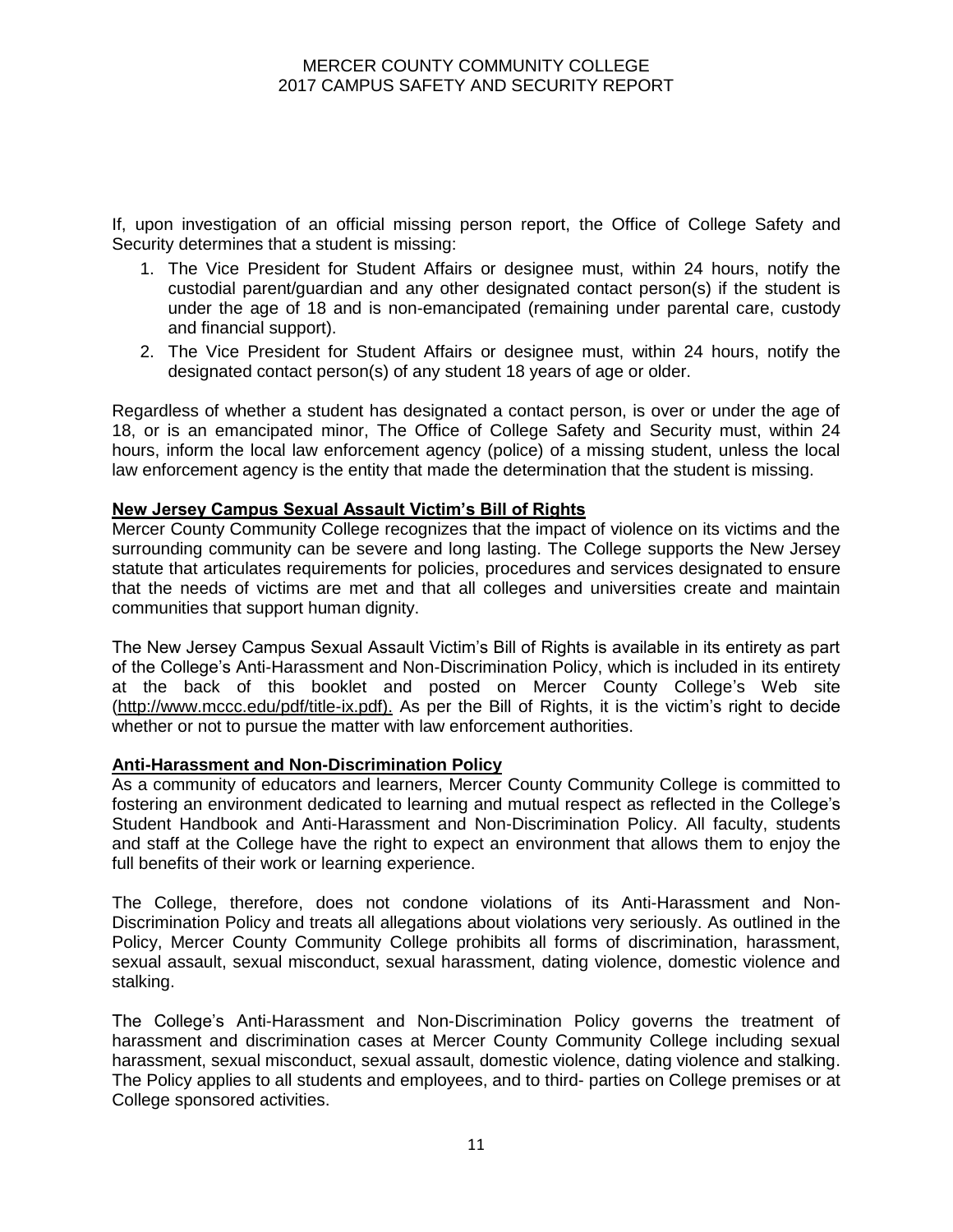If, upon investigation of an official missing person report, the Office of College Safety and Security determines that a student is missing:

1. The Vice President for Student Affairs or designee must, within 24 hours, notify the custodial parent/guardian and any other designated contact person(s) if the student is under the age of 18 and is non-emancipated (remaining under parental care, custody and financial support).
2. The Vice President for Student Affairs or designee must, within 24 hours, notify the designated contact person(s) of any student 18 years of age or older.

Regardless of whether a student has designated a contact person, is over or under the age of 18, or is an emancipated minor, The Office of College Safety and Security must, within 24 hours, inform the local law enforcement agency (police) of a missing student, unless the local law enforcement agency is the entity that made the determination that the student is missing.

**New Jersey Campus Sexual Assault Victim's Bill of Rights**

Mercer County Community College recognizes that the impact of violence on its victims and the surrounding community can be severe and long lasting. The College supports the New Jersey statute that articulates requirements for policies, procedures and services designated to ensure that the needs of victims are met and that all colleges and universities create and maintain communities that support human dignity.

The New Jersey Campus Sexual Assault Victim's Bill of Rights is available in its entirety as part of the College's Anti-Harassment and Non-Discrimination Policy, which is included in its entirety at the back of this booklet and posted on Mercer County College's Web site (http://www.mccc.edu/pdf/title-ix.pdf). As per the Bill of Rights, it is the victim's right to decide whether or not to pursue the matter with law enforcement authorities.

**Anti-Harassment and Non-Discrimination Policy**

As a community of educators and learners, Mercer County Community College is committed to fostering an environment dedicated to learning and mutual respect as reflected in the College's Student Handbook and Anti-Harassment and Non-Discrimination Policy. All faculty, students and staff at the College have the right to expect an environment that allows them to enjoy the full benefits of their work or learning experience.

The College, therefore, does not condone violations of its Anti-Harassment and Non-Discrimination Policy and treats all allegations about violations very seriously. As outlined in the Policy, Mercer County Community College prohibits all forms of discrimination, harassment, sexual assault, sexual misconduct, sexual harassment, dating violence, domestic violence and stalking.

The College's Anti-Harassment and Non-Discrimination Policy governs the treatment of harassment and discrimination cases at Mercer County Community College including sexual harassment, sexual misconduct, sexual assault, domestic violence, dating violence and stalking. The Policy applies to all students and employees, and to third- parties on College premises or at College sponsored activities.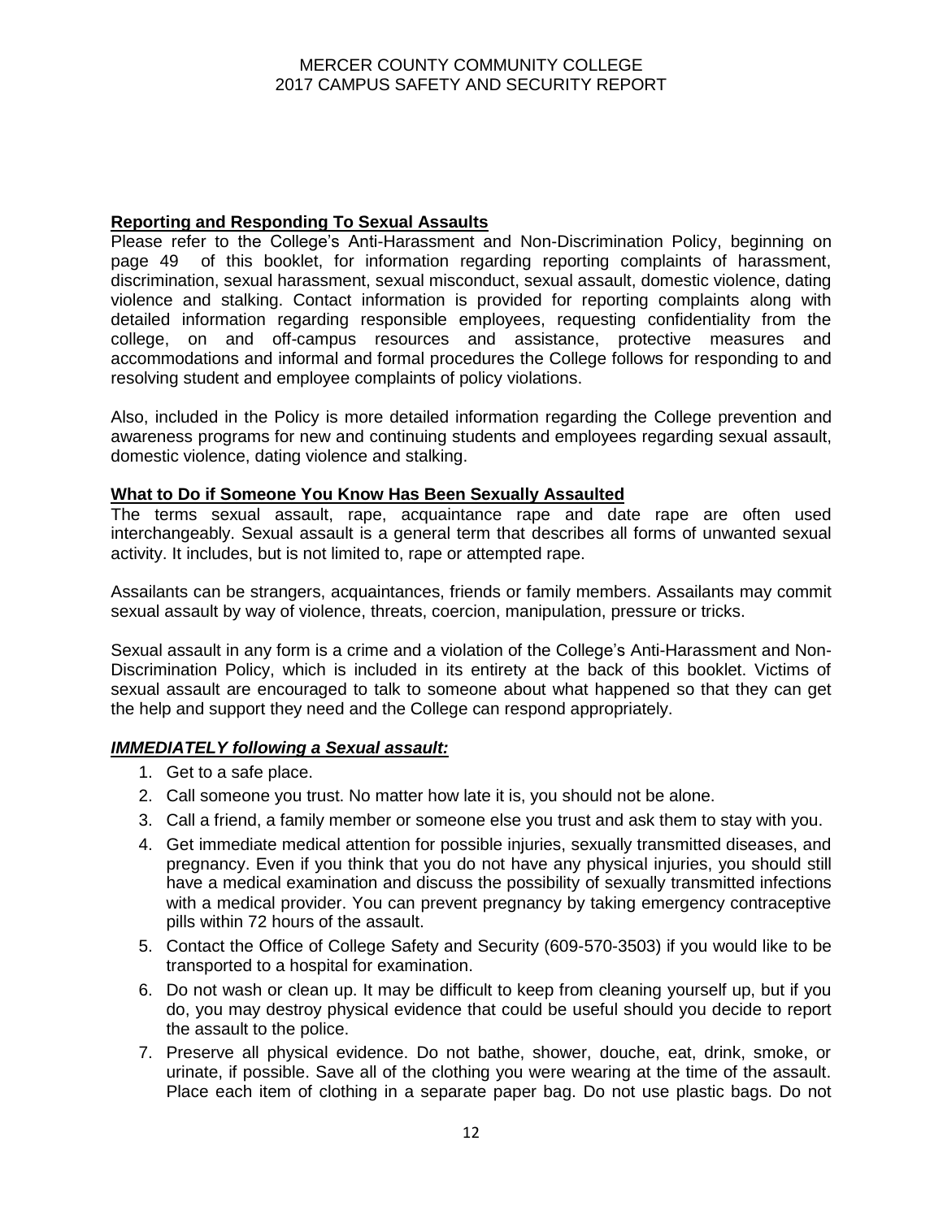## Reporting and Responding To Sexual Assaults

Please refer to the College's Anti-Harassment and Non-Discrimination Policy, beginning on page 49 of this booklet, for information regarding reporting complaints of harassment, discrimination, sexual harassment, sexual misconduct, sexual assault, domestic violence, dating violence and stalking. Contact information is provided for reporting complaints along with detailed information regarding responsible employees, requesting confidentiality from the college, on and off-campus resources and assistance, protective measures and accommodations and informal and formal procedures the College follows for responding to and resolving student and employee complaints of policy violations.

Also, included in the Policy is more detailed information regarding the College prevention and awareness programs for new and continuing students and employees regarding sexual assault, domestic violence, dating violence and stalking.

## What to Do if Someone You Know Has Been Sexually Assaulted

The terms sexual assault, rape, acquaintance rape and date rape are often used interchangeably. Sexual assault is a general term that describes all forms of unwanted sexual activity. It includes, but is not limited to, rape or attempted rape.

Assailants can be strangers, acquaintances, friends or family members. Assailants may commit sexual assault by way of violence, threats, coercion, manipulation, pressure or tricks.

Sexual assault in any form is a crime and a violation of the College's Anti-Harassment and Non-Discrimination Policy, which is included in its entirety at the back of this booklet. Victims of sexual assault are encouraged to talk to someone about what happened so that they can get the help and support they need and the College can respond appropriately.

### *IMMEDIATELY following a Sexual assault:*

1. Get to a safe place.
2. Call someone you trust. No matter how late it is, you should not be alone.
3. Call a friend, a family member or someone else you trust and ask them to stay with you.
4. Get immediate medical attention for possible injuries, sexually transmitted diseases, and pregnancy. Even if you think that you do not have any physical injuries, you should still have a medical examination and discuss the possibility of sexually transmitted infections with a medical provider. You can prevent pregnancy by taking emergency contraceptive pills within 72 hours of the assault.
5. Contact the Office of College Safety and Security (609-570-3503) if you would like to be transported to a hospital for examination.
6. Do not wash or clean up. It may be difficult to keep from cleaning yourself up, but if you do, you may destroy physical evidence that could be useful should you decide to report the assault to the police.
7. Preserve all physical evidence. Do not bathe, shower, douche, eat, drink, smoke, or urinate, if possible. Save all of the clothing you were wearing at the time of the assault. Place each item of clothing in a separate paper bag. Do not use plastic bags. Do not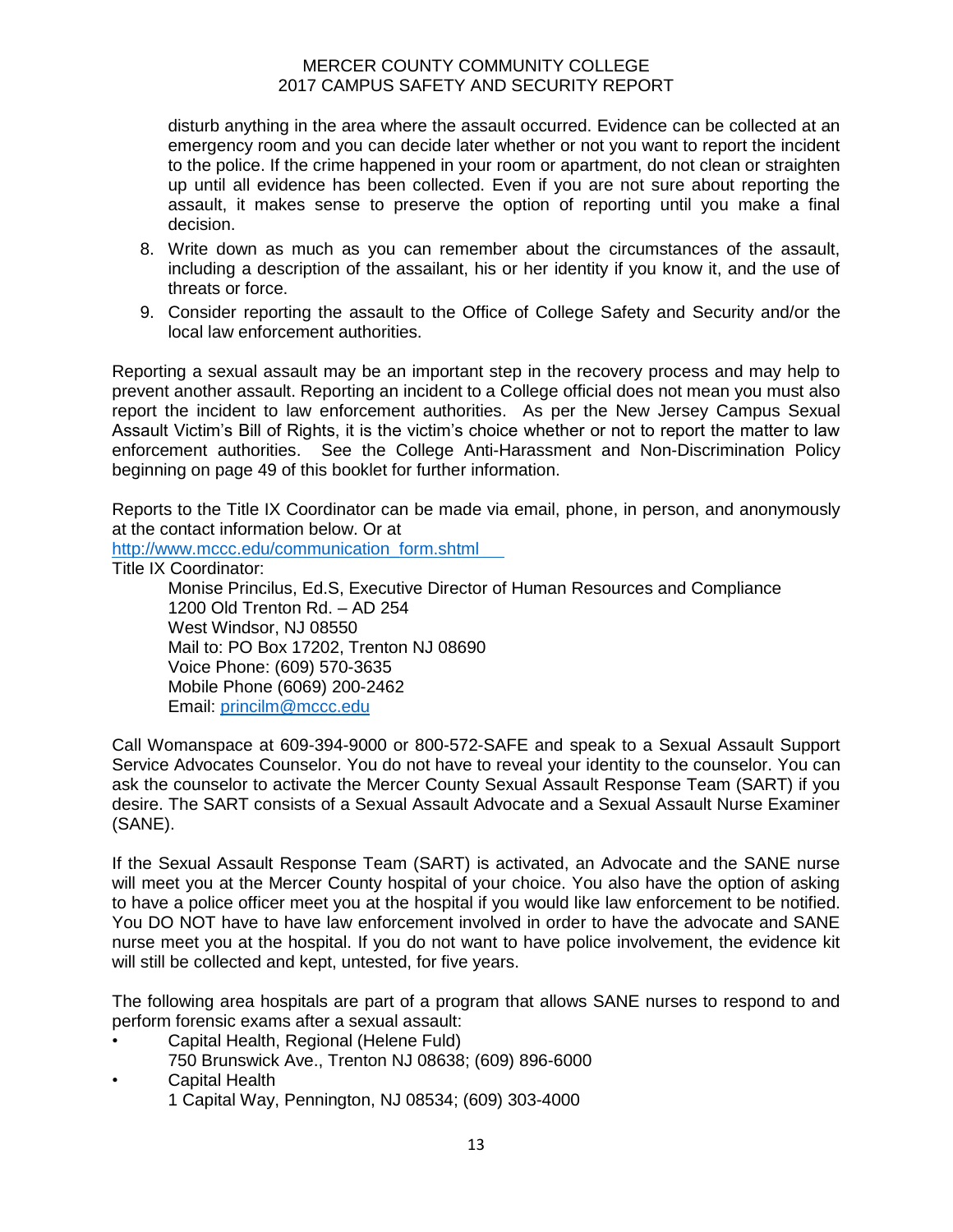disturb anything in the area where the assault occurred. Evidence can be collected at an emergency room and you can decide later whether or not you want to report the incident to the police. If the crime happened in your room or apartment, do not clean or straighten up until all evidence has been collected. Even if you are not sure about reporting the assault, it makes sense to preserve the option of reporting until you make a final decision.

8. Write down as much as you can remember about the circumstances of the assault, including a description of the assailant, his or her identity if you know it, and the use of threats or force.
9. Consider reporting the assault to the Office of College Safety and Security and/or the local law enforcement authorities.

Reporting a sexual assault may be an important step in the recovery process and may help to prevent another assault. Reporting an incident to a College official does not mean you must also report the incident to law enforcement authorities. As per the New Jersey Campus Sexual Assault Victim's Bill of Rights, it is the victim's choice whether or not to report the matter to law enforcement authorities. See the College Anti-Harassment and Non-Discrimination Policy beginning on page 49 of this booklet for further information.

Reports to the Title IX Coordinator can be made via email, phone, in person, and anonymously at the contact information below. Or at
http://www.mccc.edu/communication_form.shtml

Title IX Coordinator:

Monise Princilus, Ed.S, Executive Director of Human Resources and Compliance
1200 Old Trenton Rd. – AD 254
West Windsor, NJ 08550
Mail to: PO Box 17202, Trenton NJ 08690
Voice Phone: (609) 570-3635
Mobile Phone (6069) 200-2462
Email: princilm@mccc.edu

Call Womanspace at 609-394-9000 or 800-572-SAFE and speak to a Sexual Assault Support Service Advocates Counselor. You do not have to reveal your identity to the counselor. You can ask the counselor to activate the Mercer County Sexual Assault Response Team (SART) if you desire. The SART consists of a Sexual Assault Advocate and a Sexual Assault Nurse Examiner (SANE).

If the Sexual Assault Response Team (SART) is activated, an Advocate and the SANE nurse will meet you at the Mercer County hospital of your choice. You also have the option of asking to have a police officer meet you at the hospital if you would like law enforcement to be notified. You DO NOT have to have law enforcement involved in order to have the advocate and SANE nurse meet you at the hospital. If you do not want to have police involvement, the evidence kit will still be collected and kept, untested, for five years.

The following area hospitals are part of a program that allows SANE nurses to respond to and perform forensic exams after a sexual assault:

- Capital Health, Regional (Helene Fuld)
  750 Brunswick Ave., Trenton NJ 08638; (609) 896-6000
- Capital Health
  1 Capital Way, Pennington, NJ 08534; (609) 303-4000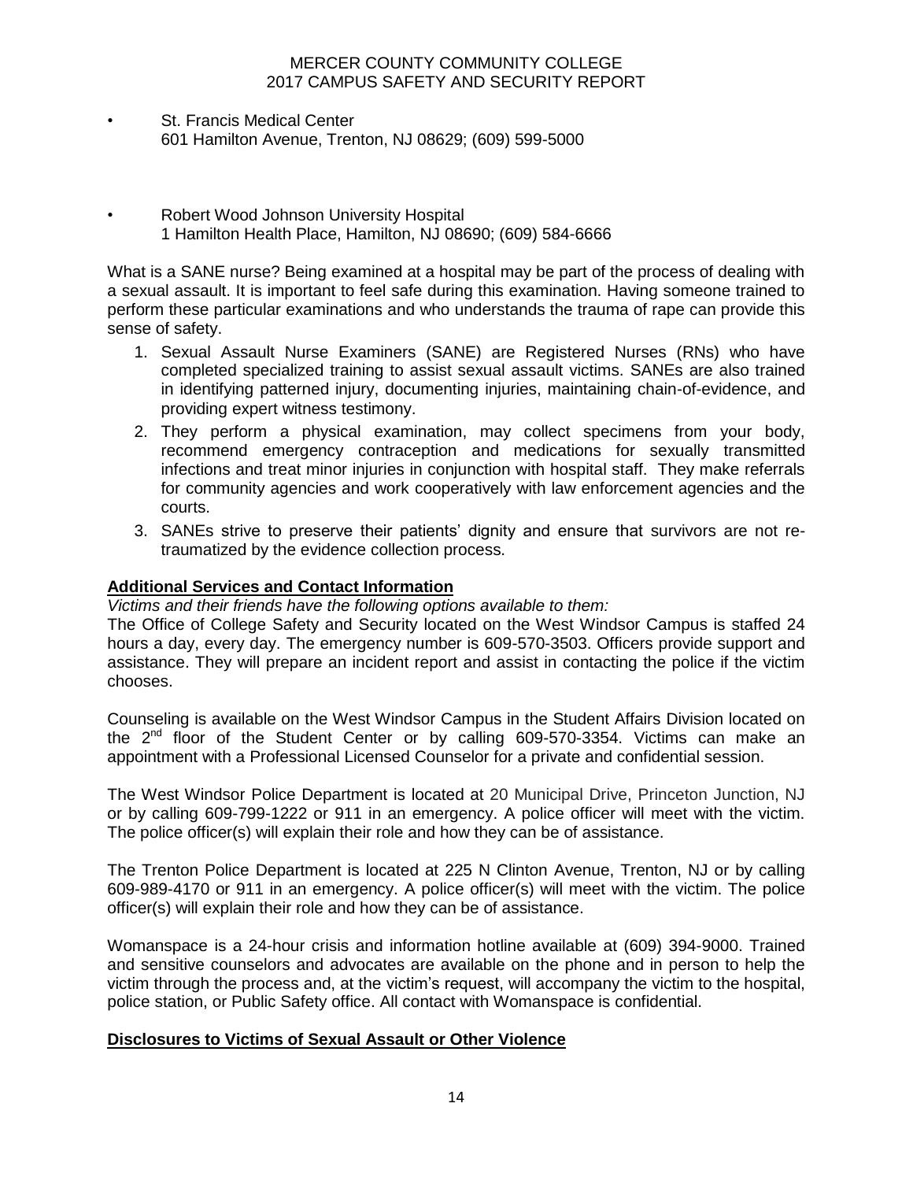- St. Francis Medical Center
  601 Hamilton Avenue, Trenton, NJ 08629; (609) 599-5000

- Robert Wood Johnson University Hospital
  1 Hamilton Health Place, Hamilton, NJ 08690; (609) 584-6666

What is a SANE nurse? Being examined at a hospital may be part of the process of dealing with a sexual assault. It is important to feel safe during this examination. Having someone trained to perform these particular examinations and who understands the trauma of rape can provide this sense of safety.

1. Sexual Assault Nurse Examiners (SANE) are Registered Nurses (RNs) who have completed specialized training to assist sexual assault victims. SANEs are also trained in identifying patterned injury, documenting injuries, maintaining chain-of-evidence, and providing expert witness testimony.
2. They perform a physical examination, may collect specimens from your body, recommend emergency contraception and medications for sexually transmitted infections and treat minor injuries in conjunction with hospital staff. They make referrals for community agencies and work cooperatively with law enforcement agencies and the courts.
3. SANEs strive to preserve their patients' dignity and ensure that survivors are not re-traumatized by the evidence collection process.

**Additional Services and Contact Information**

*Victims and their friends have the following options available to them:*

The Office of College Safety and Security located on the West Windsor Campus is staffed 24 hours a day, every day. The emergency number is 609-570-3503. Officers provide support and assistance. They will prepare an incident report and assist in contacting the police if the victim chooses.

Counseling is available on the West Windsor Campus in the Student Affairs Division located on the 2nd floor of the Student Center or by calling 609-570-3354. Victims can make an appointment with a Professional Licensed Counselor for a private and confidential session.

The West Windsor Police Department is located at 20 Municipal Drive, Princeton Junction, NJ or by calling 609-799-1222 or 911 in an emergency. A police officer will meet with the victim. The police officer(s) will explain their role and how they can be of assistance.

The Trenton Police Department is located at 225 N Clinton Avenue, Trenton, NJ or by calling 609-989-4170 or 911 in an emergency. A police officer(s) will meet with the victim. The police officer(s) will explain their role and how they can be of assistance.

Womanspace is a 24-hour crisis and information hotline available at (609) 394-9000. Trained and sensitive counselors and advocates are available on the phone and in person to help the victim through the process and, at the victim's request, will accompany the victim to the hospital, police station, or Public Safety office. All contact with Womanspace is confidential.

**Disclosures to Victims of Sexual Assault or Other Violence**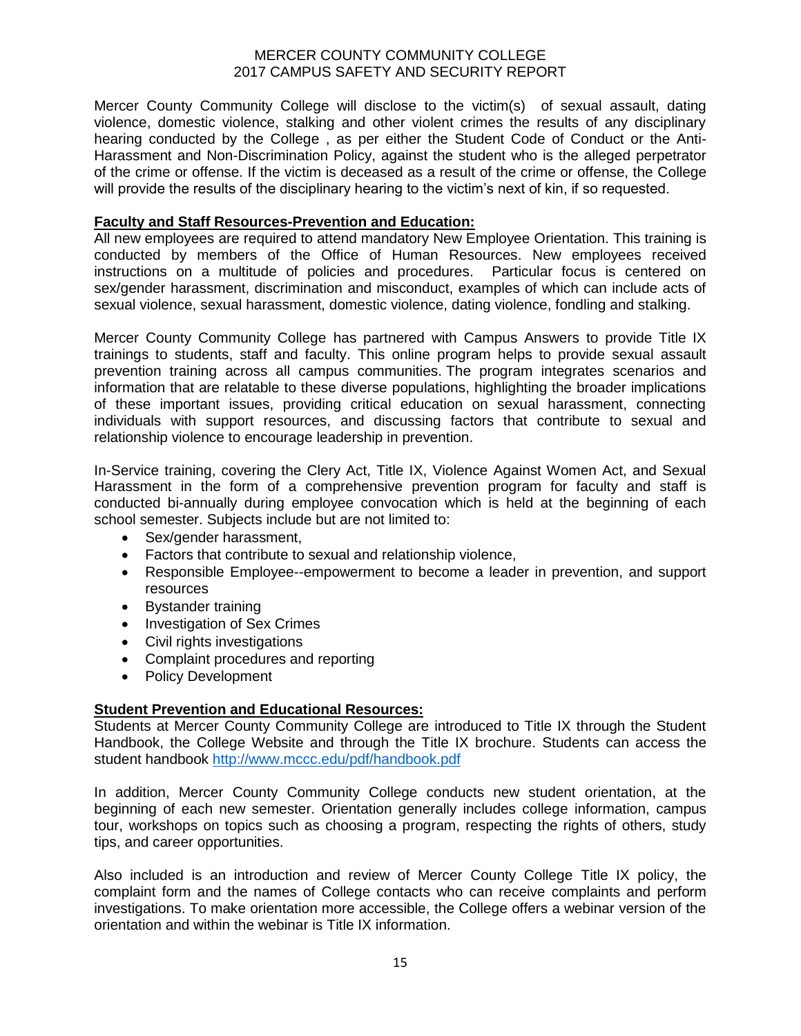Mercer County Community College will disclose to the victim(s) of sexual assault, dating violence, domestic violence, stalking and other violent crimes the results of any disciplinary hearing conducted by the College , as per either the Student Code of Conduct or the Anti-Harassment and Non-Discrimination Policy, against the student who is the alleged perpetrator of the crime or offense. If the victim is deceased as a result of the crime or offense, the College will provide the results of the disciplinary hearing to the victim's next of kin, if so requested.

**Faculty and Staff Resources-Prevention and Education:**

All new employees are required to attend mandatory New Employee Orientation. This training is conducted by members of the Office of Human Resources. New employees received instructions on a multitude of policies and procedures. Particular focus is centered on sex/gender harassment, discrimination and misconduct, examples of which can include acts of sexual violence, sexual harassment, domestic violence, dating violence, fondling and stalking.

Mercer County Community College has partnered with Campus Answers to provide Title IX trainings to students, staff and faculty. This online program helps to provide sexual assault prevention training across all campus communities. The program integrates scenarios and information that are relatable to these diverse populations, highlighting the broader implications of these important issues, providing critical education on sexual harassment, connecting individuals with support resources, and discussing factors that contribute to sexual and relationship violence to encourage leadership in prevention.

In-Service training, covering the Clery Act, Title IX, Violence Against Women Act, and Sexual Harassment in the form of a comprehensive prevention program for faculty and staff is conducted bi-annually during employee convocation which is held at the beginning of each school semester. Subjects include but are not limited to:

- Sex/gender harassment,
- Factors that contribute to sexual and relationship violence,
- Responsible Employee--empowerment to become a leader in prevention, and support resources
- Bystander training
- Investigation of Sex Crimes
- Civil rights investigations
- Complaint procedures and reporting
- Policy Development

**Student Prevention and Educational Resources:**

Students at Mercer County Community College are introduced to Title IX through the Student Handbook, the College Website and through the Title IX brochure. Students can access the student handbook http://www.mccc.edu/pdf/handbook.pdf

In addition, Mercer County Community College conducts new student orientation, at the beginning of each new semester. Orientation generally includes college information, campus tour, workshops on topics such as choosing a program, respecting the rights of others, study tips, and career opportunities.

Also included is an introduction and review of Mercer County College Title IX policy, the complaint form and the names of College contacts who can receive complaints and perform investigations. To make orientation more accessible, the College offers a webinar version of the orientation and within the webinar is Title IX information.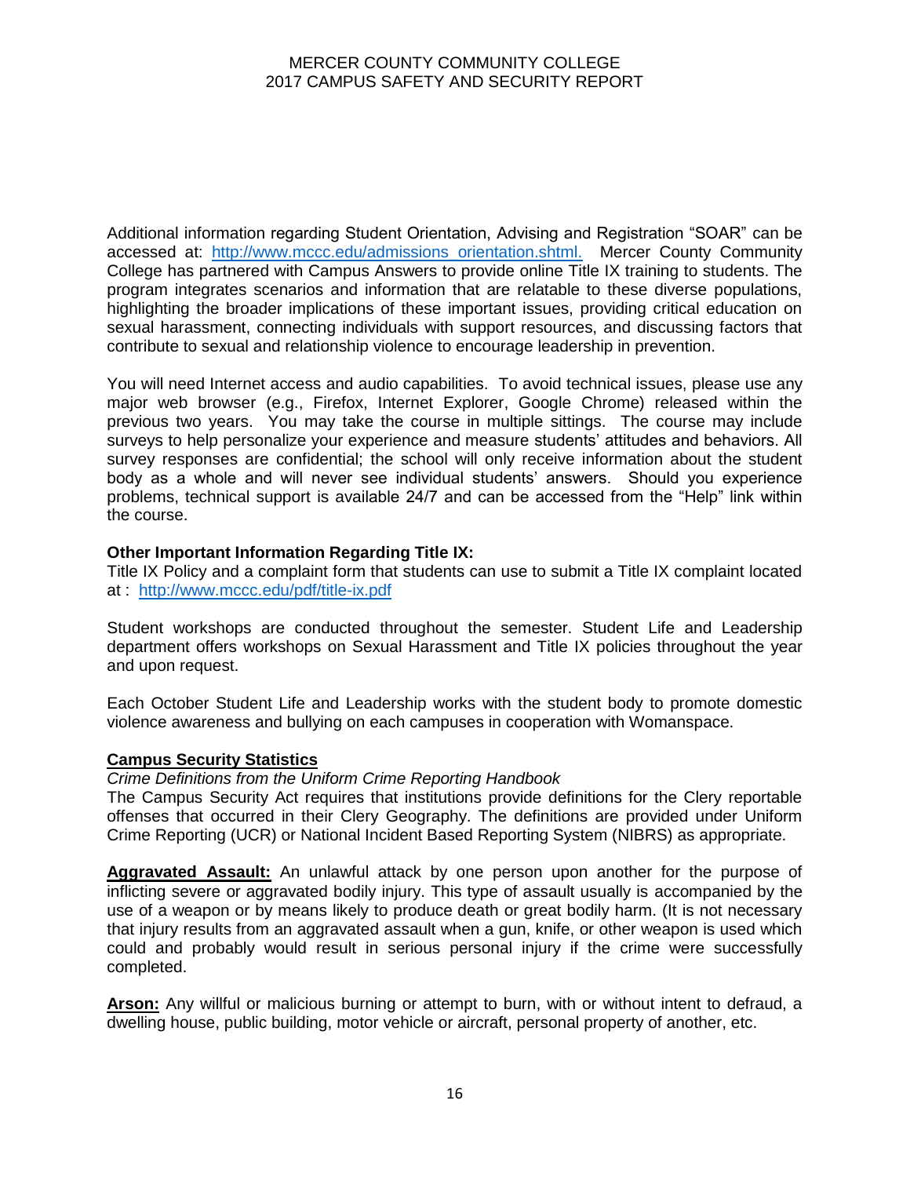Additional information regarding Student Orientation, Advising and Registration "SOAR" can be accessed at: [http://www.mccc.edu/admissions_orientation.shtml.](http://www.mccc.edu/admissions_orientation.shtml) Mercer County Community College has partnered with Campus Answers to provide online Title IX training to students. The program integrates scenarios and information that are relatable to these diverse populations, highlighting the broader implications of these important issues, providing critical education on sexual harassment, connecting individuals with support resources, and discussing factors that contribute to sexual and relationship violence to encourage leadership in prevention.

You will need Internet access and audio capabilities. To avoid technical issues, please use any major web browser (e.g., Firefox, Internet Explorer, Google Chrome) released within the previous two years. You may take the course in multiple sittings. The course may include surveys to help personalize your experience and measure students' attitudes and behaviors. All survey responses are confidential; the school will only receive information about the student body as a whole and will never see individual students' answers. Should you experience problems, technical support is available 24/7 and can be accessed from the "Help" link within the course.

**Other Important Information Regarding Title IX:**
Title IX Policy and a complaint form that students can use to submit a Title IX complaint located at : [http://www.mccc.edu/pdf/title-ix.pdf](http://www.mccc.edu/pdf/title-ix.pdf)

Student workshops are conducted throughout the semester. Student Life and Leadership department offers workshops on Sexual Harassment and Title IX policies throughout the year and upon request.

Each October Student Life and Leadership works with the student body to promote domestic violence awareness and bullying on each campuses in cooperation with Womanspace.

**Campus Security Statistics**

*Crime Definitions from the Uniform Crime Reporting Handbook*
The Campus Security Act requires that institutions provide definitions for the Clery reportable offenses that occurred in their Clery Geography. The definitions are provided under Uniform Crime Reporting (UCR) or National Incident Based Reporting System (NIBRS) as appropriate.

**Aggravated Assault:** An unlawful attack by one person upon another for the purpose of inflicting severe or aggravated bodily injury. This type of assault usually is accompanied by the use of a weapon or by means likely to produce death or great bodily harm. (It is not necessary that injury results from an aggravated assault when a gun, knife, or other weapon is used which could and probably would result in serious personal injury if the crime were successfully completed.

**Arson:** Any willful or malicious burning or attempt to burn, with or without intent to defraud, a dwelling house, public building, motor vehicle or aircraft, personal property of another, etc.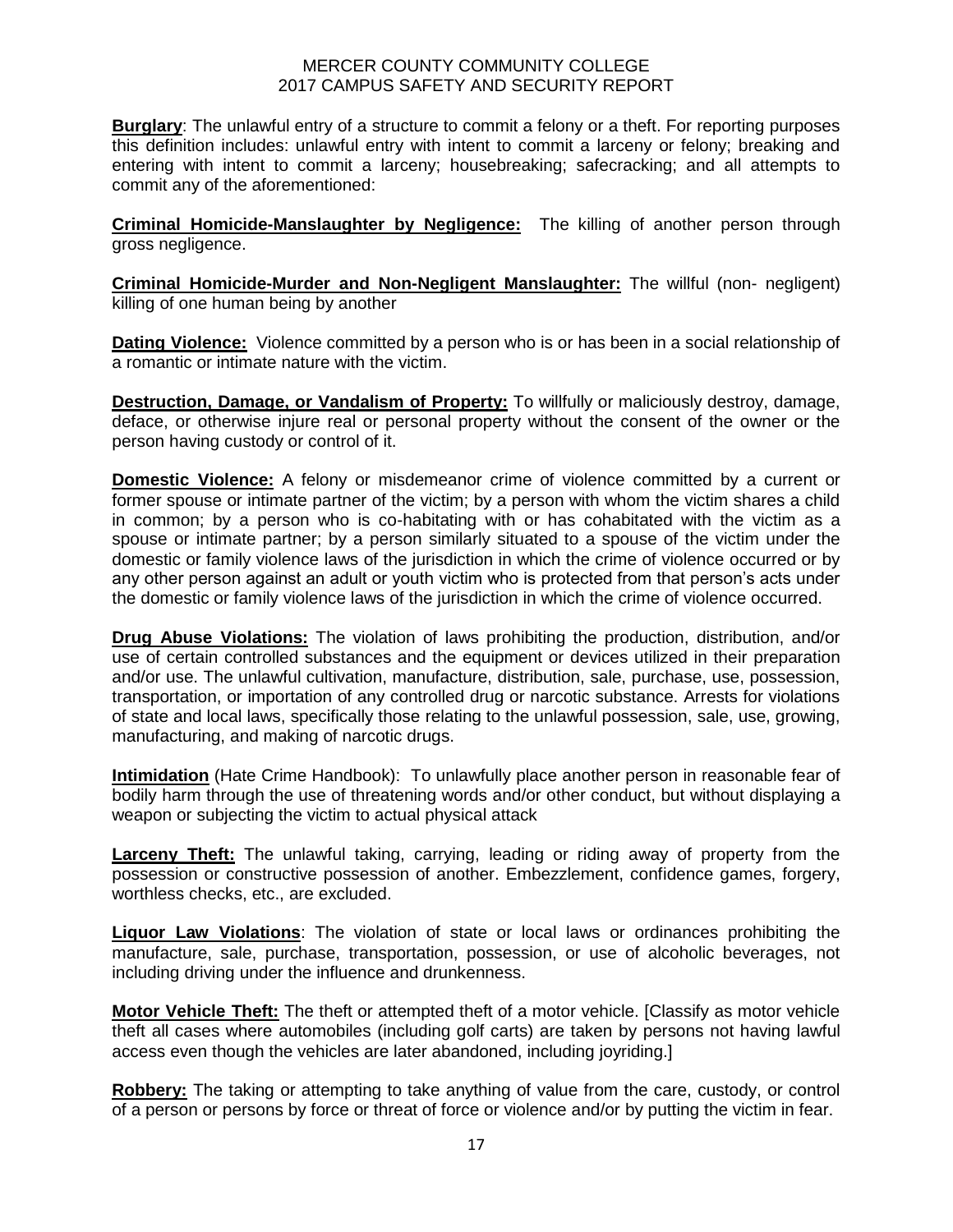**Burglary**: The unlawful entry of a structure to commit a felony or a theft. For reporting purposes this definition includes: unlawful entry with intent to commit a larceny or felony; breaking and entering with intent to commit a larceny; housebreaking; safecracking; and all attempts to commit any of the aforementioned:

**Criminal Homicide-Manslaughter by Negligence:** The killing of another person through gross negligence.

**Criminal Homicide-Murder and Non-Negligent Manslaughter:** The willful (non- negligent) killing of one human being by another

**Dating Violence:** Violence committed by a person who is or has been in a social relationship of a romantic or intimate nature with the victim.

**Destruction, Damage, or Vandalism of Property:** To willfully or maliciously destroy, damage, deface, or otherwise injure real or personal property without the consent of the owner or the person having custody or control of it.

**Domestic Violence:** A felony or misdemeanor crime of violence committed by a current or former spouse or intimate partner of the victim; by a person with whom the victim shares a child in common; by a person who is co-habitating with or has cohabitated with the victim as a spouse or intimate partner; by a person similarly situated to a spouse of the victim under the domestic or family violence laws of the jurisdiction in which the crime of violence occurred or by any other person against an adult or youth victim who is protected from that person's acts under the domestic or family violence laws of the jurisdiction in which the crime of violence occurred.

**Drug Abuse Violations:** The violation of laws prohibiting the production, distribution, and/or use of certain controlled substances and the equipment or devices utilized in their preparation and/or use. The unlawful cultivation, manufacture, distribution, sale, purchase, use, possession, transportation, or importation of any controlled drug or narcotic substance. Arrests for violations of state and local laws, specifically those relating to the unlawful possession, sale, use, growing, manufacturing, and making of narcotic drugs.

**Intimidation** (Hate Crime Handbook): To unlawfully place another person in reasonable fear of bodily harm through the use of threatening words and/or other conduct, but without displaying a weapon or subjecting the victim to actual physical attack

**Larceny Theft:** The unlawful taking, carrying, leading or riding away of property from the possession or constructive possession of another. Embezzlement, confidence games, forgery, worthless checks, etc., are excluded.

**Liquor Law Violations**: The violation of state or local laws or ordinances prohibiting the manufacture, sale, purchase, transportation, possession, or use of alcoholic beverages, not including driving under the influence and drunkenness.

**Motor Vehicle Theft:** The theft or attempted theft of a motor vehicle. [Classify as motor vehicle theft all cases where automobiles (including golf carts) are taken by persons not having lawful access even though the vehicles are later abandoned, including joyriding.]

**Robbery:** The taking or attempting to take anything of value from the care, custody, or control of a person or persons by force or threat of force or violence and/or by putting the victim in fear.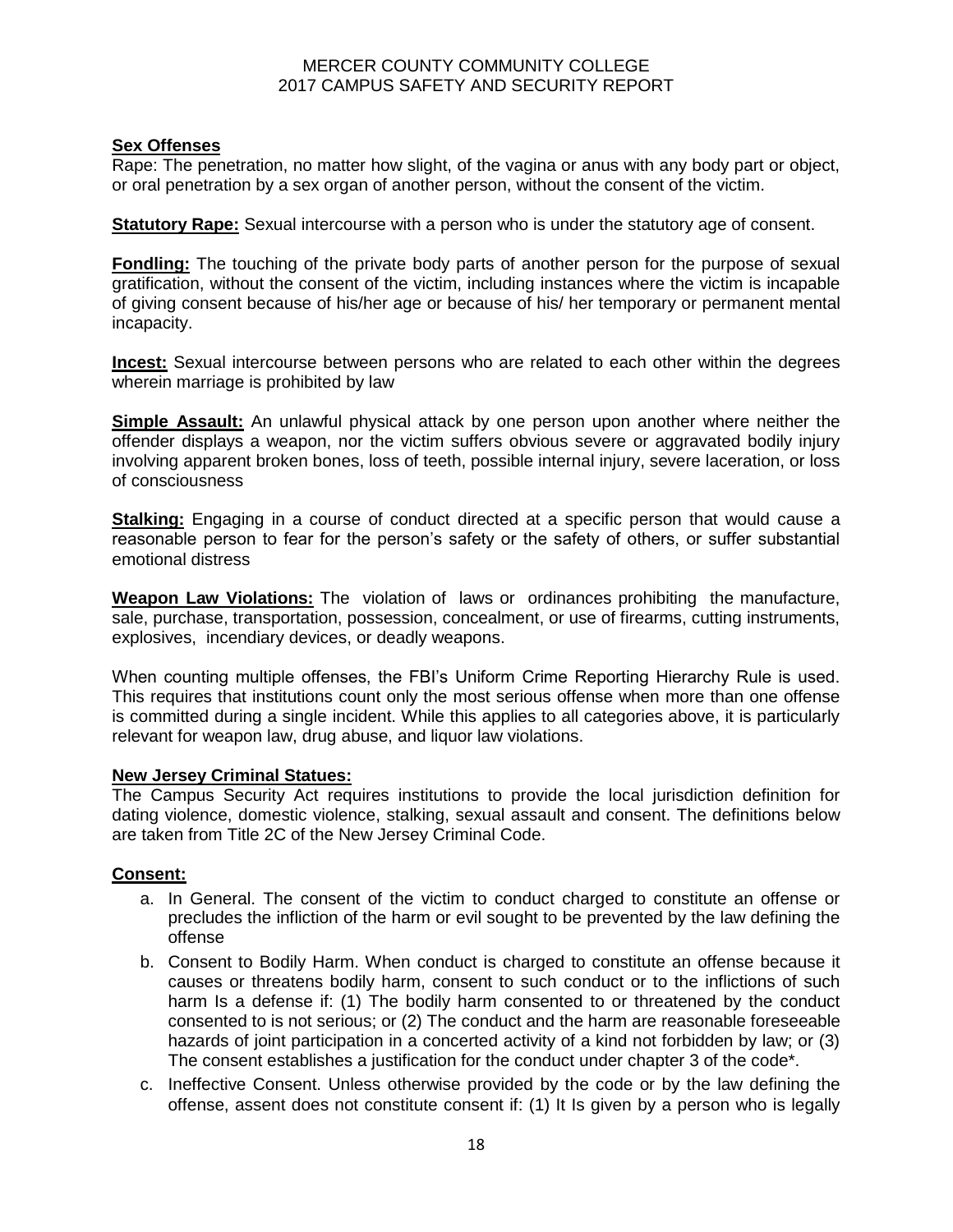**Sex Offenses**

Rape: The penetration, no matter how slight, of the vagina or anus with any body part or object, or oral penetration by a sex organ of another person, without the consent of the victim.

**Statutory Rape:** Sexual intercourse with a person who is under the statutory age of consent.

**Fondling:** The touching of the private body parts of another person for the purpose of sexual gratification, without the consent of the victim, including instances where the victim is incapable of giving consent because of his/her age or because of his/ her temporary or permanent mental incapacity.

**Incest:** Sexual intercourse between persons who are related to each other within the degrees wherein marriage is prohibited by law

**Simple Assault:** An unlawful physical attack by one person upon another where neither the offender displays a weapon, nor the victim suffers obvious severe or aggravated bodily injury involving apparent broken bones, loss of teeth, possible internal injury, severe laceration, or loss of consciousness

**Stalking:** Engaging in a course of conduct directed at a specific person that would cause a reasonable person to fear for the person's safety or the safety of others, or suffer substantial emotional distress

**Weapon Law Violations:** The violation of laws or ordinances prohibiting the manufacture, sale, purchase, transportation, possession, concealment, or use of firearms, cutting instruments, explosives, incendiary devices, or deadly weapons.

When counting multiple offenses, the FBI's Uniform Crime Reporting Hierarchy Rule is used. This requires that institutions count only the most serious offense when more than one offense is committed during a single incident. While this applies to all categories above, it is particularly relevant for weapon law, drug abuse, and liquor law violations.

**New Jersey Criminal Statues:**

The Campus Security Act requires institutions to provide the local jurisdiction definition for dating violence, domestic violence, stalking, sexual assault and consent. The definitions below are taken from Title 2C of the New Jersey Criminal Code.

**Consent:**

a. In General. The consent of the victim to conduct charged to constitute an offense or precludes the infliction of the harm or evil sought to be prevented by the law defining the offense
b. Consent to Bodily Harm. When conduct is charged to constitute an offense because it causes or threatens bodily harm, consent to such conduct or to the inflictions of such harm Is a defense if: (1) The bodily harm consented to or threatened by the conduct consented to is not serious; or (2) The conduct and the harm are reasonable foreseeable hazards of joint participation in a concerted activity of a kind not forbidden by law; or (3) The consent establishes a justification for the conduct under chapter 3 of the code*.
c. Ineffective Consent. Unless otherwise provided by the code or by the law defining the offense, assent does not constitute consent if: (1) It Is given by a person who is legally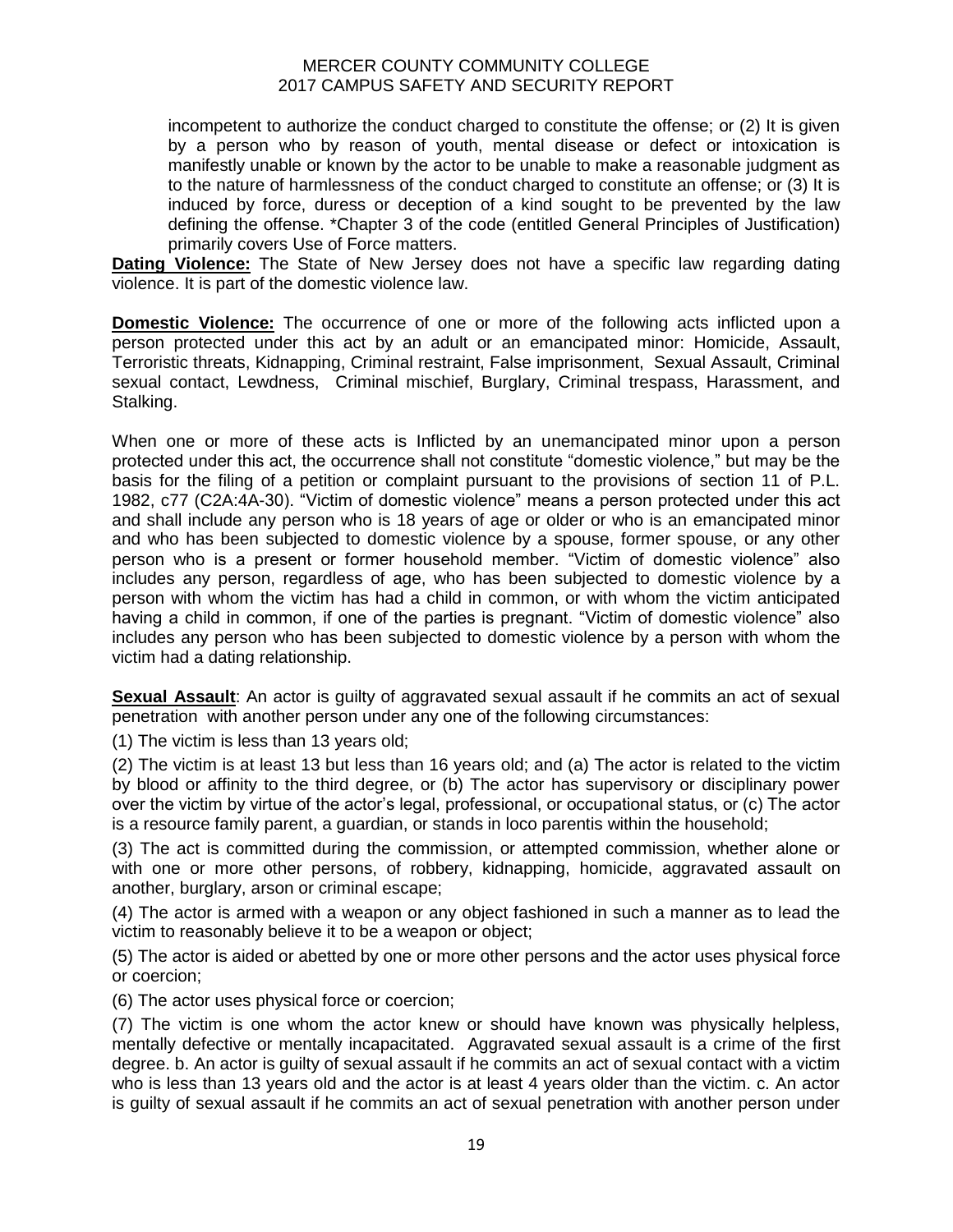incompetent to authorize the conduct charged to constitute the offense; or (2) It is given by a person who by reason of youth, mental disease or defect or intoxication is manifestly unable or known by the actor to be unable to make a reasonable judgment as to the nature of harmlessness of the conduct charged to constitute an offense; or (3) It is induced by force, duress or deception of a kind sought to be prevented by the law defining the offense. *Chapter 3 of the code (entitled General Principles of Justification) primarily covers Use of Force matters.

**Dating Violence:** The State of New Jersey does not have a specific law regarding dating violence. It is part of the domestic violence law.

**Domestic Violence:** The occurrence of one or more of the following acts inflicted upon a person protected under this act by an adult or an emancipated minor: Homicide, Assault, Terroristic threats, Kidnapping, Criminal restraint, False imprisonment, Sexual Assault, Criminal sexual contact, Lewdness, Criminal mischief, Burglary, Criminal trespass, Harassment, and Stalking.

When one or more of these acts is Inflicted by an unemancipated minor upon a person protected under this act, the occurrence shall not constitute "domestic violence," but may be the basis for the filing of a petition or complaint pursuant to the provisions of section 11 of P.L. 1982, c77 (C2A:4A-30). "Victim of domestic violence" means a person protected under this act and shall include any person who is 18 years of age or older or who is an emancipated minor and who has been subjected to domestic violence by a spouse, former spouse, or any other person who is a present or former household member. "Victim of domestic violence" also includes any person, regardless of age, who has been subjected to domestic violence by a person with whom the victim has had a child in common, or with whom the victim anticipated having a child in common, if one of the parties is pregnant. "Victim of domestic violence" also includes any person who has been subjected to domestic violence by a person with whom the victim had a dating relationship.

**Sexual Assault**: An actor is guilty of aggravated sexual assault if he commits an act of sexual penetration with another person under any one of the following circumstances:

(1) The victim is less than 13 years old;

(2) The victim is at least 13 but less than 16 years old; and (a) The actor is related to the victim by blood or affinity to the third degree, or (b) The actor has supervisory or disciplinary power over the victim by virtue of the actor's legal, professional, or occupational status, or (c) The actor is a resource family parent, a guardian, or stands in loco parentis within the household;

(3) The act is committed during the commission, or attempted commission, whether alone or with one or more other persons, of robbery, kidnapping, homicide, aggravated assault on another, burglary, arson or criminal escape;

(4) The actor is armed with a weapon or any object fashioned in such a manner as to lead the victim to reasonably believe it to be a weapon or object;

(5) The actor is aided or abetted by one or more other persons and the actor uses physical force or coercion;

(6) The actor uses physical force or coercion;

(7) The victim is one whom the actor knew or should have known was physically helpless, mentally defective or mentally incapacitated. Aggravated sexual assault is a crime of the first degree. b. An actor is guilty of sexual assault if he commits an act of sexual contact with a victim who is less than 13 years old and the actor is at least 4 years older than the victim. c. An actor is guilty of sexual assault if he commits an act of sexual penetration with another person under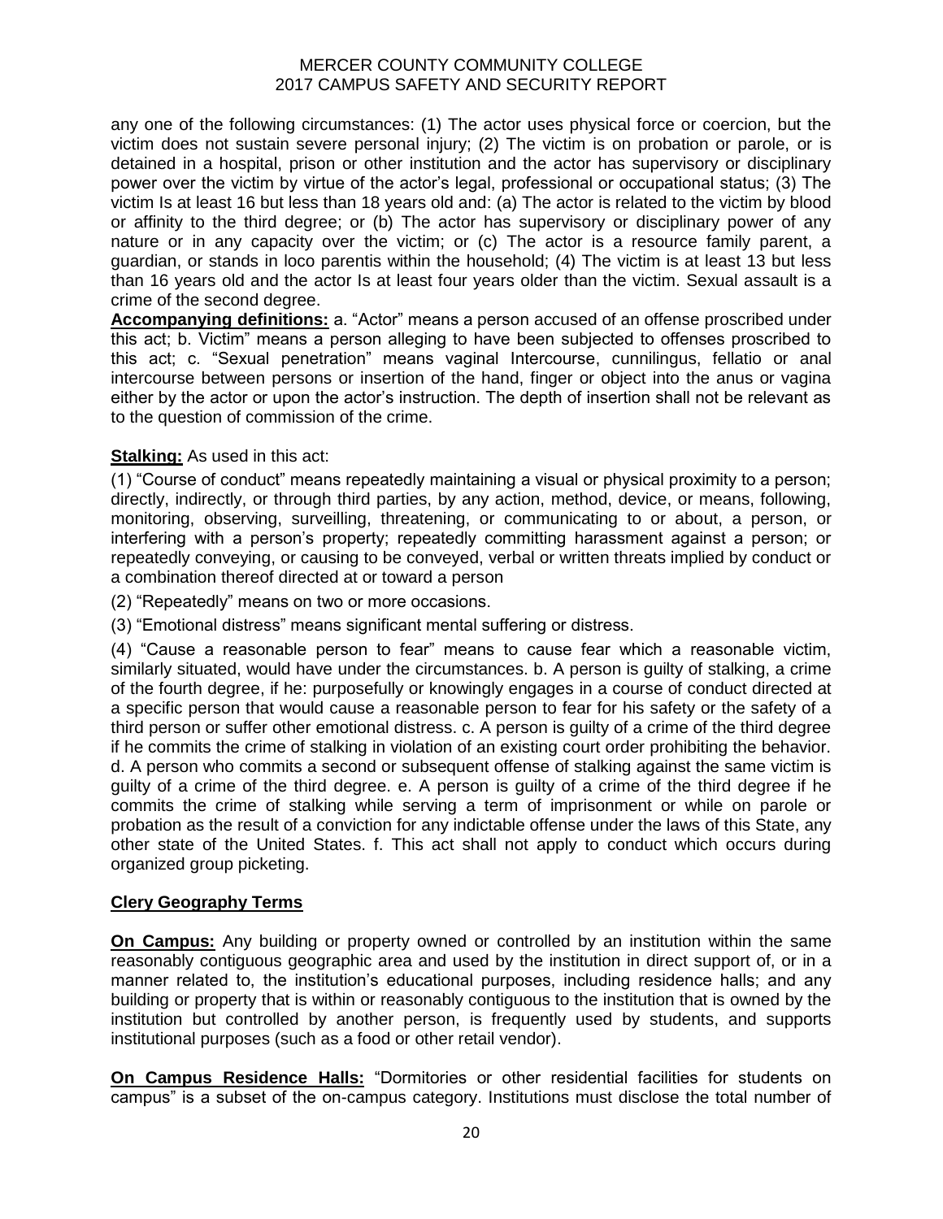any one of the following circumstances: (1) The actor uses physical force or coercion, but the victim does not sustain severe personal injury; (2) The victim is on probation or parole, or is detained in a hospital, prison or other institution and the actor has supervisory or disciplinary power over the victim by virtue of the actor's legal, professional or occupational status; (3) The victim Is at least 16 but less than 18 years old and: (a) The actor is related to the victim by blood or affinity to the third degree; or (b) The actor has supervisory or disciplinary power of any nature or in any capacity over the victim; or (c) The actor is a resource family parent, a guardian, or stands in loco parentis within the household; (4) The victim is at least 13 but less than 16 years old and the actor Is at least four years older than the victim. Sexual assault is a crime of the second degree.

**Accompanying definitions:** a. "Actor" means a person accused of an offense proscribed under this act; b. Victim" means a person alleging to have been subjected to offenses proscribed to this act; c. "Sexual penetration" means vaginal Intercourse, cunnilingus, fellatio or anal intercourse between persons or insertion of the hand, finger or object into the anus or vagina either by the actor or upon the actor's instruction. The depth of insertion shall not be relevant as to the question of commission of the crime.

**Stalking:** As used in this act:

(1) "Course of conduct" means repeatedly maintaining a visual or physical proximity to a person; directly, indirectly, or through third parties, by any action, method, device, or means, following, monitoring, observing, surveilling, threatening, or communicating to or about, a person, or interfering with a person's property; repeatedly committing harassment against a person; or repeatedly conveying, or causing to be conveyed, verbal or written threats implied by conduct or a combination thereof directed at or toward a person

(2) "Repeatedly" means on two or more occasions.

(3) "Emotional distress" means significant mental suffering or distress.

(4) "Cause a reasonable person to fear" means to cause fear which a reasonable victim, similarly situated, would have under the circumstances. b. A person is guilty of stalking, a crime of the fourth degree, if he: purposefully or knowingly engages in a course of conduct directed at a specific person that would cause a reasonable person to fear for his safety or the safety of a third person or suffer other emotional distress. c. A person is guilty of a crime of the third degree if he commits the crime of stalking in violation of an existing court order prohibiting the behavior. d. A person who commits a second or subsequent offense of stalking against the same victim is guilty of a crime of the third degree. e. A person is guilty of a crime of the third degree if he commits the crime of stalking while serving a term of imprisonment or while on parole or probation as the result of a conviction for any indictable offense under the laws of this State, any other state of the United States. f. This act shall not apply to conduct which occurs during organized group picketing.

## Clery Geography Terms

**On Campus:** Any building or property owned or controlled by an institution within the same reasonably contiguous geographic area and used by the institution in direct support of, or in a manner related to, the institution's educational purposes, including residence halls; and any building or property that is within or reasonably contiguous to the institution that is owned by the institution but controlled by another person, is frequently used by students, and supports institutional purposes (such as a food or other retail vendor).

**On Campus Residence Halls:** "Dormitories or other residential facilities for students on campus" is a subset of the on-campus category. Institutions must disclose the total number of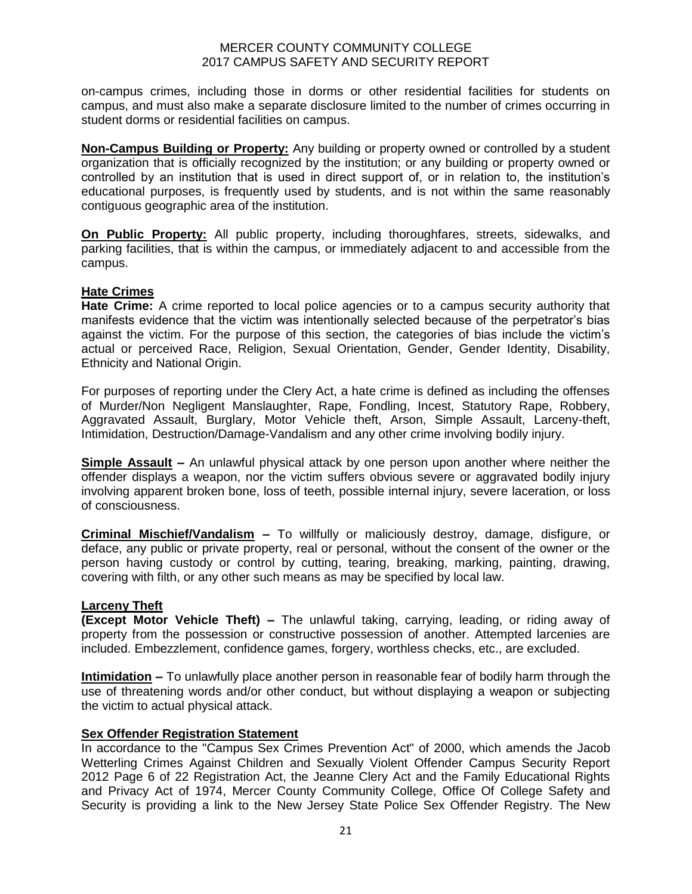on-campus crimes, including those in dorms or other residential facilities for students on campus, and must also make a separate disclosure limited to the number of crimes occurring in student dorms or residential facilities on campus.

**Non-Campus Building or Property:** Any building or property owned or controlled by a student organization that is officially recognized by the institution; or any building or property owned or controlled by an institution that is used in direct support of, or in relation to, the institution's educational purposes, is frequently used by students, and is not within the same reasonably contiguous geographic area of the institution.

**On Public Property:** All public property, including thoroughfares, streets, sidewalks, and parking facilities, that is within the campus, or immediately adjacent to and accessible from the campus.

**Hate Crimes**

**Hate Crime:** A crime reported to local police agencies or to a campus security authority that manifests evidence that the victim was intentionally selected because of the perpetrator's bias against the victim. For the purpose of this section, the categories of bias include the victim's actual or perceived Race, Religion, Sexual Orientation, Gender, Gender Identity, Disability, Ethnicity and National Origin.

For purposes of reporting under the Clery Act, a hate crime is defined as including the offenses of Murder/Non Negligent Manslaughter, Rape, Fondling, Incest, Statutory Rape, Robbery, Aggravated Assault, Burglary, Motor Vehicle theft, Arson, Simple Assault, Larceny-theft, Intimidation, Destruction/Damage-Vandalism and any other crime involving bodily injury.

**Simple Assault –** An unlawful physical attack by one person upon another where neither the offender displays a weapon, nor the victim suffers obvious severe or aggravated bodily injury involving apparent broken bone, loss of teeth, possible internal injury, severe laceration, or loss of consciousness.

**Criminal Mischief/Vandalism –** To willfully or maliciously destroy, damage, disfigure, or deface, any public or private property, real or personal, without the consent of the owner or the person having custody or control by cutting, tearing, breaking, marking, painting, drawing, covering with filth, or any other such means as may be specified by local law.

**Larceny Theft**

**(Except Motor Vehicle Theft) –** The unlawful taking, carrying, leading, or riding away of property from the possession or constructive possession of another. Attempted larcenies are included. Embezzlement, confidence games, forgery, worthless checks, etc., are excluded.

**Intimidation –** To unlawfully place another person in reasonable fear of bodily harm through the use of threatening words and/or other conduct, but without displaying a weapon or subjecting the victim to actual physical attack.

**Sex Offender Registration Statement**

In accordance to the "Campus Sex Crimes Prevention Act" of 2000, which amends the Jacob Wetterling Crimes Against Children and Sexually Violent Offender Campus Security Report 2012 Page 6 of 22 Registration Act, the Jeanne Clery Act and the Family Educational Rights and Privacy Act of 1974, Mercer County Community College, Office Of College Safety and Security is providing a link to the New Jersey State Police Sex Offender Registry. The New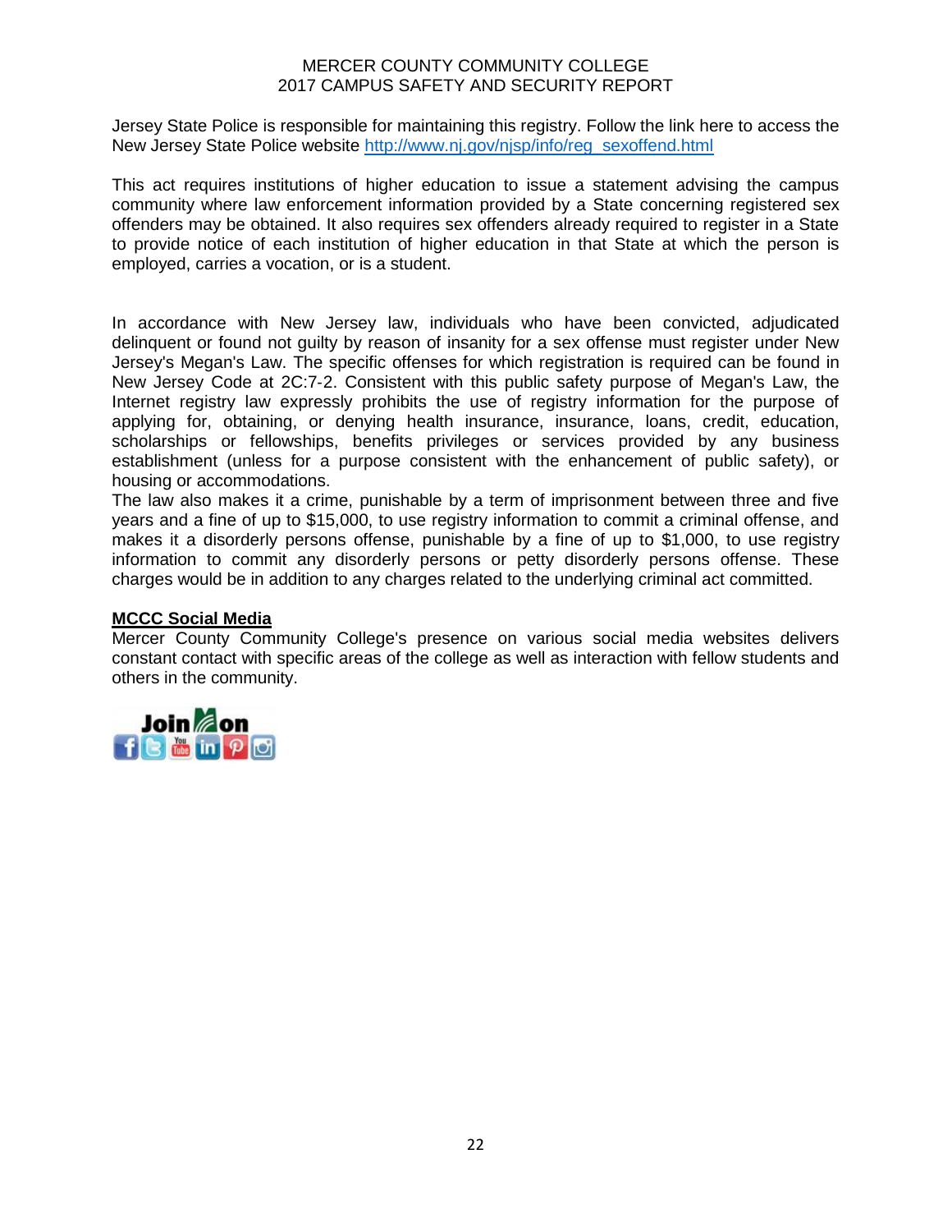Jersey State Police is responsible for maintaining this registry. Follow the link here to access the New Jersey State Police website http://www.nj.gov/njsp/info/reg_sexoffend.html

This act requires institutions of higher education to issue a statement advising the campus community where law enforcement information provided by a State concerning registered sex offenders may be obtained. It also requires sex offenders already required to register in a State to provide notice of each institution of higher education in that State at which the person is employed, carries a vocation, or is a student.

In accordance with New Jersey law, individuals who have been convicted, adjudicated delinquent or found not guilty by reason of insanity for a sex offense must register under New Jersey's Megan's Law. The specific offenses for which registration is required can be found in New Jersey Code at 2C:7-2. Consistent with this public safety purpose of Megan's Law, the Internet registry law expressly prohibits the use of registry information for the purpose of applying for, obtaining, or denying health insurance, insurance, loans, credit, education, scholarships or fellowships, benefits privileges or services provided by any business establishment (unless for a purpose consistent with the enhancement of public safety), or housing or accommodations.

The law also makes it a crime, punishable by a term of imprisonment between three and five years and a fine of up to $15,000, to use registry information to commit a criminal offense, and makes it a disorderly persons offense, punishable by a fine of up to $1,000, to use registry information to commit any disorderly persons or petty disorderly persons offense. These charges would be in addition to any charges related to the underlying criminal act committed.

**MCCC Social Media**

Mercer County Community College's presence on various social media websites delivers constant contact with specific areas of the college as well as interaction with fellow students and others in the community.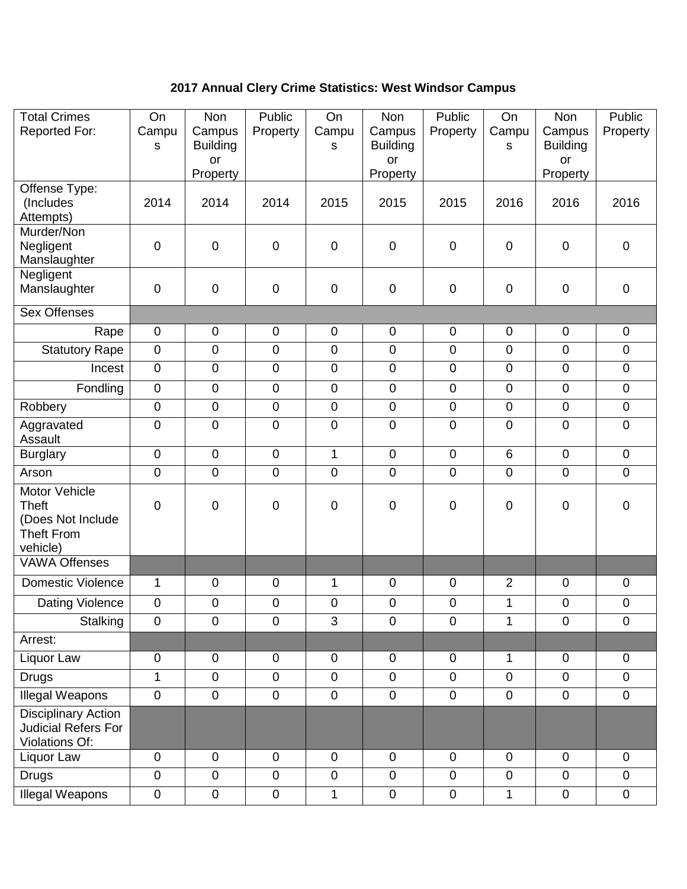**2017 Annual Clery Crime Statistics: West Windsor Campus**

| Total Crimes Reported For: | On Campus | Non Campus Building or Property | Public Property | On Campus | Non Campus Building or Property | Public Property | On Campus | Non Campus Building or Property | Public Property |
|---|---|---|---|---|---|---|---|---|---|
| Offense Type: (Includes Attempts) | 2014 | 2014 | 2014 | 2015 | 2015 | 2015 | 2016 | 2016 | 2016 |
| Murder/Non Negligent Manslaughter | 0 | 0 | 0 | 0 | 0 | 0 | 0 | 0 | 0 |
| Negligent Manslaughter | 0 | 0 | 0 | 0 | 0 | 0 | 0 | 0 | 0 |
| Sex Offenses | | | | | | | | | |
| Rape | 0 | 0 | 0 | 0 | 0 | 0 | 0 | 0 | 0 |
| Statutory Rape | 0 | 0 | 0 | 0 | 0 | 0 | 0 | 0 | 0 |
| Incest | 0 | 0 | 0 | 0 | 0 | 0 | 0 | 0 | 0 |
| Fondling | 0 | 0 | 0 | 0 | 0 | 0 | 0 | 0 | 0 |
| Robbery | 0 | 0 | 0 | 0 | 0 | 0 | 0 | 0 | 0 |
| Aggravated Assault | 0 | 0 | 0 | 0 | 0 | 0 | 0 | 0 | 0 |
| Burglary | 0 | 0 | 0 | 1 | 0 | 0 | 6 | 0 | 0 |
| Arson | 0 | 0 | 0 | 0 | 0 | 0 | 0 | 0 | 0 |
| Motor Vehicle Theft (Does Not Include Theft From vehicle) | 0 | 0 | 0 | 0 | 0 | 0 | 0 | 0 | 0 |
| VAWA Offenses | | | | | | | | | |
| Domestic Violence | 1 | 0 | 0 | 1 | 0 | 0 | 2 | 0 | 0 |
| Dating Violence | 0 | 0 | 0 | 0 | 0 | 0 | 1 | 0 | 0 |
| Stalking | 0 | 0 | 0 | 3 | 0 | 0 | 1 | 0 | 0 |
| Arrest: | | | | | | | | | |
| Liquor Law | 0 | 0 | 0 | 0 | 0 | 0 | 1 | 0 | 0 |
| Drugs | 1 | 0 | 0 | 0 | 0 | 0 | 0 | 0 | 0 |
| Illegal Weapons | 0 | 0 | 0 | 0 | 0 | 0 | 0 | 0 | 0 |
| Disciplinary Action Judicial Refers For Violations Of: | | | | | | | | | |
| Liquor Law | 0 | 0 | 0 | 0 | 0 | 0 | 0 | 0 | 0 |
| Drugs | 0 | 0 | 0 | 0 | 0 | 0 | 0 | 0 | 0 |
| Illegal Weapons | 0 | 0 | 0 | 1 | 0 | 0 | 1 | 0 | 0 |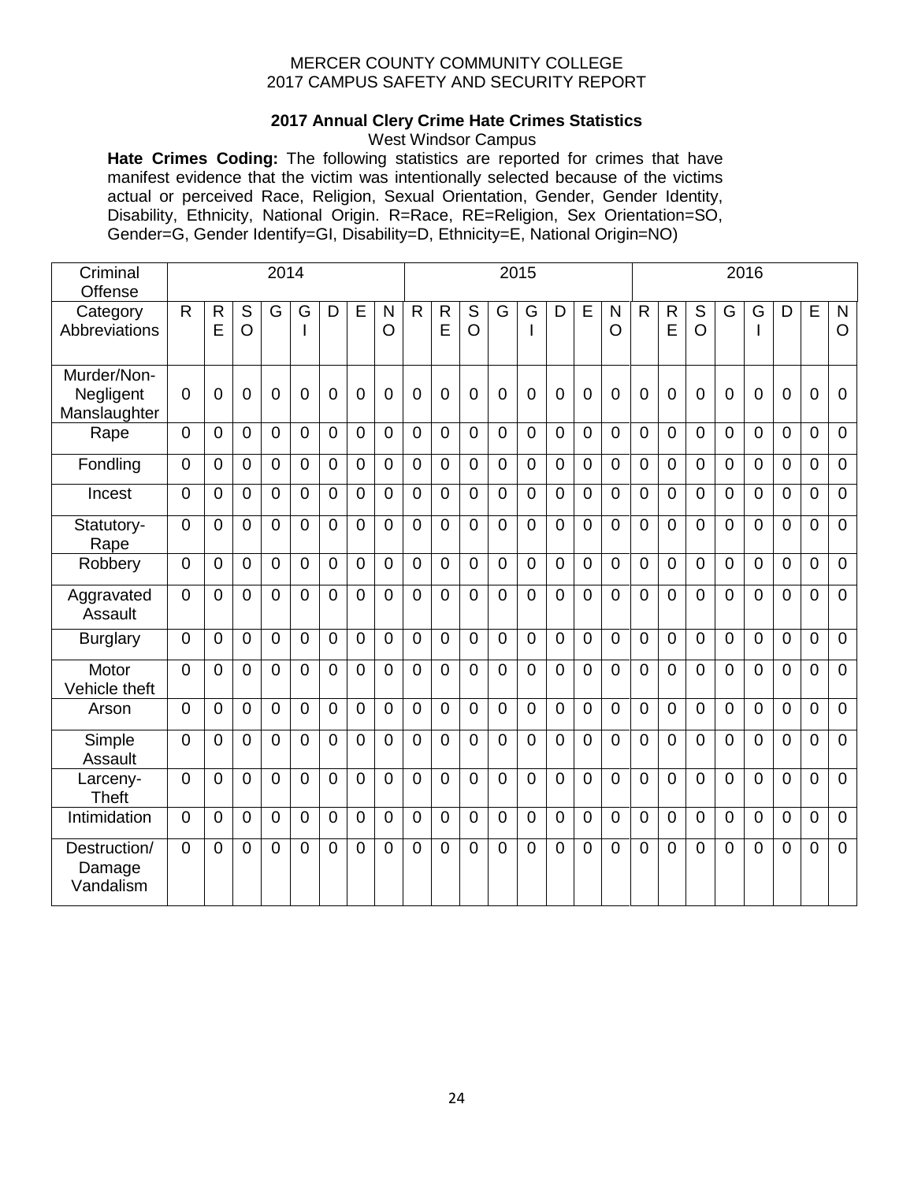MERCER COUNTY COMMUNITY COLLEGE
2017 CAMPUS SAFETY AND SECURITY REPORT

**2017 Annual Clery Crime Hate Crimes Statistics**

West Windsor Campus

**Hate Crimes Coding:** The following statistics are reported for crimes that have manifest evidence that the victim was intentionally selected because of the victims actual or perceived Race, Religion, Sexual Orientation, Gender, Gender Identity, Disability, Ethnicity, National Origin. R=Race, RE=Religion, Sex Orientation=SO, Gender=G, Gender Identify=GI, Disability=D, Ethnicity=E, National Origin=NO)

| Criminal Offense | 2014 | | | | | | | | 2015 | | | | | | | | 2016 | | | | | | | |
|---|---|---|---|---|---|---|---|---|---|---|---|---|---|---|---|---|---|---|---|---|---|---|---|---|
| Category Abbreviations | R | RE | SO | G | GI | D | E | NO | R | RE | SO | G | GI | D | E | NO | R | RE | SO | G | GI | D | E | NO |
| Murder/Non-Negligent Manslaughter | 0 | 0 | 0 | 0 | 0 | 0 | 0 | 0 | 0 | 0 | 0 | 0 | 0 | 0 | 0 | 0 | 0 | 0 | 0 | 0 | 0 | 0 | 0 | 0 |
| Rape | 0 | 0 | 0 | 0 | 0 | 0 | 0 | 0 | 0 | 0 | 0 | 0 | 0 | 0 | 0 | 0 | 0 | 0 | 0 | 0 | 0 | 0 | 0 | 0 |
| Fondling | 0 | 0 | 0 | 0 | 0 | 0 | 0 | 0 | 0 | 0 | 0 | 0 | 0 | 0 | 0 | 0 | 0 | 0 | 0 | 0 | 0 | 0 | 0 | 0 |
| Incest | 0 | 0 | 0 | 0 | 0 | 0 | 0 | 0 | 0 | 0 | 0 | 0 | 0 | 0 | 0 | 0 | 0 | 0 | 0 | 0 | 0 | 0 | 0 | 0 |
| Statutory-Rape | 0 | 0 | 0 | 0 | 0 | 0 | 0 | 0 | 0 | 0 | 0 | 0 | 0 | 0 | 0 | 0 | 0 | 0 | 0 | 0 | 0 | 0 | 0 | 0 |
| Robbery | 0 | 0 | 0 | 0 | 0 | 0 | 0 | 0 | 0 | 0 | 0 | 0 | 0 | 0 | 0 | 0 | 0 | 0 | 0 | 0 | 0 | 0 | 0 | 0 |
| Aggravated Assault | 0 | 0 | 0 | 0 | 0 | 0 | 0 | 0 | 0 | 0 | 0 | 0 | 0 | 0 | 0 | 0 | 0 | 0 | 0 | 0 | 0 | 0 | 0 | 0 |
| Burglary | 0 | 0 | 0 | 0 | 0 | 0 | 0 | 0 | 0 | 0 | 0 | 0 | 0 | 0 | 0 | 0 | 0 | 0 | 0 | 0 | 0 | 0 | 0 | 0 |
| Motor Vehicle theft | 0 | 0 | 0 | 0 | 0 | 0 | 0 | 0 | 0 | 0 | 0 | 0 | 0 | 0 | 0 | 0 | 0 | 0 | 0 | 0 | 0 | 0 | 0 | 0 |
| Arson | 0 | 0 | 0 | 0 | 0 | 0 | 0 | 0 | 0 | 0 | 0 | 0 | 0 | 0 | 0 | 0 | 0 | 0 | 0 | 0 | 0 | 0 | 0 | 0 |
| Simple Assault | 0 | 0 | 0 | 0 | 0 | 0 | 0 | 0 | 0 | 0 | 0 | 0 | 0 | 0 | 0 | 0 | 0 | 0 | 0 | 0 | 0 | 0 | 0 | 0 |
| Larceny-Theft | 0 | 0 | 0 | 0 | 0 | 0 | 0 | 0 | 0 | 0 | 0 | 0 | 0 | 0 | 0 | 0 | 0 | 0 | 0 | 0 | 0 | 0 | 0 | 0 |
| Intimidation | 0 | 0 | 0 | 0 | 0 | 0 | 0 | 0 | 0 | 0 | 0 | 0 | 0 | 0 | 0 | 0 | 0 | 0 | 0 | 0 | 0 | 0 | 0 | 0 |
| Destruction/ Damage Vandalism | 0 | 0 | 0 | 0 | 0 | 0 | 0 | 0 | 0 | 0 | 0 | 0 | 0 | 0 | 0 | 0 | 0 | 0 | 0 | 0 | 0 | 0 | 0 | 0 |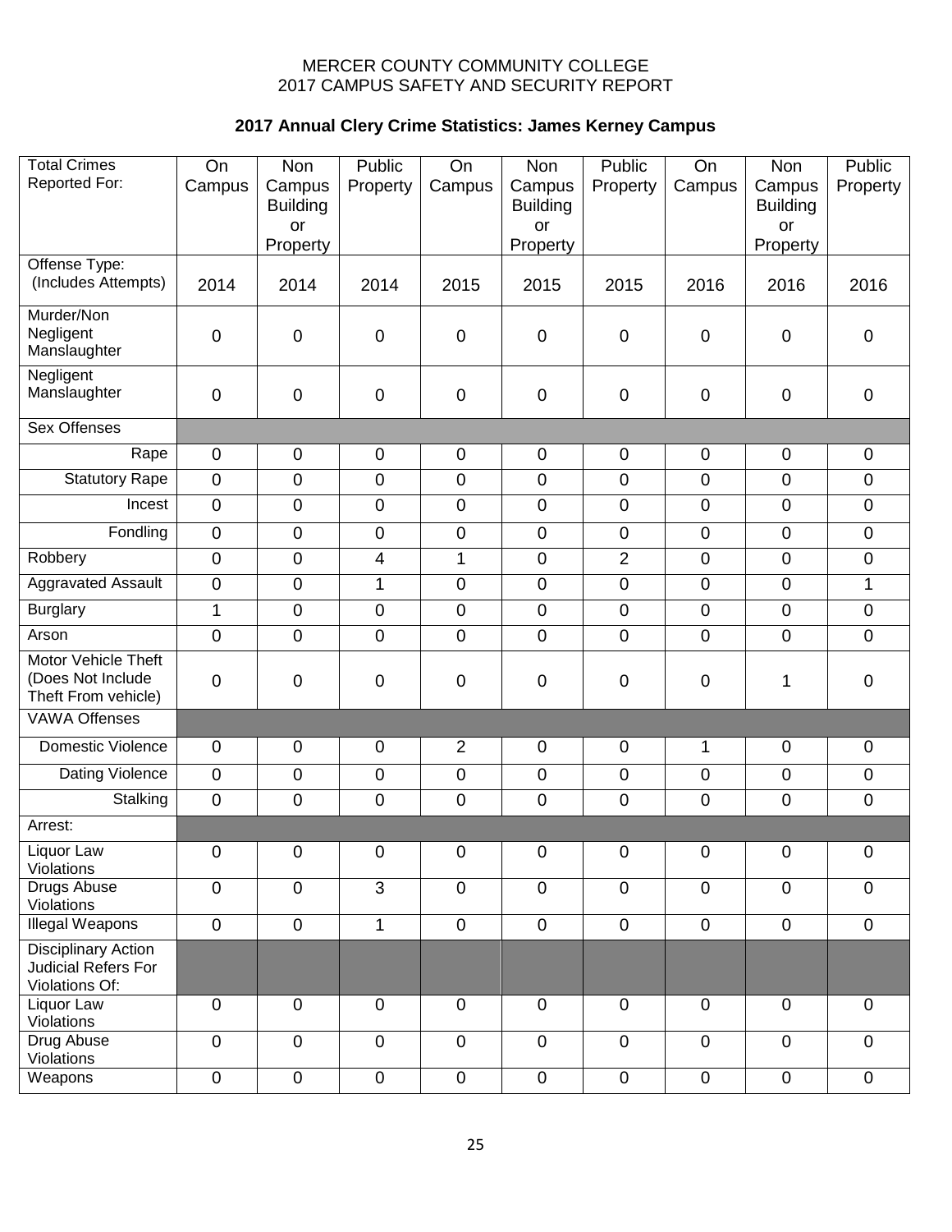MERCER COUNTY COMMUNITY COLLEGE
2017 CAMPUS SAFETY AND SECURITY REPORT

## 2017 Annual Clery Crime Statistics: James Kerney Campus

| Total Crimes Reported For: | On Campus | Non Campus Building or Property | Public Property | On Campus | Non Campus Building or Property | Public Property | On Campus | Non Campus Building or Property | Public Property |
|---|---|---|---|---|---|---|---|---|---|
| Offense Type: (Includes Attempts) | 2014 | 2014 | 2014 | 2015 | 2015 | 2015 | 2016 | 2016 | 2016 |
| Murder/Non Negligent Manslaughter | 0 | 0 | 0 | 0 | 0 | 0 | 0 | 0 | 0 |
| Negligent Manslaughter | 0 | 0 | 0 | 0 | 0 | 0 | 0 | 0 | 0 |
| Sex Offenses | | | | | | | | | |
| Rape | 0 | 0 | 0 | 0 | 0 | 0 | 0 | 0 | 0 |
| Statutory Rape | 0 | 0 | 0 | 0 | 0 | 0 | 0 | 0 | 0 |
| Incest | 0 | 0 | 0 | 0 | 0 | 0 | 0 | 0 | 0 |
| Fondling | 0 | 0 | 0 | 0 | 0 | 0 | 0 | 0 | 0 |
| Robbery | 0 | 0 | 4 | 1 | 0 | 2 | 0 | 0 | 0 |
| Aggravated Assault | 0 | 0 | 1 | 0 | 0 | 0 | 0 | 0 | 1 |
| Burglary | 1 | 0 | 0 | 0 | 0 | 0 | 0 | 0 | 0 |
| Arson | 0 | 0 | 0 | 0 | 0 | 0 | 0 | 0 | 0 |
| Motor Vehicle Theft (Does Not Include Theft From vehicle) | 0 | 0 | 0 | 0 | 0 | 0 | 0 | 1 | 0 |
| VAWA Offenses | | | | | | | | | |
| Domestic Violence | 0 | 0 | 0 | 2 | 0 | 0 | 1 | 0 | 0 |
| Dating Violence | 0 | 0 | 0 | 0 | 0 | 0 | 0 | 0 | 0 |
| Stalking | 0 | 0 | 0 | 0 | 0 | 0 | 0 | 0 | 0 |
| Arrest: | | | | | | | | | |
| Liquor Law Violations | 0 | 0 | 0 | 0 | 0 | 0 | 0 | 0 | 0 |
| Drugs Abuse Violations | 0 | 0 | 3 | 0 | 0 | 0 | 0 | 0 | 0 |
| Illegal Weapons | 0 | 0 | 1 | 0 | 0 | 0 | 0 | 0 | 0 |
| Disciplinary Action Judicial Refers For Violations Of: | | | | | | | | | |
| Liquor Law Violations | 0 | 0 | 0 | 0 | 0 | 0 | 0 | 0 | 0 |
| Drug Abuse Violations | 0 | 0 | 0 | 0 | 0 | 0 | 0 | 0 | 0 |
| Weapons | 0 | 0 | 0 | 0 | 0 | 0 | 0 | 0 | 0 |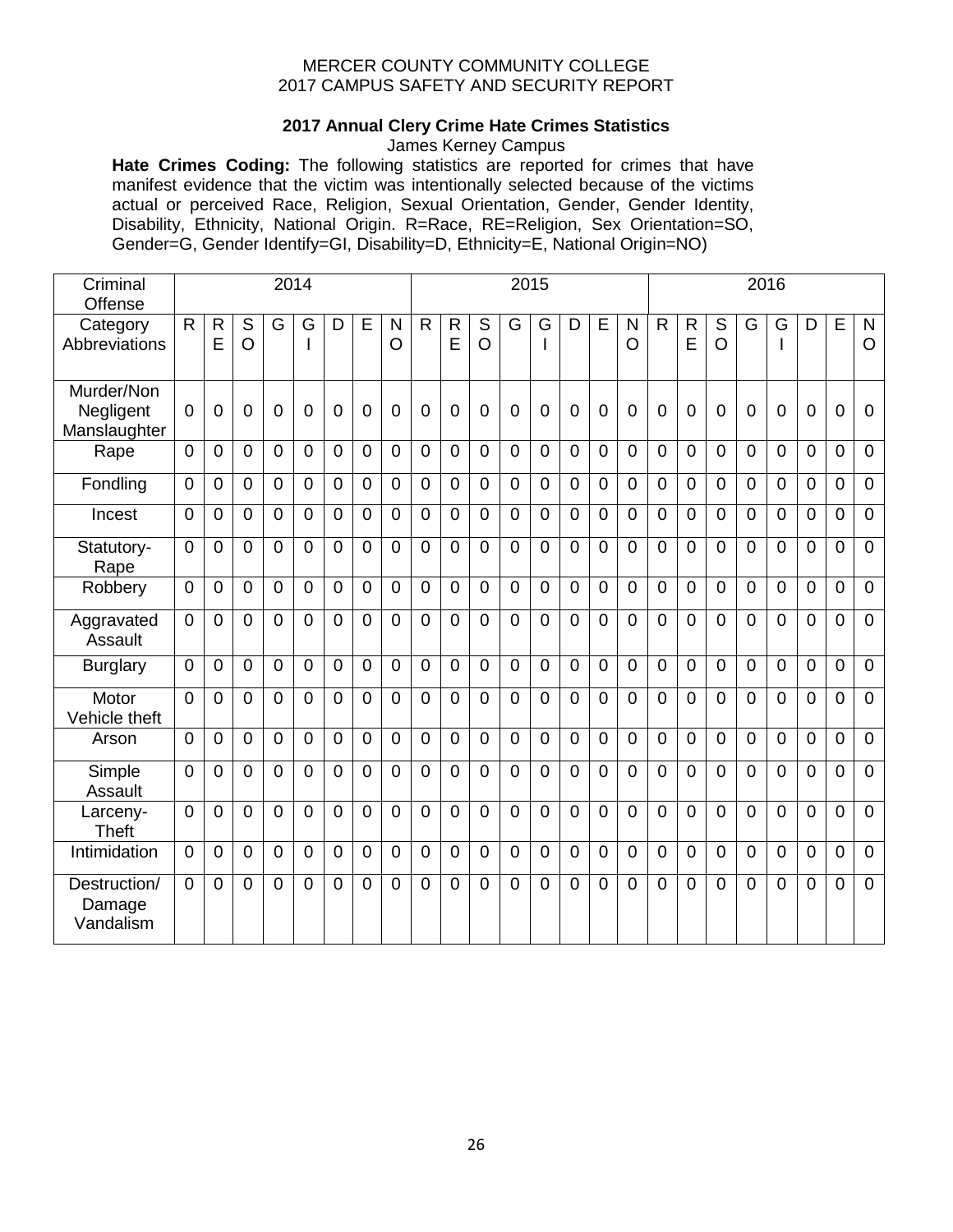MERCER COUNTY COMMUNITY COLLEGE
2017 CAMPUS SAFETY AND SECURITY REPORT

**2017 Annual Clery Crime Hate Crimes Statistics**

James Kerney Campus

**Hate Crimes Coding:** The following statistics are reported for crimes that have manifest evidence that the victim was intentionally selected because of the victims actual or perceived Race, Religion, Sexual Orientation, Gender, Gender Identity, Disability, Ethnicity, National Origin. R=Race, RE=Religion, Sex Orientation=SO, Gender=G, Gender Identify=GI, Disability=D, Ethnicity=E, National Origin=NO)

| Criminal Offense | 2014 | | | | | | | | 2015 | | | | | | | | 2016 | | | | | | | |
|---|---|---|---|---|---|---|---|---|---|---|---|---|---|---|---|---|---|---|---|---|---|---|---|---|
| Category Abbreviations | R | RE | SO | G | GI | D | E | NO | R | RE | SO | G | GI | D | E | NO | R | RE | SO | G | GI | D | E | NO |
| Murder/Non Negligent Manslaughter | 0 | 0 | 0 | 0 | 0 | 0 | 0 | 0 | 0 | 0 | 0 | 0 | 0 | 0 | 0 | 0 | 0 | 0 | 0 | 0 | 0 | 0 | 0 | 0 |
| Rape | 0 | 0 | 0 | 0 | 0 | 0 | 0 | 0 | 0 | 0 | 0 | 0 | 0 | 0 | 0 | 0 | 0 | 0 | 0 | 0 | 0 | 0 | 0 | 0 |
| Fondling | 0 | 0 | 0 | 0 | 0 | 0 | 0 | 0 | 0 | 0 | 0 | 0 | 0 | 0 | 0 | 0 | 0 | 0 | 0 | 0 | 0 | 0 | 0 | 0 |
| Incest | 0 | 0 | 0 | 0 | 0 | 0 | 0 | 0 | 0 | 0 | 0 | 0 | 0 | 0 | 0 | 0 | 0 | 0 | 0 | 0 | 0 | 0 | 0 | 0 |
| Statutory-Rape | 0 | 0 | 0 | 0 | 0 | 0 | 0 | 0 | 0 | 0 | 0 | 0 | 0 | 0 | 0 | 0 | 0 | 0 | 0 | 0 | 0 | 0 | 0 | 0 |
| Robbery | 0 | 0 | 0 | 0 | 0 | 0 | 0 | 0 | 0 | 0 | 0 | 0 | 0 | 0 | 0 | 0 | 0 | 0 | 0 | 0 | 0 | 0 | 0 | 0 |
| Aggravated Assault | 0 | 0 | 0 | 0 | 0 | 0 | 0 | 0 | 0 | 0 | 0 | 0 | 0 | 0 | 0 | 0 | 0 | 0 | 0 | 0 | 0 | 0 | 0 | 0 |
| Burglary | 0 | 0 | 0 | 0 | 0 | 0 | 0 | 0 | 0 | 0 | 0 | 0 | 0 | 0 | 0 | 0 | 0 | 0 | 0 | 0 | 0 | 0 | 0 | 0 |
| Motor Vehicle theft | 0 | 0 | 0 | 0 | 0 | 0 | 0 | 0 | 0 | 0 | 0 | 0 | 0 | 0 | 0 | 0 | 0 | 0 | 0 | 0 | 0 | 0 | 0 | 0 |
| Arson | 0 | 0 | 0 | 0 | 0 | 0 | 0 | 0 | 0 | 0 | 0 | 0 | 0 | 0 | 0 | 0 | 0 | 0 | 0 | 0 | 0 | 0 | 0 | 0 |
| Simple Assault | 0 | 0 | 0 | 0 | 0 | 0 | 0 | 0 | 0 | 0 | 0 | 0 | 0 | 0 | 0 | 0 | 0 | 0 | 0 | 0 | 0 | 0 | 0 | 0 |
| Larceny-Theft | 0 | 0 | 0 | 0 | 0 | 0 | 0 | 0 | 0 | 0 | 0 | 0 | 0 | 0 | 0 | 0 | 0 | 0 | 0 | 0 | 0 | 0 | 0 | 0 |
| Intimidation | 0 | 0 | 0 | 0 | 0 | 0 | 0 | 0 | 0 | 0 | 0 | 0 | 0 | 0 | 0 | 0 | 0 | 0 | 0 | 0 | 0 | 0 | 0 | 0 |
| Destruction/ Damage Vandalism | 0 | 0 | 0 | 0 | 0 | 0 | 0 | 0 | 0 | 0 | 0 | 0 | 0 | 0 | 0 | 0 | 0 | 0 | 0 | 0 | 0 | 0 | 0 | 0 |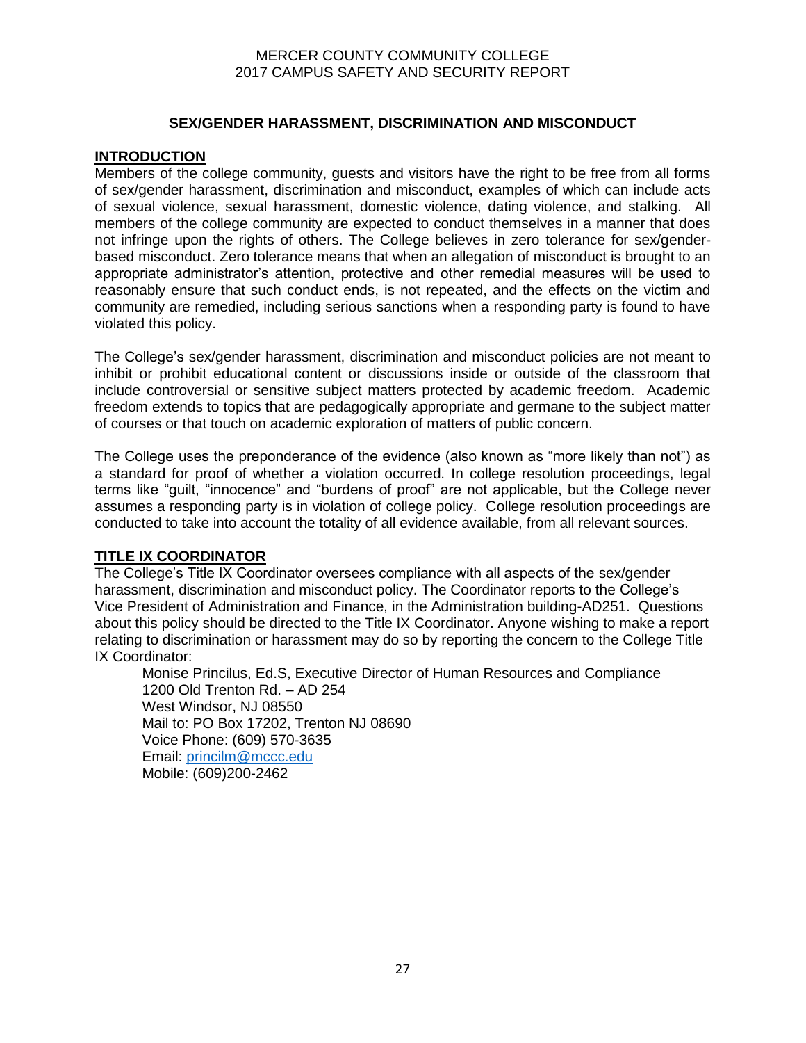## SEX/GENDER HARASSMENT, DISCRIMINATION AND MISCONDUCT

### INTRODUCTION

Members of the college community, guests and visitors have the right to be free from all forms of sex/gender harassment, discrimination and misconduct, examples of which can include acts of sexual violence, sexual harassment, domestic violence, dating violence, and stalking. All members of the college community are expected to conduct themselves in a manner that does not infringe upon the rights of others. The College believes in zero tolerance for sex/gender-based misconduct. Zero tolerance means that when an allegation of misconduct is brought to an appropriate administrator's attention, protective and other remedial measures will be used to reasonably ensure that such conduct ends, is not repeated, and the effects on the victim and community are remedied, including serious sanctions when a responding party is found to have violated this policy.

The College's sex/gender harassment, discrimination and misconduct policies are not meant to inhibit or prohibit educational content or discussions inside or outside of the classroom that include controversial or sensitive subject matters protected by academic freedom. Academic freedom extends to topics that are pedagogically appropriate and germane to the subject matter of courses or that touch on academic exploration of matters of public concern.

The College uses the preponderance of the evidence (also known as "more likely than not") as a standard for proof of whether a violation occurred. In college resolution proceedings, legal terms like "guilt, "innocence" and "burdens of proof" are not applicable, but the College never assumes a responding party is in violation of college policy. College resolution proceedings are conducted to take into account the totality of all evidence available, from all relevant sources.

### TITLE IX COORDINATOR

The College's Title IX Coordinator oversees compliance with all aspects of the sex/gender harassment, discrimination and misconduct policy. The Coordinator reports to the College's Vice President of Administration and Finance, in the Administration building-AD251. Questions about this policy should be directed to the Title IX Coordinator. Anyone wishing to make a report relating to discrimination or harassment may do so by reporting the concern to the College Title IX Coordinator:

Monise Princilus, Ed.S, Executive Director of Human Resources and Compliance  
1200 Old Trenton Rd. – AD 254  
West Windsor, NJ 08550  
Mail to: PO Box 17202, Trenton NJ 08690  
Voice Phone: (609) 570-3635  
Email: princilm@mccc.edu  
Mobile: (609)200-2462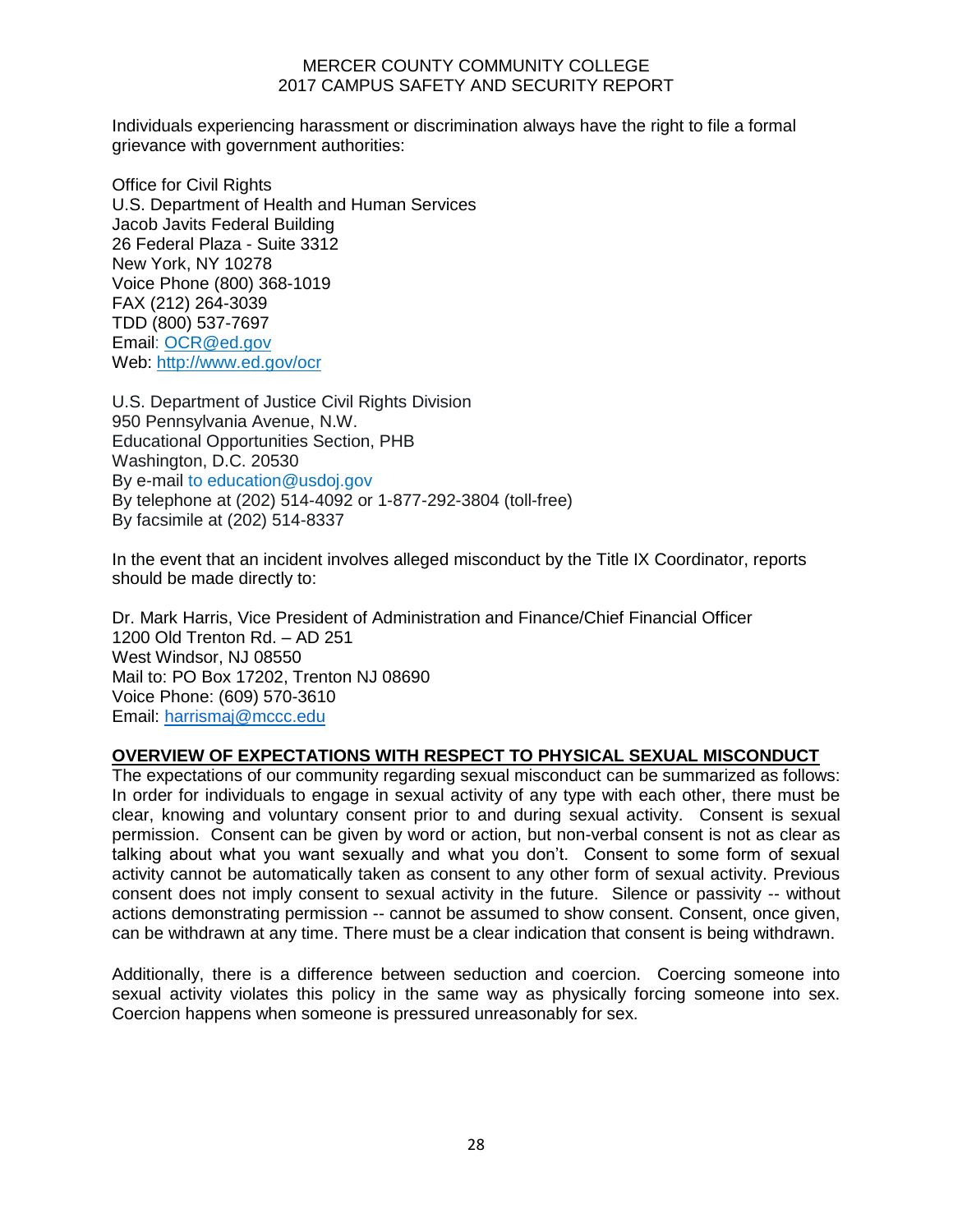Individuals experiencing harassment or discrimination always have the right to file a formal grievance with government authorities:

Office for Civil Rights
U.S. Department of Health and Human Services
Jacob Javits Federal Building
26 Federal Plaza - Suite 3312
New York, NY 10278
Voice Phone (800) 368-1019
FAX (212) 264-3039
TDD (800) 537-7697
Email: OCR@ed.gov
Web: http://www.ed.gov/ocr

U.S. Department of Justice Civil Rights Division
950 Pennsylvania Avenue, N.W.
Educational Opportunities Section, PHB
Washington, D.C. 20530
By e-mail to education@usdoj.gov
By telephone at (202) 514-4092 or 1-877-292-3804 (toll-free)
By facsimile at (202) 514-8337

In the event that an incident involves alleged misconduct by the Title IX Coordinator, reports should be made directly to:

Dr. Mark Harris, Vice President of Administration and Finance/Chief Financial Officer
1200 Old Trenton Rd. – AD 251
West Windsor, NJ 08550
Mail to: PO Box 17202, Trenton NJ 08690
Voice Phone: (609) 570-3610
Email: harrismaj@mccc.edu

## OVERVIEW OF EXPECTATIONS WITH RESPECT TO PHYSICAL SEXUAL MISCONDUCT

The expectations of our community regarding sexual misconduct can be summarized as follows: In order for individuals to engage in sexual activity of any type with each other, there must be clear, knowing and voluntary consent prior to and during sexual activity. Consent is sexual permission. Consent can be given by word or action, but non-verbal consent is not as clear as talking about what you want sexually and what you don't. Consent to some form of sexual activity cannot be automatically taken as consent to any other form of sexual activity. Previous consent does not imply consent to sexual activity in the future. Silence or passivity -- without actions demonstrating permission -- cannot be assumed to show consent. Consent, once given, can be withdrawn at any time. There must be a clear indication that consent is being withdrawn.

Additionally, there is a difference between seduction and coercion. Coercing someone into sexual activity violates this policy in the same way as physically forcing someone into sex. Coercion happens when someone is pressured unreasonably for sex.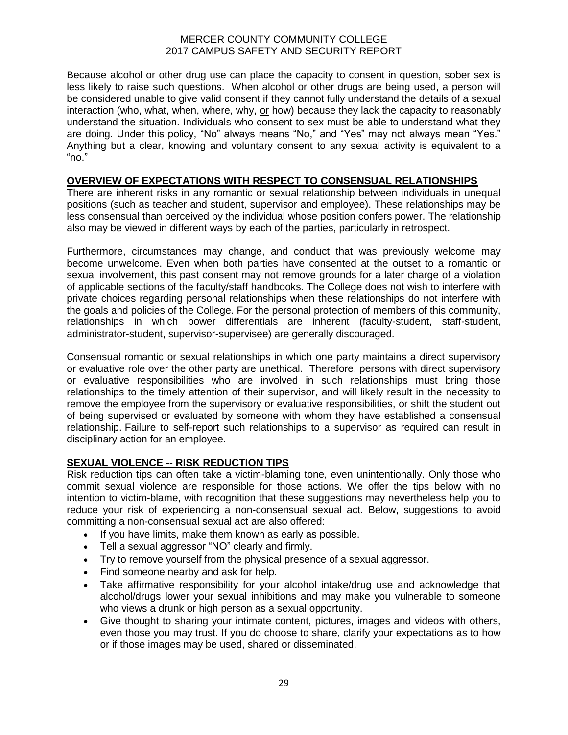Because alcohol or other drug use can place the capacity to consent in question, sober sex is less likely to raise such questions. When alcohol or other drugs are being used, a person will be considered unable to give valid consent if they cannot fully understand the details of a sexual interaction (who, what, when, where, why, <u>or</u> how) because they lack the capacity to reasonably understand the situation. Individuals who consent to sex must be able to understand what they are doing. Under this policy, "No" always means "No," and "Yes" may not always mean "Yes." Anything but a clear, knowing and voluntary consent to any sexual activity is equivalent to a "no."

## OVERVIEW OF EXPECTATIONS WITH RESPECT TO CONSENSUAL RELATIONSHIPS

There are inherent risks in any romantic or sexual relationship between individuals in unequal positions (such as teacher and student, supervisor and employee). These relationships may be less consensual than perceived by the individual whose position confers power. The relationship also may be viewed in different ways by each of the parties, particularly in retrospect.

Furthermore, circumstances may change, and conduct that was previously welcome may become unwelcome. Even when both parties have consented at the outset to a romantic or sexual involvement, this past consent may not remove grounds for a later charge of a violation of applicable sections of the faculty/staff handbooks. The College does not wish to interfere with private choices regarding personal relationships when these relationships do not interfere with the goals and policies of the College. For the personal protection of members of this community, relationships in which power differentials are inherent (faculty-student, staff-student, administrator-student, supervisor-supervisee) are generally discouraged.

Consensual romantic or sexual relationships in which one party maintains a direct supervisory or evaluative role over the other party are unethical. Therefore, persons with direct supervisory or evaluative responsibilities who are involved in such relationships must bring those relationships to the timely attention of their supervisor, and will likely result in the necessity to remove the employee from the supervisory or evaluative responsibilities, or shift the student out of being supervised or evaluated by someone with whom they have established a consensual relationship. Failure to self-report such relationships to a supervisor as required can result in disciplinary action for an employee.

## SEXUAL VIOLENCE -- RISK REDUCTION TIPS

Risk reduction tips can often take a victim-blaming tone, even unintentionally. Only those who commit sexual violence are responsible for those actions. We offer the tips below with no intention to victim-blame, with recognition that these suggestions may nevertheless help you to reduce your risk of experiencing a non-consensual sexual act. Below, suggestions to avoid committing a non-consensual sexual act are also offered:

- If you have limits, make them known as early as possible.
- Tell a sexual aggressor "NO" clearly and firmly.
- Try to remove yourself from the physical presence of a sexual aggressor.
- Find someone nearby and ask for help.
- Take affirmative responsibility for your alcohol intake/drug use and acknowledge that alcohol/drugs lower your sexual inhibitions and may make you vulnerable to someone who views a drunk or high person as a sexual opportunity.
- Give thought to sharing your intimate content, pictures, images and videos with others, even those you may trust. If you do choose to share, clarify your expectations as to how or if those images may be used, shared or disseminated.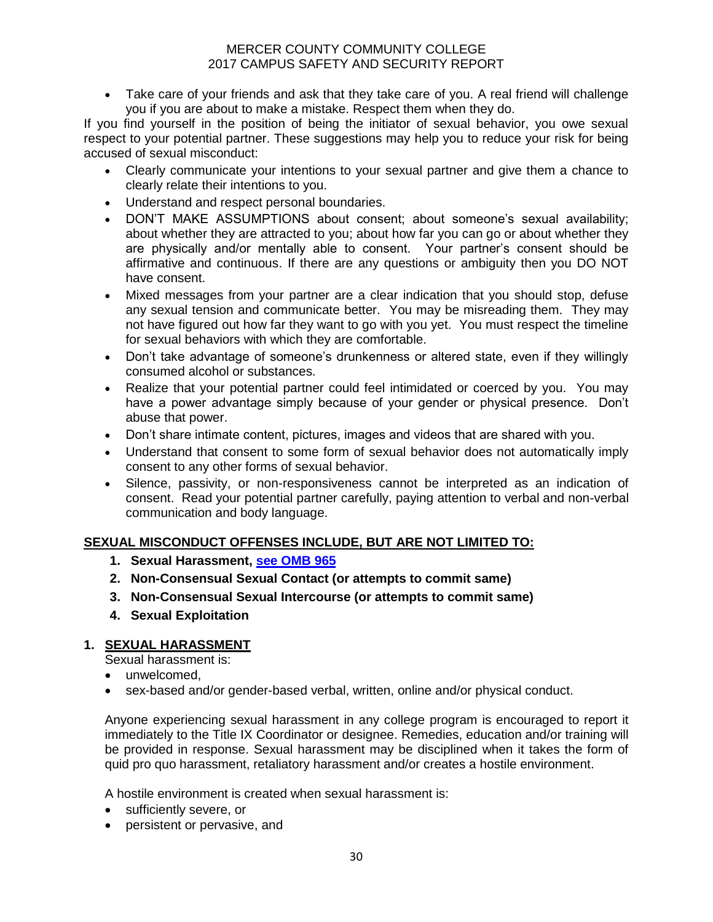- Take care of your friends and ask that they take care of you. A real friend will challenge you if you are about to make a mistake. Respect them when they do.

If you find yourself in the position of being the initiator of sexual behavior, you owe sexual respect to your potential partner. These suggestions may help you to reduce your risk for being accused of sexual misconduct:

- Clearly communicate your intentions to your sexual partner and give them a chance to clearly relate their intentions to you.
- Understand and respect personal boundaries.
- DON'T MAKE ASSUMPTIONS about consent; about someone's sexual availability; about whether they are attracted to you; about how far you can go or about whether they are physically and/or mentally able to consent. Your partner's consent should be affirmative and continuous. If there are any questions or ambiguity then you DO NOT have consent.
- Mixed messages from your partner are a clear indication that you should stop, defuse any sexual tension and communicate better. You may be misreading them. They may not have figured out how far they want to go with you yet. You must respect the timeline for sexual behaviors with which they are comfortable.
- Don't take advantage of someone's drunkenness or altered state, even if they willingly consumed alcohol or substances.
- Realize that your potential partner could feel intimidated or coerced by you. You may have a power advantage simply because of your gender or physical presence. Don't abuse that power.
- Don't share intimate content, pictures, images and videos that are shared with you.
- Understand that consent to some form of sexual behavior does not automatically imply consent to any other forms of sexual behavior.
- Silence, passivity, or non-responsiveness cannot be interpreted as an indication of consent. Read your potential partner carefully, paying attention to verbal and non-verbal communication and body language.

## SEXUAL MISCONDUCT OFFENSES INCLUDE, BUT ARE NOT LIMITED TO:

1. **Sexual Harassment, see OMB 965**
2. **Non-Consensual Sexual Contact (or attempts to commit same)**
3. **Non-Consensual Sexual Intercourse (or attempts to commit same)**
4. **Sexual Exploitation**

## 1. SEXUAL HARASSMENT

Sexual harassment is:

- unwelcomed,
- sex-based and/or gender-based verbal, written, online and/or physical conduct.

Anyone experiencing sexual harassment in any college program is encouraged to report it immediately to the Title IX Coordinator or designee. Remedies, education and/or training will be provided in response. Sexual harassment may be disciplined when it takes the form of quid pro quo harassment, retaliatory harassment and/or creates a hostile environment.

A hostile environment is created when sexual harassment is:

- sufficiently severe, or
- persistent or pervasive, and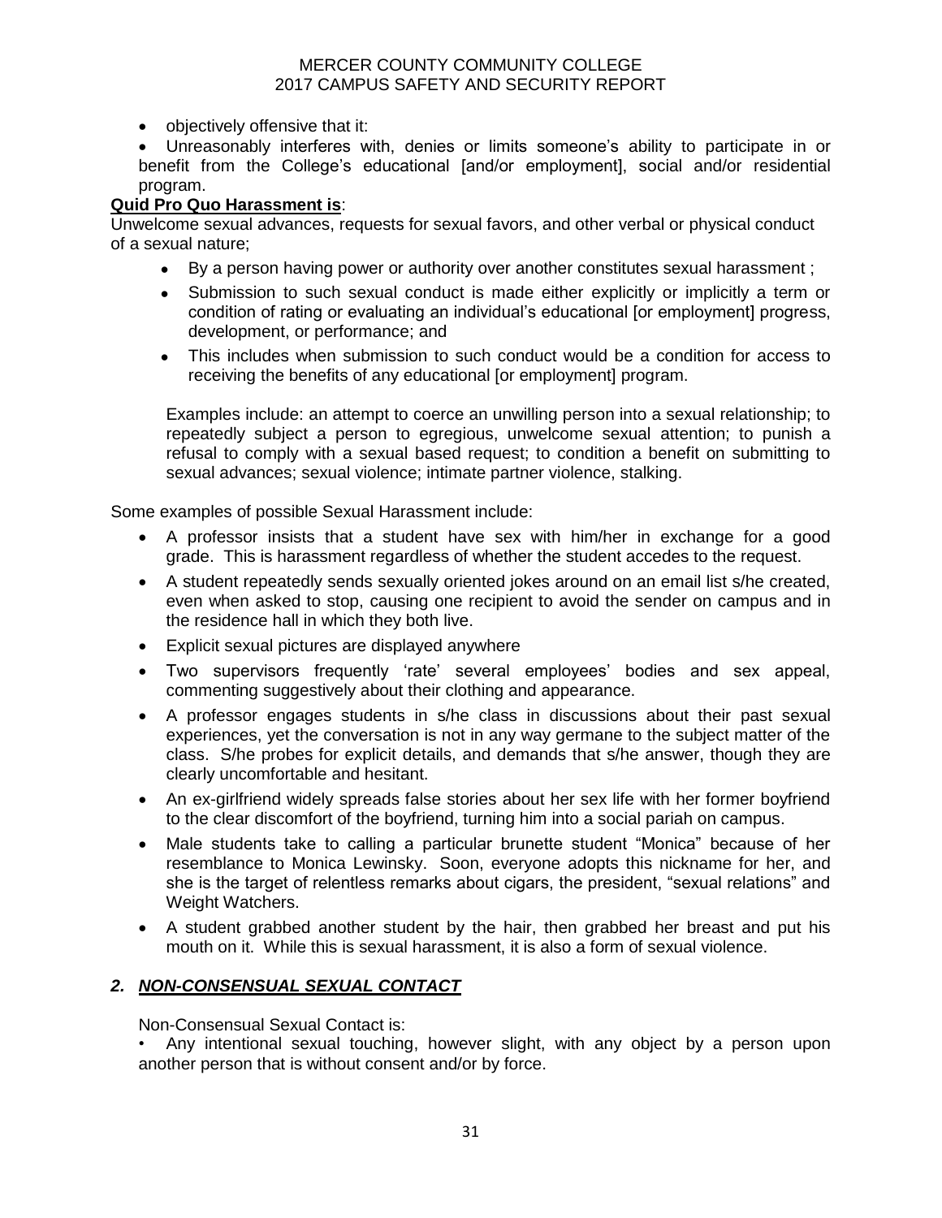- objectively offensive that it:
- Unreasonably interferes with, denies or limits someone's ability to participate in or benefit from the College's educational [and/or employment], social and/or residential program.

**Quid Pro Quo Harassment is**:

Unwelcome sexual advances, requests for sexual favors, and other verbal or physical conduct of a sexual nature;

- By a person having power or authority over another constitutes sexual harassment ;
- Submission to such sexual conduct is made either explicitly or implicitly a term or condition of rating or evaluating an individual's educational [or employment] progress, development, or performance; and
- This includes when submission to such conduct would be a condition for access to receiving the benefits of any educational [or employment] program.

Examples include: an attempt to coerce an unwilling person into a sexual relationship; to repeatedly subject a person to egregious, unwelcome sexual attention; to punish a refusal to comply with a sexual based request; to condition a benefit on submitting to sexual advances; sexual violence; intimate partner violence, stalking.

Some examples of possible Sexual Harassment include:

- A professor insists that a student have sex with him/her in exchange for a good grade. This is harassment regardless of whether the student accedes to the request.
- A student repeatedly sends sexually oriented jokes around on an email list s/he created, even when asked to stop, causing one recipient to avoid the sender on campus and in the residence hall in which they both live.
- Explicit sexual pictures are displayed anywhere
- Two supervisors frequently 'rate' several employees' bodies and sex appeal, commenting suggestively about their clothing and appearance.
- A professor engages students in s/he class in discussions about their past sexual experiences, yet the conversation is not in any way germane to the subject matter of the class. S/he probes for explicit details, and demands that s/he answer, though they are clearly uncomfortable and hesitant.
- An ex-girlfriend widely spreads false stories about her sex life with her former boyfriend to the clear discomfort of the boyfriend, turning him into a social pariah on campus.
- Male students take to calling a particular brunette student "Monica" because of her resemblance to Monica Lewinsky. Soon, everyone adopts this nickname for her, and she is the target of relentless remarks about cigars, the president, "sexual relations" and Weight Watchers.
- A student grabbed another student by the hair, then grabbed her breast and put his mouth on it. While this is sexual harassment, it is also a form of sexual violence.

## *2. NON-CONSENSUAL SEXUAL CONTACT*

Non-Consensual Sexual Contact is:

- Any intentional sexual touching, however slight, with any object by a person upon another person that is without consent and/or by force.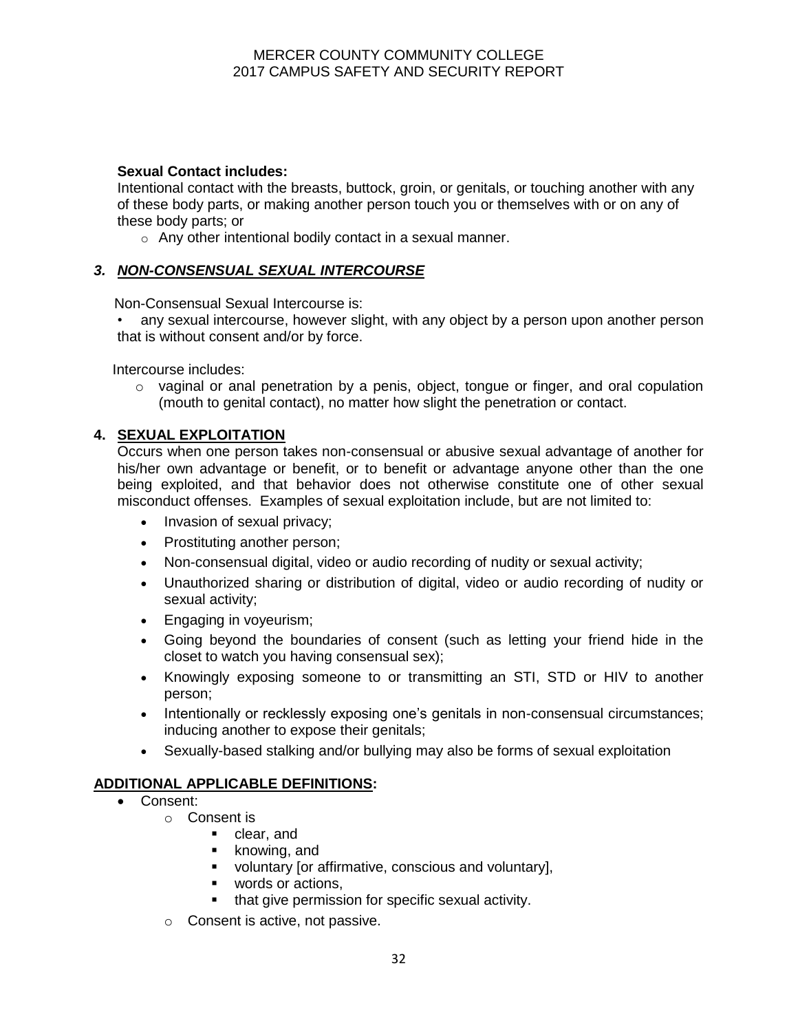**Sexual Contact includes:**

Intentional contact with the breasts, buttock, groin, or genitals, or touching another with any of these body parts, or making another person touch you or themselves with or on any of these body parts; or

- Any other intentional bodily contact in a sexual manner.

### *3. NON-CONSENSUAL SEXUAL INTERCOURSE*

Non-Consensual Sexual Intercourse is:

- any sexual intercourse, however slight, with any object by a person upon another person that is without consent and/or by force.

Intercourse includes:

- vaginal or anal penetration by a penis, object, tongue or finger, and oral copulation (mouth to genital contact), no matter how slight the penetration or contact.

### 4. SEXUAL EXPLOITATION

Occurs when one person takes non-consensual or abusive sexual advantage of another for his/her own advantage or benefit, or to benefit or advantage anyone other than the one being exploited, and that behavior does not otherwise constitute one of other sexual misconduct offenses. Examples of sexual exploitation include, but are not limited to:

- Invasion of sexual privacy;
- Prostituting another person;
- Non-consensual digital, video or audio recording of nudity or sexual activity;
- Unauthorized sharing or distribution of digital, video or audio recording of nudity or sexual activity;
- Engaging in voyeurism;
- Going beyond the boundaries of consent (such as letting your friend hide in the closet to watch you having consensual sex);
- Knowingly exposing someone to or transmitting an STI, STD or HIV to another person;
- Intentionally or recklessly exposing one's genitals in non-consensual circumstances; inducing another to expose their genitals;
- Sexually-based stalking and/or bullying may also be forms of sexual exploitation

### ADDITIONAL APPLICABLE DEFINITIONS:

- Consent:
  - Consent is
    - clear, and
    - knowing, and
    - voluntary [or affirmative, conscious and voluntary],
    - words or actions,
    - that give permission for specific sexual activity.
  - Consent is active, not passive.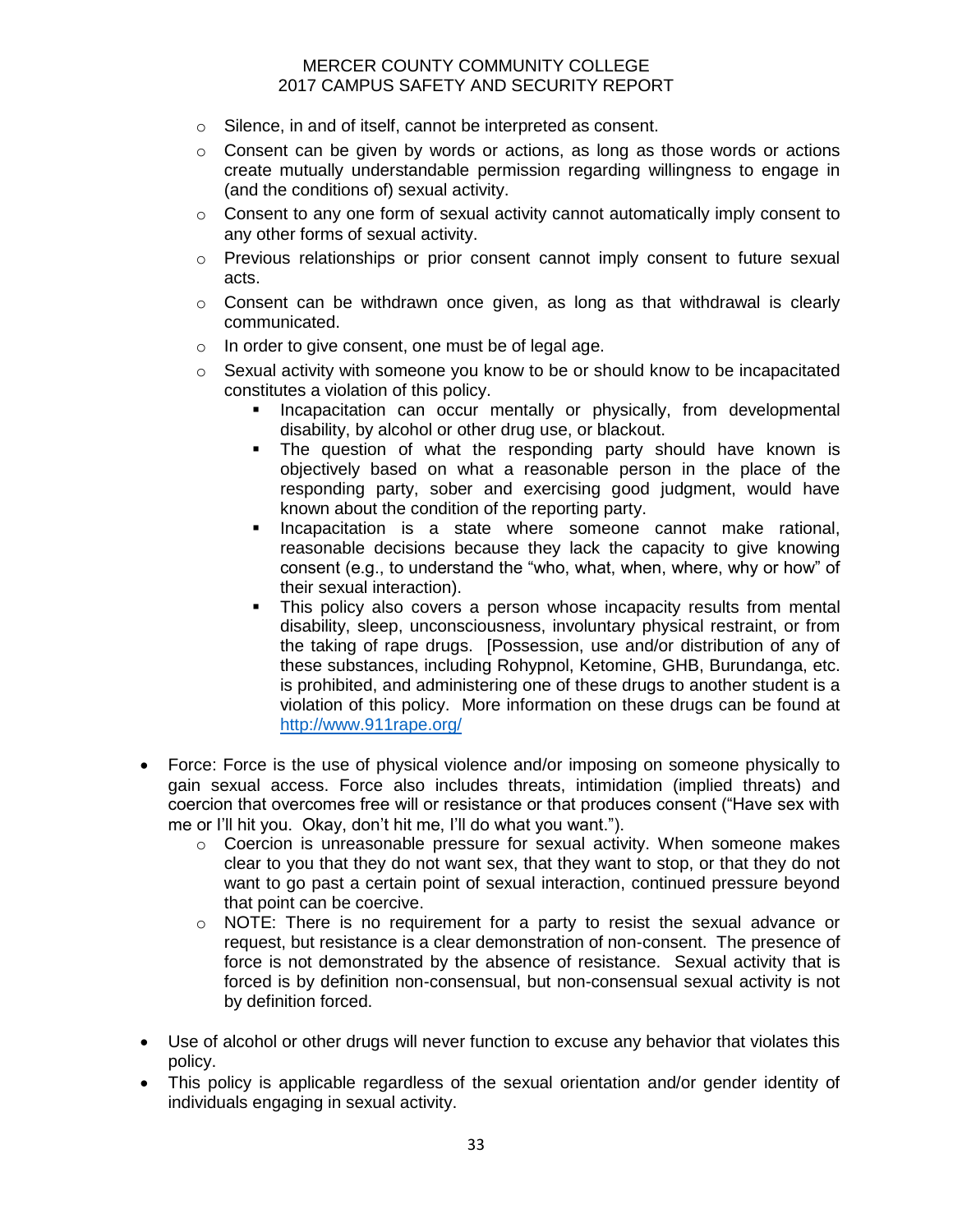- Silence, in and of itself, cannot be interpreted as consent.
- Consent can be given by words or actions, as long as those words or actions create mutually understandable permission regarding willingness to engage in (and the conditions of) sexual activity.
- Consent to any one form of sexual activity cannot automatically imply consent to any other forms of sexual activity.
- Previous relationships or prior consent cannot imply consent to future sexual acts.
- Consent can be withdrawn once given, as long as that withdrawal is clearly communicated.
- In order to give consent, one must be of legal age.
- Sexual activity with someone you know to be or should know to be incapacitated constitutes a violation of this policy.
  - Incapacitation can occur mentally or physically, from developmental disability, by alcohol or other drug use, or blackout.
  - The question of what the responding party should have known is objectively based on what a reasonable person in the place of the responding party, sober and exercising good judgment, would have known about the condition of the reporting party.
  - Incapacitation is a state where someone cannot make rational, reasonable decisions because they lack the capacity to give knowing consent (e.g., to understand the "who, what, when, where, why or how" of their sexual interaction).
  - This policy also covers a person whose incapacity results from mental disability, sleep, unconsciousness, involuntary physical restraint, or from the taking of rape drugs. [Possession, use and/or distribution of any of these substances, including Rohypnol, Ketomine, GHB, Burundanga, etc. is prohibited, and administering one of these drugs to another student is a violation of this policy. More information on these drugs can be found at http://www.911rape.org/

- Force: Force is the use of physical violence and/or imposing on someone physically to gain sexual access. Force also includes threats, intimidation (implied threats) and coercion that overcomes free will or resistance or that produces consent ("Have sex with me or I'll hit you. Okay, don't hit me, I'll do what you want.").
  - Coercion is unreasonable pressure for sexual activity. When someone makes clear to you that they do not want sex, that they want to stop, or that they do not want to go past a certain point of sexual interaction, continued pressure beyond that point can be coercive.
  - NOTE: There is no requirement for a party to resist the sexual advance or request, but resistance is a clear demonstration of non-consent. The presence of force is not demonstrated by the absence of resistance. Sexual activity that is forced is by definition non-consensual, but non-consensual sexual activity is not by definition forced.

- Use of alcohol or other drugs will never function to excuse any behavior that violates this policy.
- This policy is applicable regardless of the sexual orientation and/or gender identity of individuals engaging in sexual activity.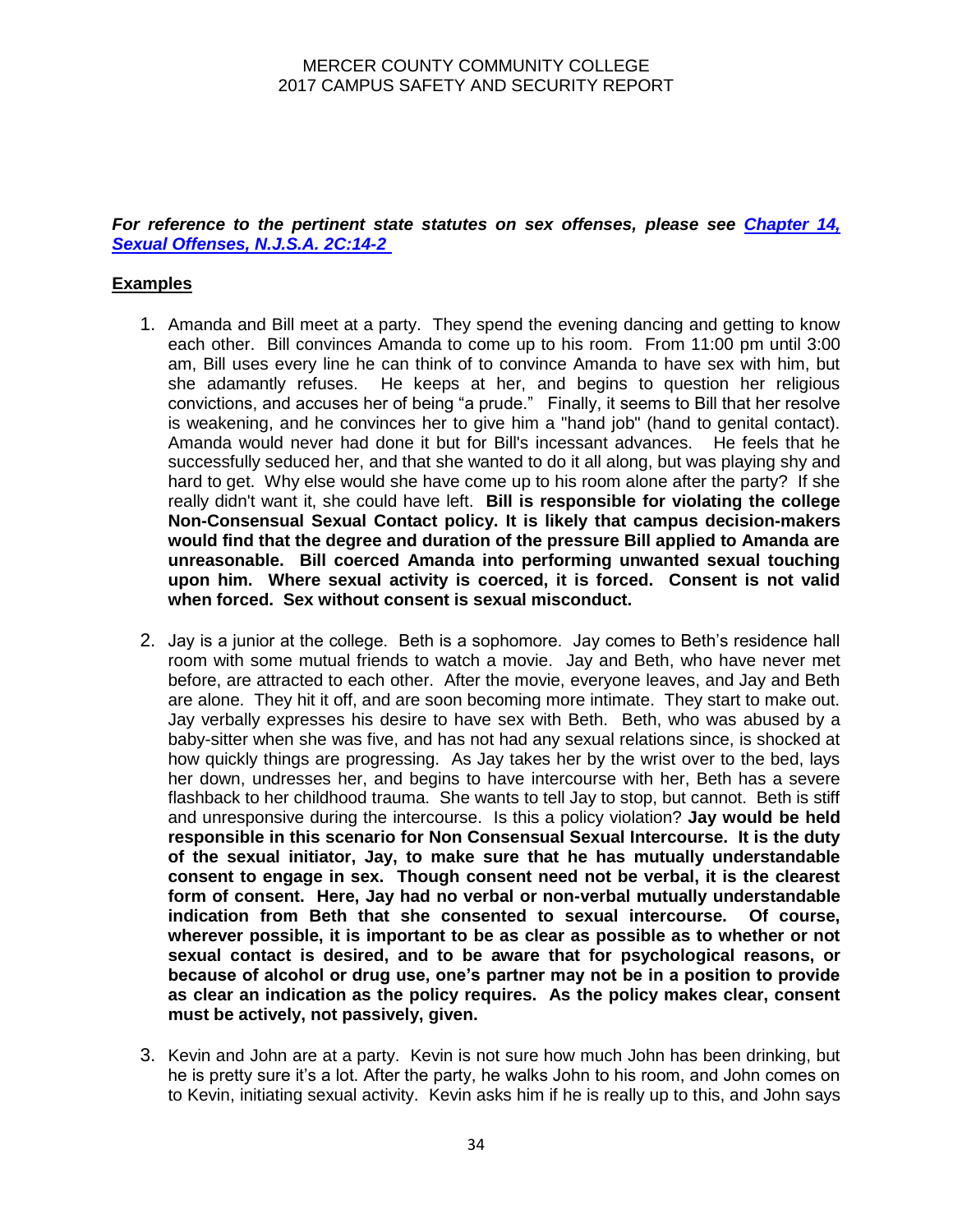***For reference to the pertinent state statutes on sex offenses, please see [Chapter 14, Sexual Offenses, N.J.S.A. 2C:14-2](#)***

**Examples**

1. Amanda and Bill meet at a party. They spend the evening dancing and getting to know each other. Bill convinces Amanda to come up to his room. From 11:00 pm until 3:00 am, Bill uses every line he can think of to convince Amanda to have sex with him, but she adamantly refuses. He keeps at her, and begins to question her religious convictions, and accuses her of being "a prude." Finally, it seems to Bill that her resolve is weakening, and he convinces her to give him a "hand job" (hand to genital contact). Amanda would never had done it but for Bill's incessant advances. He feels that he successfully seduced her, and that she wanted to do it all along, but was playing shy and hard to get. Why else would she have come up to his room alone after the party? If she really didn't want it, she could have left. **Bill is responsible for violating the college Non-Consensual Sexual Contact policy. It is likely that campus decision-makers would find that the degree and duration of the pressure Bill applied to Amanda are unreasonable. Bill coerced Amanda into performing unwanted sexual touching upon him. Where sexual activity is coerced, it is forced. Consent is not valid when forced. Sex without consent is sexual misconduct.**

2. Jay is a junior at the college. Beth is a sophomore. Jay comes to Beth's residence hall room with some mutual friends to watch a movie. Jay and Beth, who have never met before, are attracted to each other. After the movie, everyone leaves, and Jay and Beth are alone. They hit it off, and are soon becoming more intimate. They start to make out. Jay verbally expresses his desire to have sex with Beth. Beth, who was abused by a baby-sitter when she was five, and has not had any sexual relations since, is shocked at how quickly things are progressing. As Jay takes her by the wrist over to the bed, lays her down, undresses her, and begins to have intercourse with her, Beth has a severe flashback to her childhood trauma. She wants to tell Jay to stop, but cannot. Beth is stiff and unresponsive during the intercourse. Is this a policy violation? **Jay would be held responsible in this scenario for Non Consensual Sexual Intercourse. It is the duty of the sexual initiator, Jay, to make sure that he has mutually understandable consent to engage in sex. Though consent need not be verbal, it is the clearest form of consent. Here, Jay had no verbal or non-verbal mutually understandable indication from Beth that she consented to sexual intercourse. Of course, wherever possible, it is important to be as clear as possible as to whether or not sexual contact is desired, and to be aware that for psychological reasons, or because of alcohol or drug use, one's partner may not be in a position to provide as clear an indication as the policy requires. As the policy makes clear, consent must be actively, not passively, given.**

3. Kevin and John are at a party. Kevin is not sure how much John has been drinking, but he is pretty sure it's a lot. After the party, he walks John to his room, and John comes on to Kevin, initiating sexual activity. Kevin asks him if he is really up to this, and John says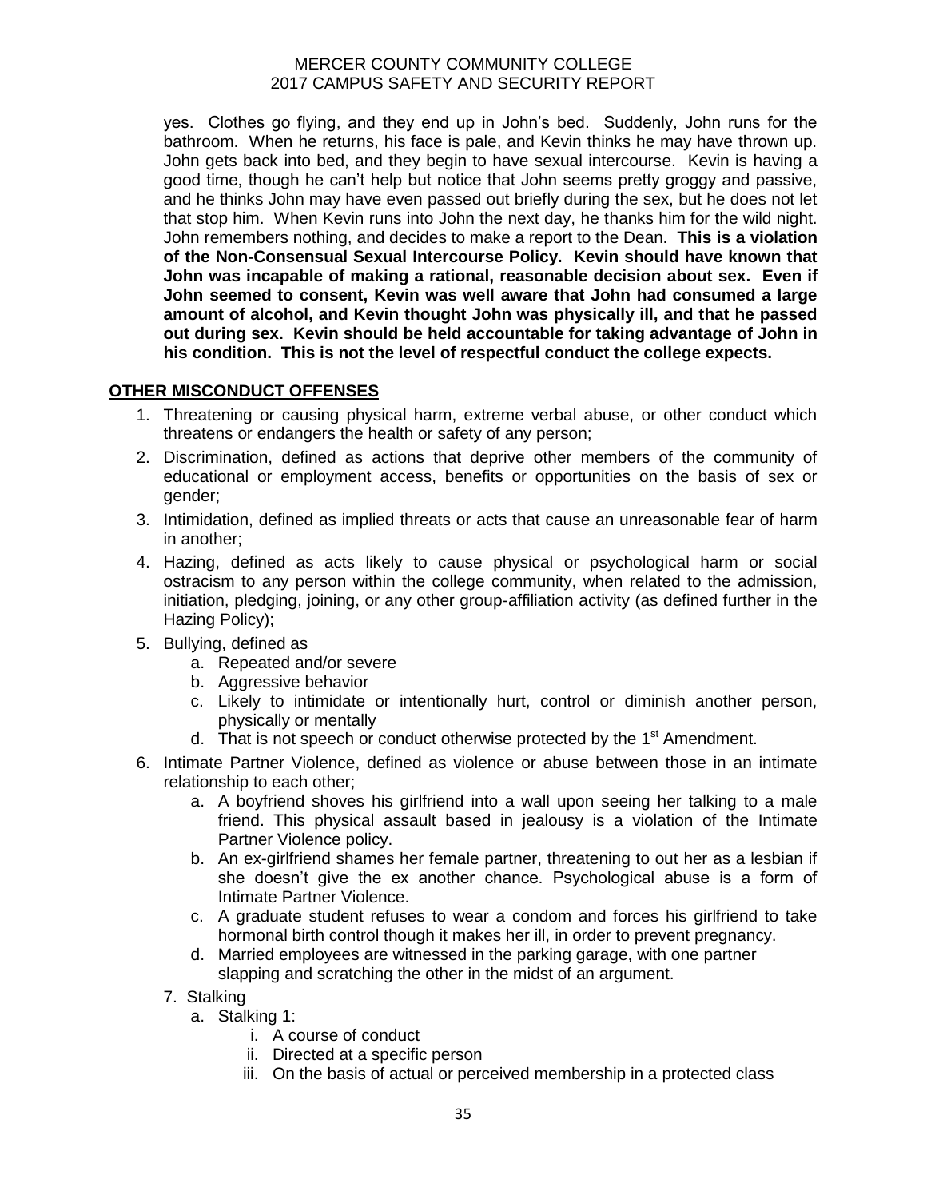yes. Clothes go flying, and they end up in John's bed. Suddenly, John runs for the bathroom. When he returns, his face is pale, and Kevin thinks he may have thrown up. John gets back into bed, and they begin to have sexual intercourse. Kevin is having a good time, though he can't help but notice that John seems pretty groggy and passive, and he thinks John may have even passed out briefly during the sex, but he does not let that stop him. When Kevin runs into John the next day, he thanks him for the wild night. John remembers nothing, and decides to make a report to the Dean. **This is a violation of the Non-Consensual Sexual Intercourse Policy. Kevin should have known that John was incapable of making a rational, reasonable decision about sex. Even if John seemed to consent, Kevin was well aware that John had consumed a large amount of alcohol, and Kevin thought John was physically ill, and that he passed out during sex. Kevin should be held accountable for taking advantage of John in his condition. This is not the level of respectful conduct the college expects.**

## OTHER MISCONDUCT OFFENSES

1. Threatening or causing physical harm, extreme verbal abuse, or other conduct which threatens or endangers the health or safety of any person;
2. Discrimination, defined as actions that deprive other members of the community of educational or employment access, benefits or opportunities on the basis of sex or gender;
3. Intimidation, defined as implied threats or acts that cause an unreasonable fear of harm in another;
4. Hazing, defined as acts likely to cause physical or psychological harm or social ostracism to any person within the college community, when related to the admission, initiation, pledging, joining, or any other group-affiliation activity (as defined further in the Hazing Policy);
5. Bullying, defined as
   a. Repeated and/or severe
   b. Aggressive behavior
   c. Likely to intimidate or intentionally hurt, control or diminish another person, physically or mentally
   d. That is not speech or conduct otherwise protected by the 1st Amendment.
6. Intimate Partner Violence, defined as violence or abuse between those in an intimate relationship to each other;
   a. A boyfriend shoves his girlfriend into a wall upon seeing her talking to a male friend. This physical assault based in jealousy is a violation of the Intimate Partner Violence policy.
   b. An ex-girlfriend shames her female partner, threatening to out her as a lesbian if she doesn't give the ex another chance. Psychological abuse is a form of Intimate Partner Violence.
   c. A graduate student refuses to wear a condom and forces his girlfriend to take hormonal birth control though it makes her ill, in order to prevent pregnancy.
   d. Married employees are witnessed in the parking garage, with one partner slapping and scratching the other in the midst of an argument.
7. Stalking
   a. Stalking 1:
      i. A course of conduct
      ii. Directed at a specific person
      iii. On the basis of actual or perceived membership in a protected class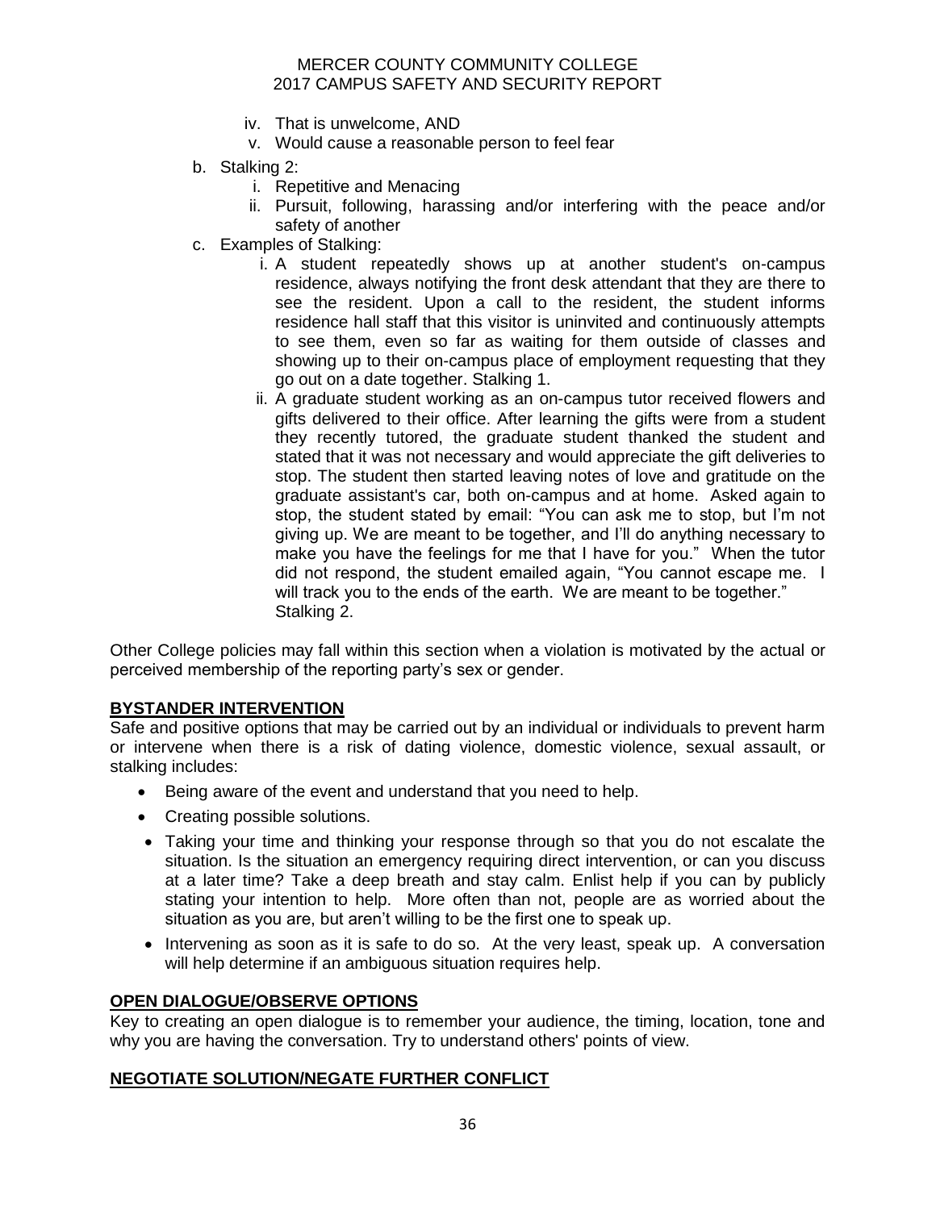iv. That is unwelcome, AND
v. Would cause a reasonable person to feel fear

b. Stalking 2:
   i. Repetitive and Menacing
   ii. Pursuit, following, harassing and/or interfering with the peace and/or safety of another

c. Examples of Stalking:
   i. A student repeatedly shows up at another student's on-campus residence, always notifying the front desk attendant that they are there to see the resident. Upon a call to the resident, the student informs residence hall staff that this visitor is uninvited and continuously attempts to see them, even so far as waiting for them outside of classes and showing up to their on-campus place of employment requesting that they go out on a date together. Stalking 1.
   ii. A graduate student working as an on-campus tutor received flowers and gifts delivered to their office. After learning the gifts were from a student they recently tutored, the graduate student thanked the student and stated that it was not necessary and would appreciate the gift deliveries to stop. The student then started leaving notes of love and gratitude on the graduate assistant's car, both on-campus and at home. Asked again to stop, the student stated by email: "You can ask me to stop, but I'm not giving up. We are meant to be together, and I'll do anything necessary to make you have the feelings for me that I have for you." When the tutor did not respond, the student emailed again, "You cannot escape me. I will track you to the ends of the earth. We are meant to be together." Stalking 2.

Other College policies may fall within this section when a violation is motivated by the actual or perceived membership of the reporting party's sex or gender.

## BYSTANDER INTERVENTION

Safe and positive options that may be carried out by an individual or individuals to prevent harm or intervene when there is a risk of dating violence, domestic violence, sexual assault, or stalking includes:

- Being aware of the event and understand that you need to help.
- Creating possible solutions.
- Taking your time and thinking your response through so that you do not escalate the situation. Is the situation an emergency requiring direct intervention, or can you discuss at a later time? Take a deep breath and stay calm. Enlist help if you can by publicly stating your intention to help. More often than not, people are as worried about the situation as you are, but aren't willing to be the first one to speak up.
- Intervening as soon as it is safe to do so. At the very least, speak up. A conversation will help determine if an ambiguous situation requires help.

## OPEN DIALOGUE/OBSERVE OPTIONS

Key to creating an open dialogue is to remember your audience, the timing, location, tone and why you are having the conversation. Try to understand others' points of view.

## NEGOTIATE SOLUTION/NEGATE FURTHER CONFLICT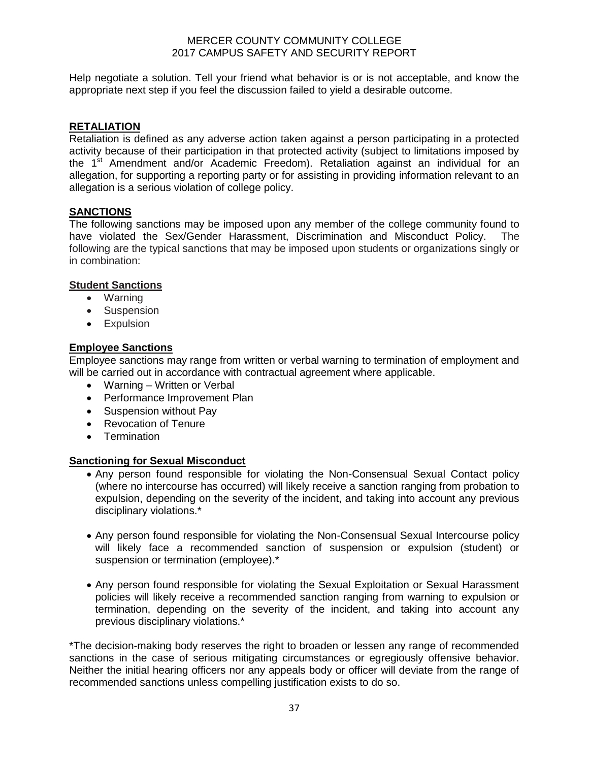Help negotiate a solution. Tell your friend what behavior is or is not acceptable, and know the appropriate next step if you feel the discussion failed to yield a desirable outcome.

## RETALIATION

Retaliation is defined as any adverse action taken against a person participating in a protected activity because of their participation in that protected activity (subject to limitations imposed by the 1st Amendment and/or Academic Freedom). Retaliation against an individual for an allegation, for supporting a reporting party or for assisting in providing information relevant to an allegation is a serious violation of college policy.

## SANCTIONS

The following sanctions may be imposed upon any member of the college community found to have violated the Sex/Gender Harassment, Discrimination and Misconduct Policy. The following are the typical sanctions that may be imposed upon students or organizations singly or in combination:

### Student Sanctions

- Warning
- Suspension
- Expulsion

### Employee Sanctions

Employee sanctions may range from written or verbal warning to termination of employment and will be carried out in accordance with contractual agreement where applicable.

- Warning – Written or Verbal
- Performance Improvement Plan
- Suspension without Pay
- Revocation of Tenure
- Termination

### Sanctioning for Sexual Misconduct

- Any person found responsible for violating the Non-Consensual Sexual Contact policy (where no intercourse has occurred) will likely receive a sanction ranging from probation to expulsion, depending on the severity of the incident, and taking into account any previous disciplinary violations.*

- Any person found responsible for violating the Non-Consensual Sexual Intercourse policy will likely face a recommended sanction of suspension or expulsion (student) or suspension or termination (employee).*

- Any person found responsible for violating the Sexual Exploitation or Sexual Harassment policies will likely receive a recommended sanction ranging from warning to expulsion or termination, depending on the severity of the incident, and taking into account any previous disciplinary violations.*

*The decision-making body reserves the right to broaden or lessen any range of recommended sanctions in the case of serious mitigating circumstances or egregiously offensive behavior. Neither the initial hearing officers nor any appeals body or officer will deviate from the range of recommended sanctions unless compelling justification exists to do so.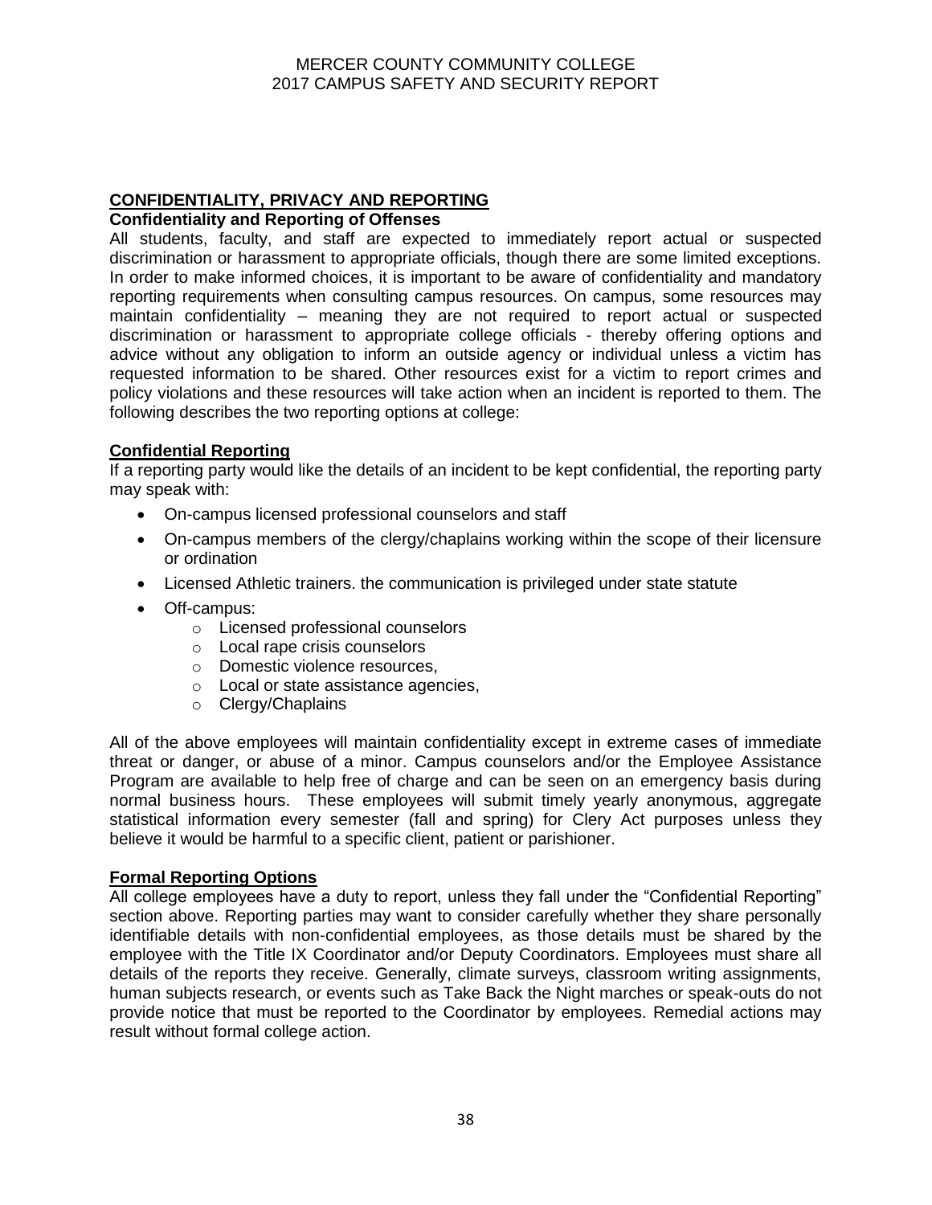## CONFIDENTIALITY, PRIVACY AND REPORTING

### Confidentiality and Reporting of Offenses

All students, faculty, and staff are expected to immediately report actual or suspected discrimination or harassment to appropriate officials, though there are some limited exceptions. In order to make informed choices, it is important to be aware of confidentiality and mandatory reporting requirements when consulting campus resources. On campus, some resources may maintain confidentiality – meaning they are not required to report actual or suspected discrimination or harassment to appropriate college officials - thereby offering options and advice without any obligation to inform an outside agency or individual unless a victim has requested information to be shared. Other resources exist for a victim to report crimes and policy violations and these resources will take action when an incident is reported to them. The following describes the two reporting options at college:

### Confidential Reporting

If a reporting party would like the details of an incident to be kept confidential, the reporting party may speak with:

- On-campus licensed professional counselors and staff
- On-campus members of the clergy/chaplains working within the scope of their licensure or ordination
- Licensed Athletic trainers. the communication is privileged under state statute
- Off-campus:
  - Licensed professional counselors
  - Local rape crisis counselors
  - Domestic violence resources,
  - Local or state assistance agencies,
  - Clergy/Chaplains

All of the above employees will maintain confidentiality except in extreme cases of immediate threat or danger, or abuse of a minor. Campus counselors and/or the Employee Assistance Program are available to help free of charge and can be seen on an emergency basis during normal business hours. These employees will submit timely yearly anonymous, aggregate statistical information every semester (fall and spring) for Clery Act purposes unless they believe it would be harmful to a specific client, patient or parishioner.

### Formal Reporting Options

All college employees have a duty to report, unless they fall under the "Confidential Reporting" section above. Reporting parties may want to consider carefully whether they share personally identifiable details with non-confidential employees, as those details must be shared by the employee with the Title IX Coordinator and/or Deputy Coordinators. Employees must share all details of the reports they receive. Generally, climate surveys, classroom writing assignments, human subjects research, or events such as Take Back the Night marches or speak-outs do not provide notice that must be reported to the Coordinator by employees. Remedial actions may result without formal college action.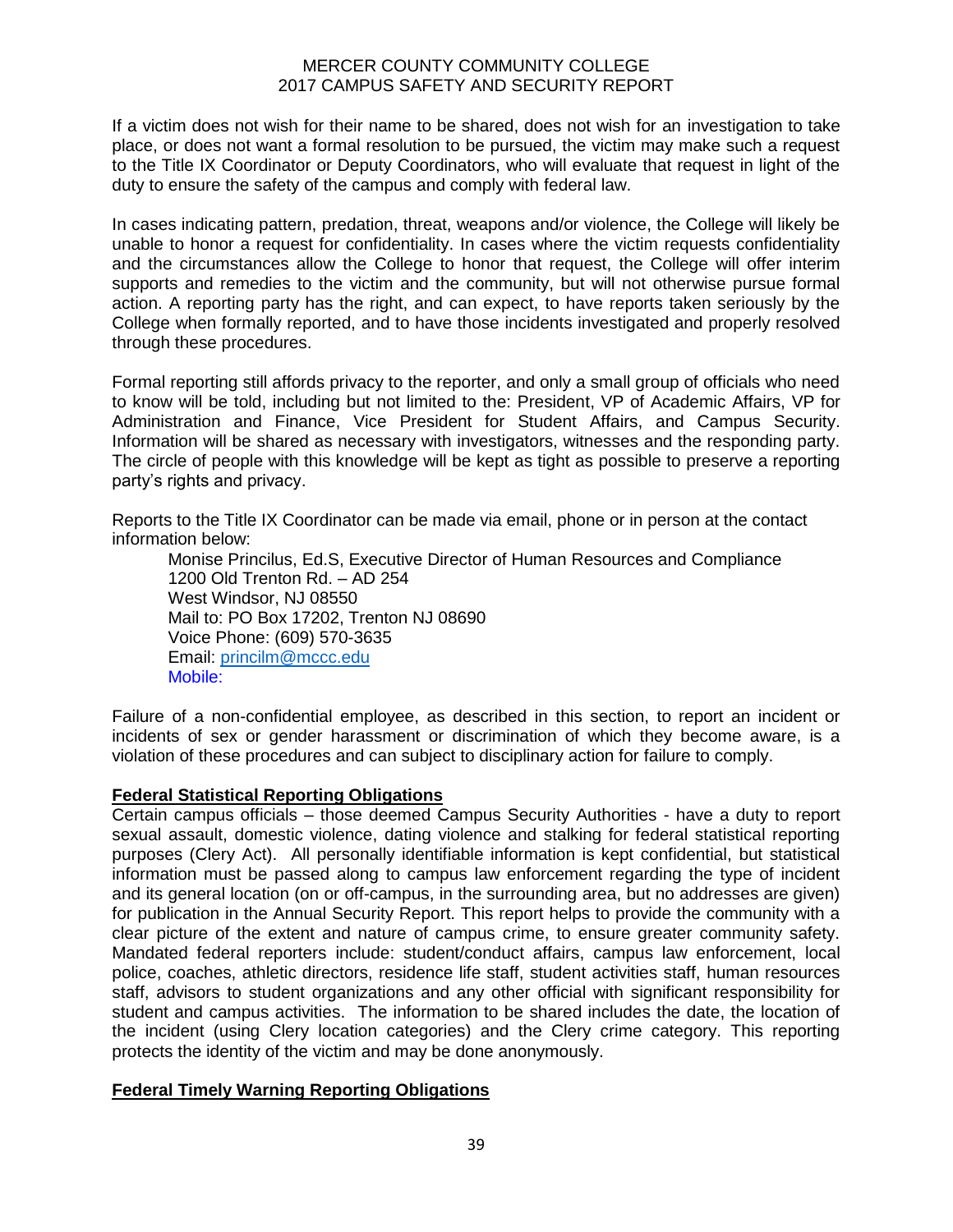If a victim does not wish for their name to be shared, does not wish for an investigation to take place, or does not want a formal resolution to be pursued, the victim may make such a request to the Title IX Coordinator or Deputy Coordinators, who will evaluate that request in light of the duty to ensure the safety of the campus and comply with federal law.

In cases indicating pattern, predation, threat, weapons and/or violence, the College will likely be unable to honor a request for confidentiality. In cases where the victim requests confidentiality and the circumstances allow the College to honor that request, the College will offer interim supports and remedies to the victim and the community, but will not otherwise pursue formal action. A reporting party has the right, and can expect, to have reports taken seriously by the College when formally reported, and to have those incidents investigated and properly resolved through these procedures.

Formal reporting still affords privacy to the reporter, and only a small group of officials who need to know will be told, including but not limited to the: President, VP of Academic Affairs, VP for Administration and Finance, Vice President for Student Affairs, and Campus Security. Information will be shared as necessary with investigators, witnesses and the responding party. The circle of people with this knowledge will be kept as tight as possible to preserve a reporting party's rights and privacy.

Reports to the Title IX Coordinator can be made via email, phone or in person at the contact information below:

Monise Princilus, Ed.S, Executive Director of Human Resources and Compliance
1200 Old Trenton Rd. – AD 254
West Windsor, NJ 08550
Mail to: PO Box 17202, Trenton NJ 08690
Voice Phone: (609) 570-3635
Email: princilm@mccc.edu
Mobile:

Failure of a non-confidential employee, as described in this section, to report an incident or incidents of sex or gender harassment or discrimination of which they become aware, is a violation of these procedures and can subject to disciplinary action for failure to comply.

**Federal Statistical Reporting Obligations**

Certain campus officials – those deemed Campus Security Authorities - have a duty to report sexual assault, domestic violence, dating violence and stalking for federal statistical reporting purposes (Clery Act). All personally identifiable information is kept confidential, but statistical information must be passed along to campus law enforcement regarding the type of incident and its general location (on or off-campus, in the surrounding area, but no addresses are given) for publication in the Annual Security Report. This report helps to provide the community with a clear picture of the extent and nature of campus crime, to ensure greater community safety. Mandated federal reporters include: student/conduct affairs, campus law enforcement, local police, coaches, athletic directors, residence life staff, student activities staff, human resources staff, advisors to student organizations and any other official with significant responsibility for student and campus activities. The information to be shared includes the date, the location of the incident (using Clery location categories) and the Clery crime category. This reporting protects the identity of the victim and may be done anonymously.

**Federal Timely Warning Reporting Obligations**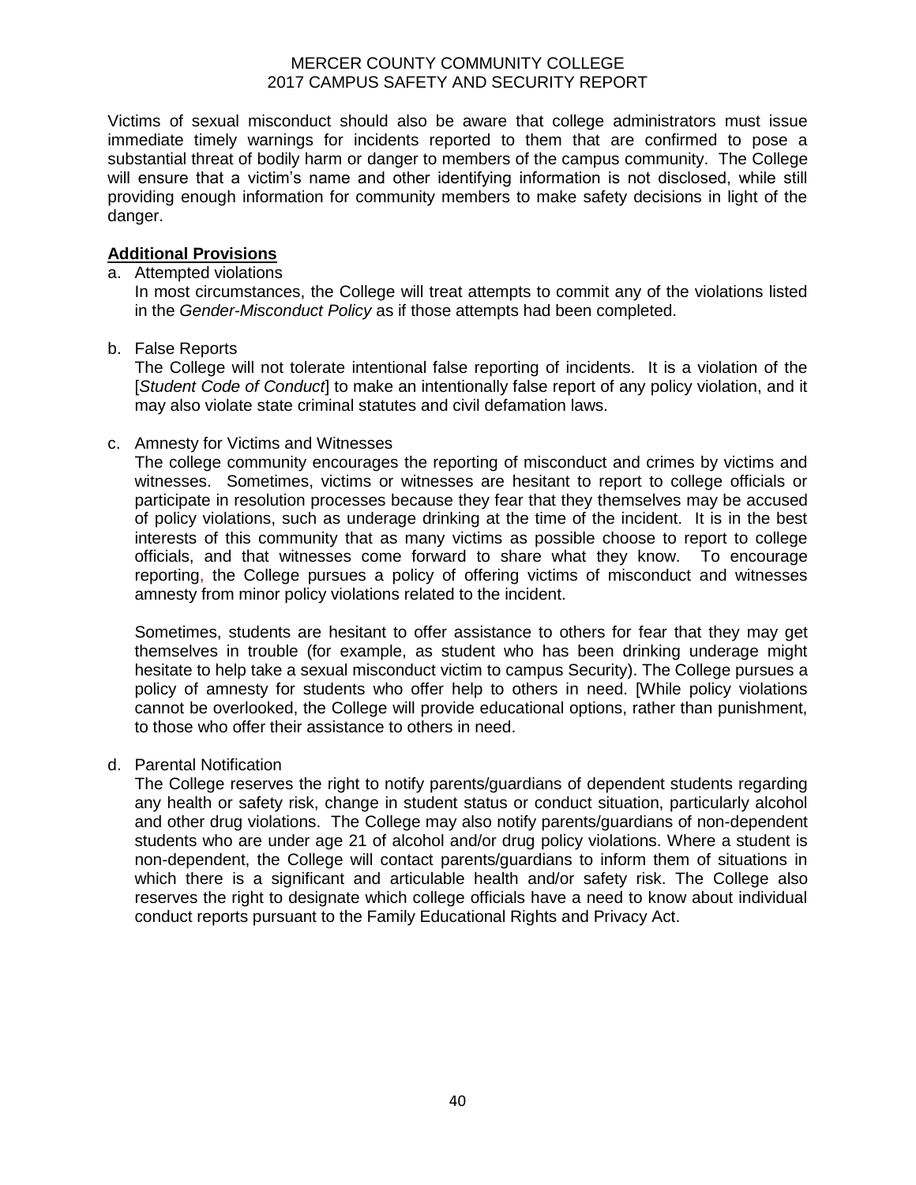Victims of sexual misconduct should also be aware that college administrators must issue immediate timely warnings for incidents reported to them that are confirmed to pose a substantial threat of bodily harm or danger to members of the campus community. The College will ensure that a victim's name and other identifying information is not disclosed, while still providing enough information for community members to make safety decisions in light of the danger.

**Additional Provisions**

a. Attempted violations

   In most circumstances, the College will treat attempts to commit any of the violations listed in the *Gender-Misconduct Policy* as if those attempts had been completed.

b. False Reports

   The College will not tolerate intentional false reporting of incidents. It is a violation of the [*Student Code of Conduct*] to make an intentionally false report of any policy violation, and it may also violate state criminal statutes and civil defamation laws.

c. Amnesty for Victims and Witnesses

   The college community encourages the reporting of misconduct and crimes by victims and witnesses. Sometimes, victims or witnesses are hesitant to report to college officials or participate in resolution processes because they fear that they themselves may be accused of policy violations, such as underage drinking at the time of the incident. It is in the best interests of this community that as many victims as possible choose to report to college officials, and that witnesses come forward to share what they know. To encourage reporting, the College pursues a policy of offering victims of misconduct and witnesses amnesty from minor policy violations related to the incident.

   Sometimes, students are hesitant to offer assistance to others for fear that they may get themselves in trouble (for example, as student who has been drinking underage might hesitate to help take a sexual misconduct victim to campus Security). The College pursues a policy of amnesty for students who offer help to others in need. [While policy violations cannot be overlooked, the College will provide educational options, rather than punishment, to those who offer their assistance to others in need.

d. Parental Notification

   The College reserves the right to notify parents/guardians of dependent students regarding any health or safety risk, change in student status or conduct situation, particularly alcohol and other drug violations. The College may also notify parents/guardians of non-dependent students who are under age 21 of alcohol and/or drug policy violations. Where a student is non-dependent, the College will contact parents/guardians to inform them of situations in which there is a significant and articulable health and/or safety risk. The College also reserves the right to designate which college officials have a need to know about individual conduct reports pursuant to the Family Educational Rights and Privacy Act.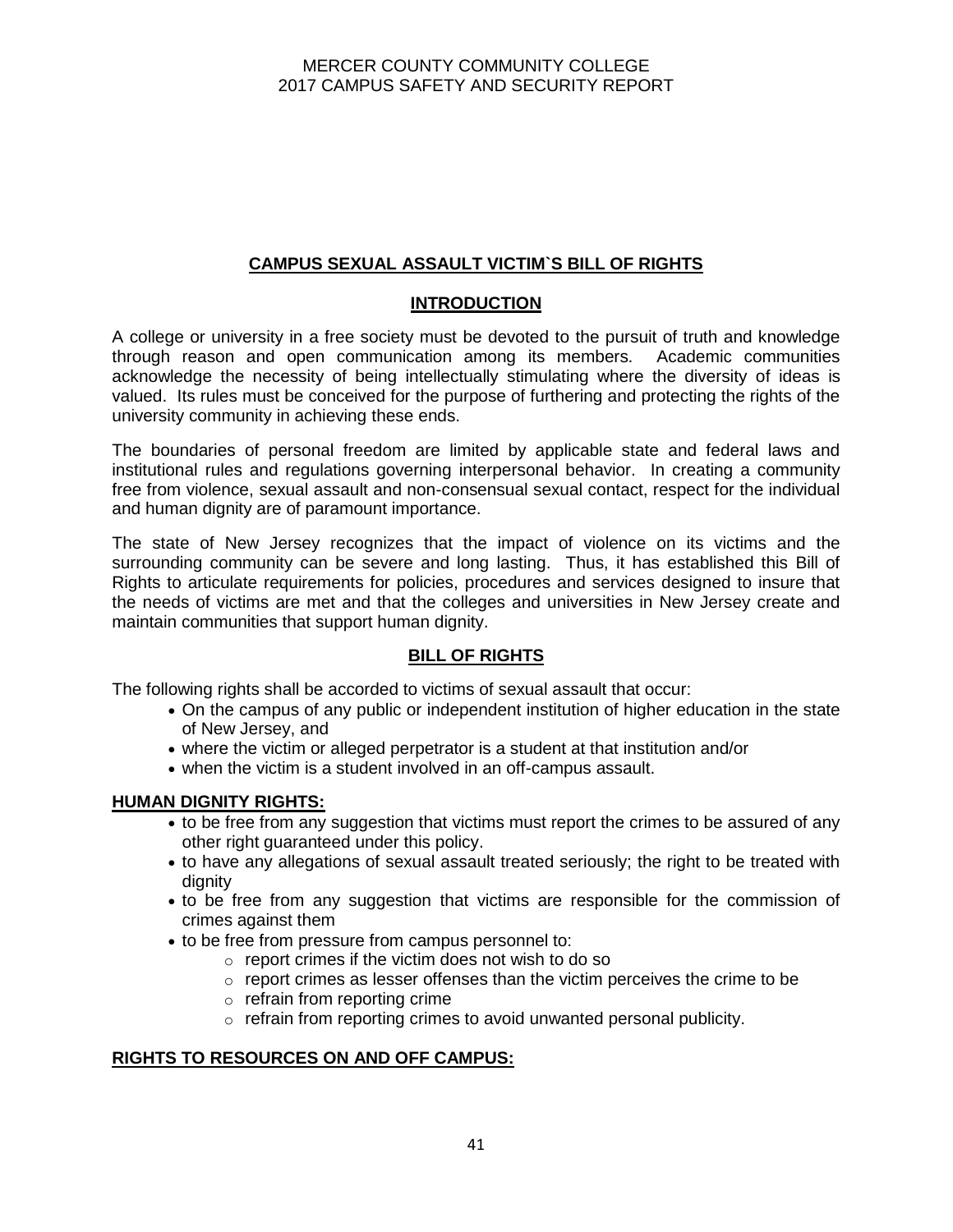## CAMPUS SEXUAL ASSAULT VICTIM`S BILL OF RIGHTS

### INTRODUCTION

A college or university in a free society must be devoted to the pursuit of truth and knowledge through reason and open communication among its members. Academic communities acknowledge the necessity of being intellectually stimulating where the diversity of ideas is valued. Its rules must be conceived for the purpose of furthering and protecting the rights of the university community in achieving these ends.

The boundaries of personal freedom are limited by applicable state and federal laws and institutional rules and regulations governing interpersonal behavior. In creating a community free from violence, sexual assault and non-consensual sexual contact, respect for the individual and human dignity are of paramount importance.

The state of New Jersey recognizes that the impact of violence on its victims and the surrounding community can be severe and long lasting. Thus, it has established this Bill of Rights to articulate requirements for policies, procedures and services designed to insure that the needs of victims are met and that the colleges and universities in New Jersey create and maintain communities that support human dignity.

### BILL OF RIGHTS

The following rights shall be accorded to victims of sexual assault that occur:

- On the campus of any public or independent institution of higher education in the state of New Jersey, and
- where the victim or alleged perpetrator is a student at that institution and/or
- when the victim is a student involved in an off-campus assault.

**HUMAN DIGNITY RIGHTS:**

- to be free from any suggestion that victims must report the crimes to be assured of any other right guaranteed under this policy.
- to have any allegations of sexual assault treated seriously; the right to be treated with dignity
- to be free from any suggestion that victims are responsible for the commission of crimes against them
- to be free from pressure from campus personnel to:
  - report crimes if the victim does not wish to do so
  - report crimes as lesser offenses than the victim perceives the crime to be
  - refrain from reporting crime
  - refrain from reporting crimes to avoid unwanted personal publicity.

**RIGHTS TO RESOURCES ON AND OFF CAMPUS:**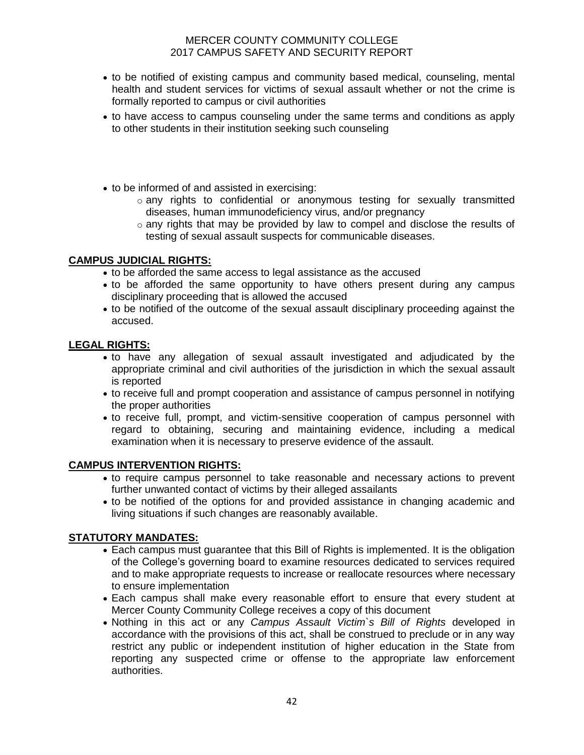- to be notified of existing campus and community based medical, counseling, mental health and student services for victims of sexual assault whether or not the crime is formally reported to campus or civil authorities
- to have access to campus counseling under the same terms and conditions as apply to other students in their institution seeking such counseling
- to be informed of and assisted in exercising:
  - any rights to confidential or anonymous testing for sexually transmitted diseases, human immunodeficiency virus, and/or pregnancy
  - any rights that may be provided by law to compel and disclose the results of testing of sexual assault suspects for communicable diseases.

**CAMPUS JUDICIAL RIGHTS:**

- to be afforded the same access to legal assistance as the accused
- to be afforded the same opportunity to have others present during any campus disciplinary proceeding that is allowed the accused
- to be notified of the outcome of the sexual assault disciplinary proceeding against the accused.

**LEGAL RIGHTS:**

- to have any allegation of sexual assault investigated and adjudicated by the appropriate criminal and civil authorities of the jurisdiction in which the sexual assault is reported
- to receive full and prompt cooperation and assistance of campus personnel in notifying the proper authorities
- to receive full, prompt, and victim-sensitive cooperation of campus personnel with regard to obtaining, securing and maintaining evidence, including a medical examination when it is necessary to preserve evidence of the assault.

**CAMPUS INTERVENTION RIGHTS:**

- to require campus personnel to take reasonable and necessary actions to prevent further unwanted contact of victims by their alleged assailants
- to be notified of the options for and provided assistance in changing academic and living situations if such changes are reasonably available.

**STATUTORY MANDATES:**

- Each campus must guarantee that this Bill of Rights is implemented. It is the obligation of the College's governing board to examine resources dedicated to services required and to make appropriate requests to increase or reallocate resources where necessary to ensure implementation
- Each campus shall make every reasonable effort to ensure that every student at Mercer County Community College receives a copy of this document
- Nothing in this act or any *Campus Assault Victim`s Bill of Rights* developed in accordance with the provisions of this act, shall be construed to preclude or in any way restrict any public or independent institution of higher education in the State from reporting any suspected crime or offense to the appropriate law enforcement authorities.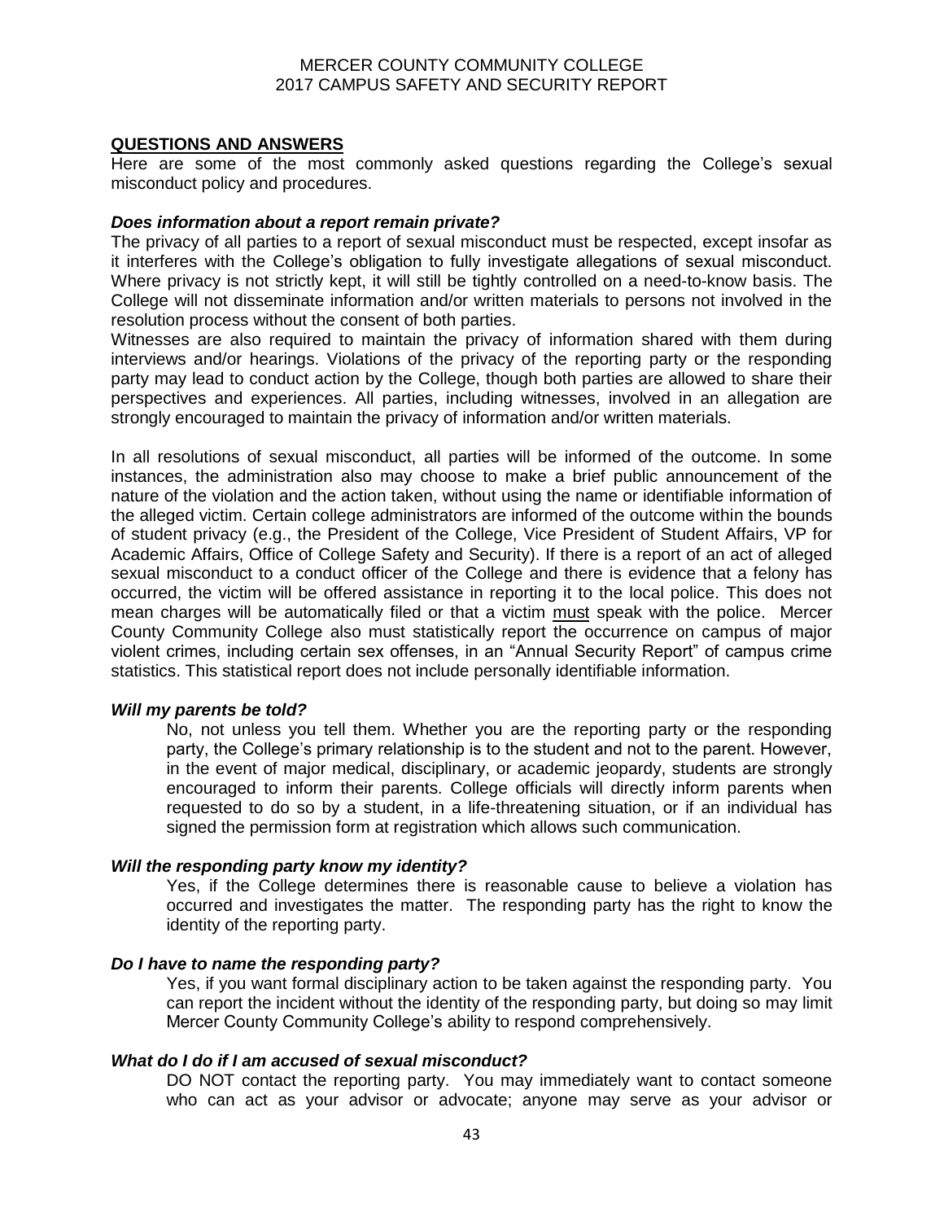## QUESTIONS AND ANSWERS

Here are some of the most commonly asked questions regarding the College's sexual misconduct policy and procedures.

### *Does information about a report remain private?*

The privacy of all parties to a report of sexual misconduct must be respected, except insofar as it interferes with the College's obligation to fully investigate allegations of sexual misconduct. Where privacy is not strictly kept, it will still be tightly controlled on a need-to-know basis. The College will not disseminate information and/or written materials to persons not involved in the resolution process without the consent of both parties.

Witnesses are also required to maintain the privacy of information shared with them during interviews and/or hearings. Violations of the privacy of the reporting party or the responding party may lead to conduct action by the College, though both parties are allowed to share their perspectives and experiences. All parties, including witnesses, involved in an allegation are strongly encouraged to maintain the privacy of information and/or written materials.

In all resolutions of sexual misconduct, all parties will be informed of the outcome. In some instances, the administration also may choose to make a brief public announcement of the nature of the violation and the action taken, without using the name or identifiable information of the alleged victim. Certain college administrators are informed of the outcome within the bounds of student privacy (e.g., the President of the College, Vice President of Student Affairs, VP for Academic Affairs, Office of College Safety and Security). If there is a report of an act of alleged sexual misconduct to a conduct officer of the College and there is evidence that a felony has occurred, the victim will be offered assistance in reporting it to the local police. This does not mean charges will be automatically filed or that a victim must speak with the police. Mercer County Community College also must statistically report the occurrence on campus of major violent crimes, including certain sex offenses, in an "Annual Security Report" of campus crime statistics. This statistical report does not include personally identifiable information.

### *Will my parents be told?*

No, not unless you tell them. Whether you are the reporting party or the responding party, the College's primary relationship is to the student and not to the parent. However, in the event of major medical, disciplinary, or academic jeopardy, students are strongly encouraged to inform their parents. College officials will directly inform parents when requested to do so by a student, in a life-threatening situation, or if an individual has signed the permission form at registration which allows such communication.

### *Will the responding party know my identity?*

Yes, if the College determines there is reasonable cause to believe a violation has occurred and investigates the matter. The responding party has the right to know the identity of the reporting party.

### *Do I have to name the responding party?*

Yes, if you want formal disciplinary action to be taken against the responding party. You can report the incident without the identity of the responding party, but doing so may limit Mercer County Community College's ability to respond comprehensively.

### *What do I do if I am accused of sexual misconduct?*

DO NOT contact the reporting party. You may immediately want to contact someone who can act as your advisor or advocate; anyone may serve as your advisor or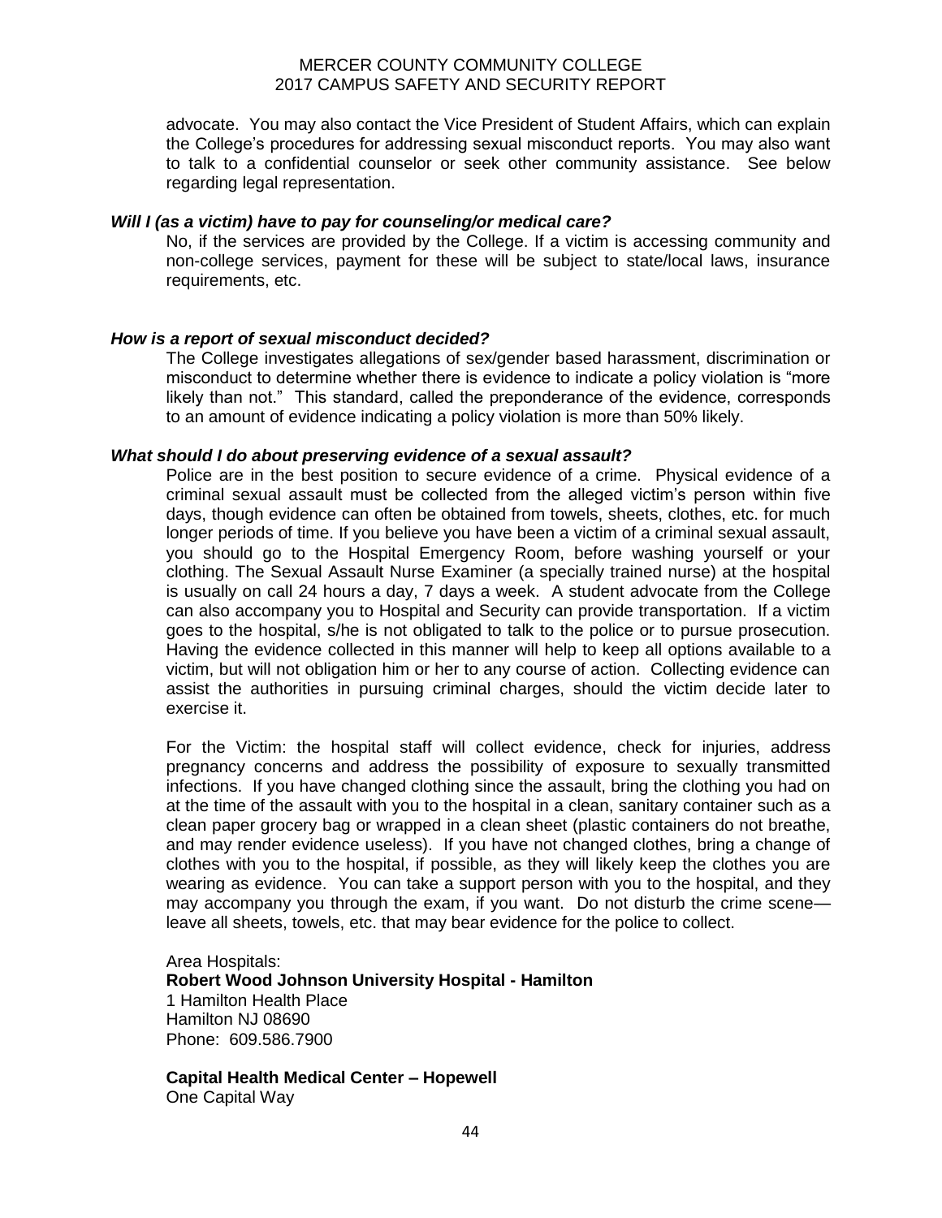advocate. You may also contact the Vice President of Student Affairs, which can explain the College's procedures for addressing sexual misconduct reports. You may also want to talk to a confidential counselor or seek other community assistance. See below regarding legal representation.

***Will I (as a victim) have to pay for counseling/or medical care?***

No, if the services are provided by the College. If a victim is accessing community and non-college services, payment for these will be subject to state/local laws, insurance requirements, etc.

***How is a report of sexual misconduct decided?***

The College investigates allegations of sex/gender based harassment, discrimination or misconduct to determine whether there is evidence to indicate a policy violation is "more likely than not." This standard, called the preponderance of the evidence, corresponds to an amount of evidence indicating a policy violation is more than 50% likely.

***What should I do about preserving evidence of a sexual assault?***

Police are in the best position to secure evidence of a crime. Physical evidence of a criminal sexual assault must be collected from the alleged victim's person within five days, though evidence can often be obtained from towels, sheets, clothes, etc. for much longer periods of time. If you believe you have been a victim of a criminal sexual assault, you should go to the Hospital Emergency Room, before washing yourself or your clothing. The Sexual Assault Nurse Examiner (a specially trained nurse) at the hospital is usually on call 24 hours a day, 7 days a week. A student advocate from the College can also accompany you to Hospital and Security can provide transportation. If a victim goes to the hospital, s/he is not obligated to talk to the police or to pursue prosecution. Having the evidence collected in this manner will help to keep all options available to a victim, but will not obligation him or her to any course of action. Collecting evidence can assist the authorities in pursuing criminal charges, should the victim decide later to exercise it.

For the Victim: the hospital staff will collect evidence, check for injuries, address pregnancy concerns and address the possibility of exposure to sexually transmitted infections. If you have changed clothing since the assault, bring the clothing you had on at the time of the assault with you to the hospital in a clean, sanitary container such as a clean paper grocery bag or wrapped in a clean sheet (plastic containers do not breathe, and may render evidence useless). If you have not changed clothes, bring a change of clothes with you to the hospital, if possible, as they will likely keep the clothes you are wearing as evidence. You can take a support person with you to the hospital, and they may accompany you through the exam, if you want. Do not disturb the crime scene—leave all sheets, towels, etc. that may bear evidence for the police to collect.

Area Hospitals:

**Robert Wood Johnson University Hospital - Hamilton**
1 Hamilton Health Place
Hamilton NJ 08690
Phone: 609.586.7900

**Capital Health Medical Center – Hopewell**
One Capital Way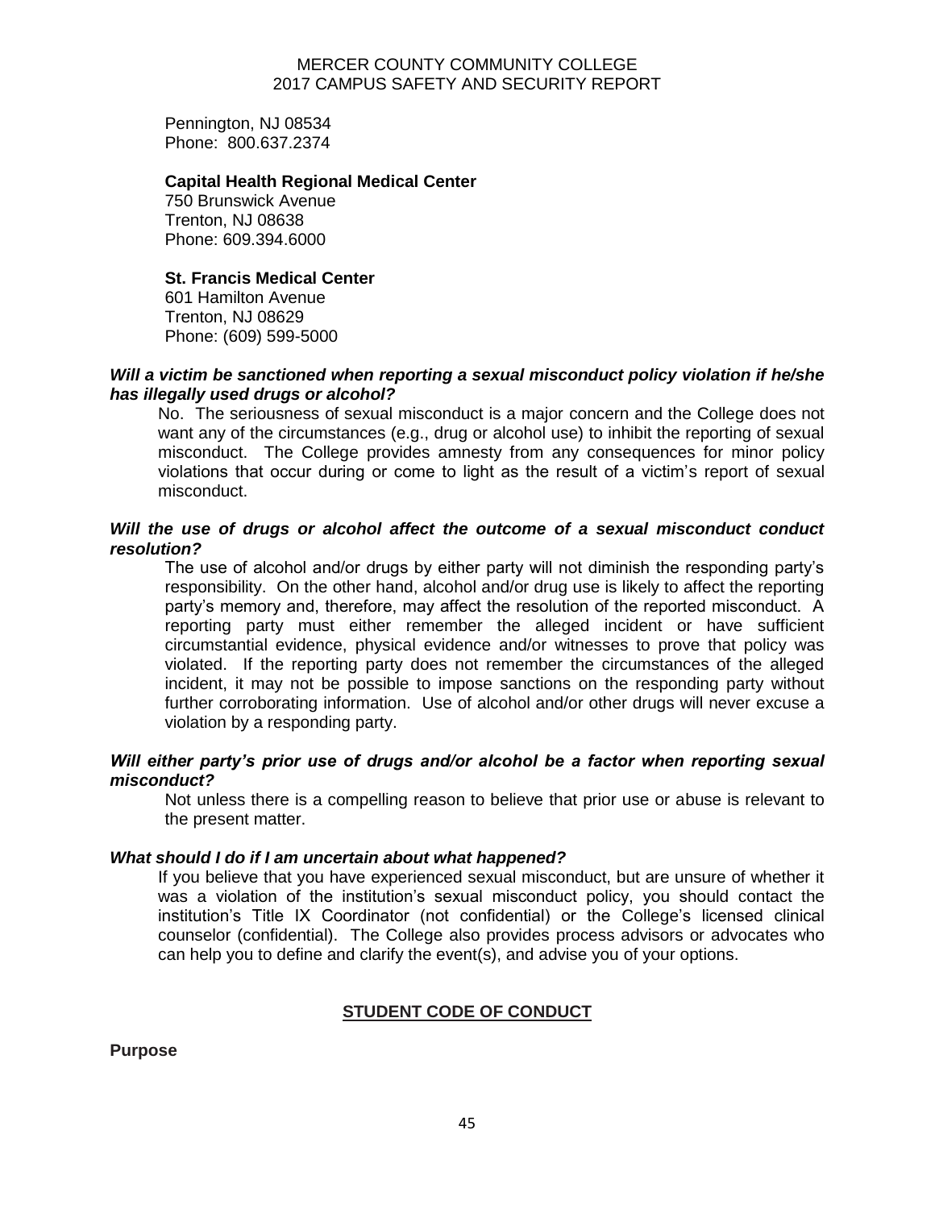Pennington, NJ 08534
Phone: 800.637.2374

**Capital Health Regional Medical Center**
750 Brunswick Avenue
Trenton, NJ 08638
Phone: 609.394.6000

**St. Francis Medical Center**
601 Hamilton Avenue
Trenton, NJ 08629
Phone: (609) 599-5000

***Will a victim be sanctioned when reporting a sexual misconduct policy violation if he/she has illegally used drugs or alcohol?***

No. The seriousness of sexual misconduct is a major concern and the College does not want any of the circumstances (e.g., drug or alcohol use) to inhibit the reporting of sexual misconduct. The College provides amnesty from any consequences for minor policy violations that occur during or come to light as the result of a victim's report of sexual misconduct.

***Will the use of drugs or alcohol affect the outcome of a sexual misconduct conduct resolution?***

The use of alcohol and/or drugs by either party will not diminish the responding party's responsibility. On the other hand, alcohol and/or drug use is likely to affect the reporting party's memory and, therefore, may affect the resolution of the reported misconduct. A reporting party must either remember the alleged incident or have sufficient circumstantial evidence, physical evidence and/or witnesses to prove that policy was violated. If the reporting party does not remember the circumstances of the alleged incident, it may not be possible to impose sanctions on the responding party without further corroborating information. Use of alcohol and/or other drugs will never excuse a violation by a responding party.

***Will either party's prior use of drugs and/or alcohol be a factor when reporting sexual misconduct?***

Not unless there is a compelling reason to believe that prior use or abuse is relevant to the present matter.

***What should I do if I am uncertain about what happened?***

If you believe that you have experienced sexual misconduct, but are unsure of whether it was a violation of the institution's sexual misconduct policy, you should contact the institution's Title IX Coordinator (not confidential) or the College's licensed clinical counselor (confidential). The College also provides process advisors or advocates who can help you to define and clarify the event(s), and advise you of your options.

## STUDENT CODE OF CONDUCT

**Purpose**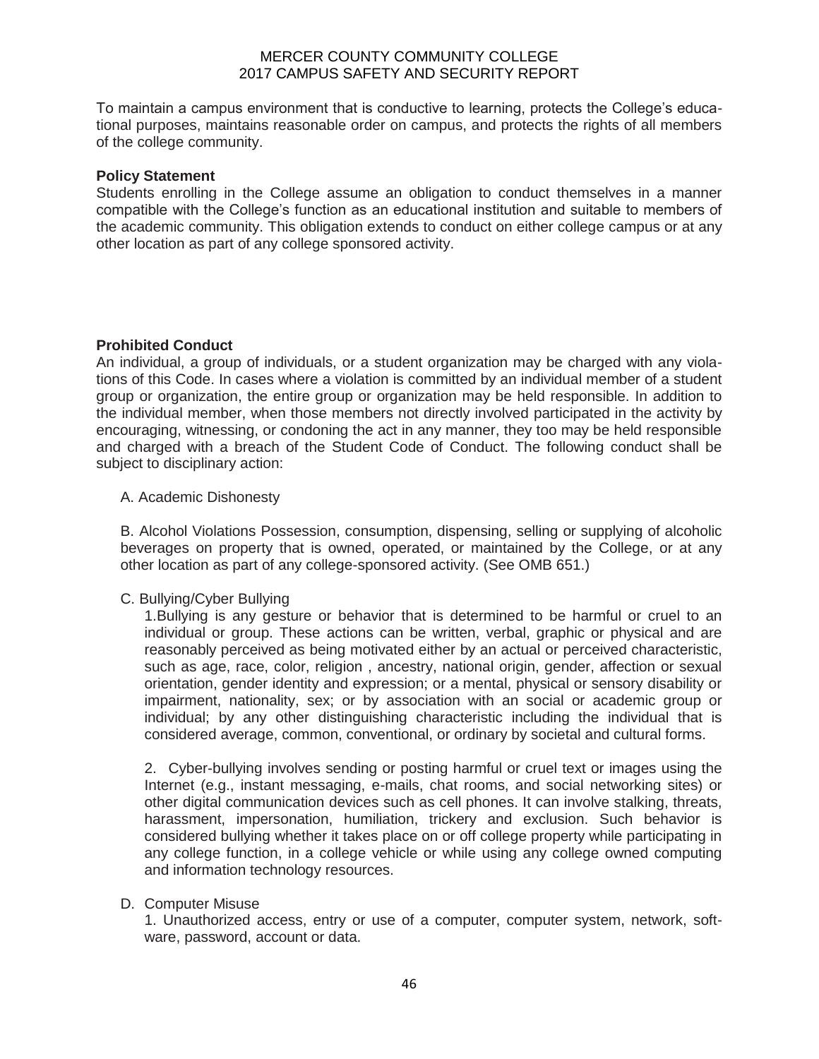To maintain a campus environment that is conductive to learning, protects the College's educational purposes, maintains reasonable order on campus, and protects the rights of all members of the college community.

**Policy Statement**

Students enrolling in the College assume an obligation to conduct themselves in a manner compatible with the College's function as an educational institution and suitable to members of the academic community. This obligation extends to conduct on either college campus or at any other location as part of any college sponsored activity.

**Prohibited Conduct**

An individual, a group of individuals, or a student organization may be charged with any violations of this Code. In cases where a violation is committed by an individual member of a student group or organization, the entire group or organization may be held responsible. In addition to the individual member, when those members not directly involved participated in the activity by encouraging, witnessing, or condoning the act in any manner, they too may be held responsible and charged with a breach of the Student Code of Conduct. The following conduct shall be subject to disciplinary action:

A. Academic Dishonesty

B. Alcohol Violations Possession, consumption, dispensing, selling or supplying of alcoholic beverages on property that is owned, operated, or maintained by the College, or at any other location as part of any college-sponsored activity. (See OMB 651.)

C. Bullying/Cyber Bullying

1.Bullying is any gesture or behavior that is determined to be harmful or cruel to an individual or group. These actions can be written, verbal, graphic or physical and are reasonably perceived as being motivated either by an actual or perceived characteristic, such as age, race, color, religion , ancestry, national origin, gender, affection or sexual orientation, gender identity and expression; or a mental, physical or sensory disability or impairment, nationality, sex; or by association with an social or academic group or individual; by any other distinguishing characteristic including the individual that is considered average, common, conventional, or ordinary by societal and cultural forms.

2. Cyber-bullying involves sending or posting harmful or cruel text or images using the Internet (e.g., instant messaging, e-mails, chat rooms, and social networking sites) or other digital communication devices such as cell phones. It can involve stalking, threats, harassment, impersonation, humiliation, trickery and exclusion. Such behavior is considered bullying whether it takes place on or off college property while participating in any college function, in a college vehicle or while using any college owned computing and information technology resources.

D. Computer Misuse

1. Unauthorized access, entry or use of a computer, computer system, network, software, password, account or data.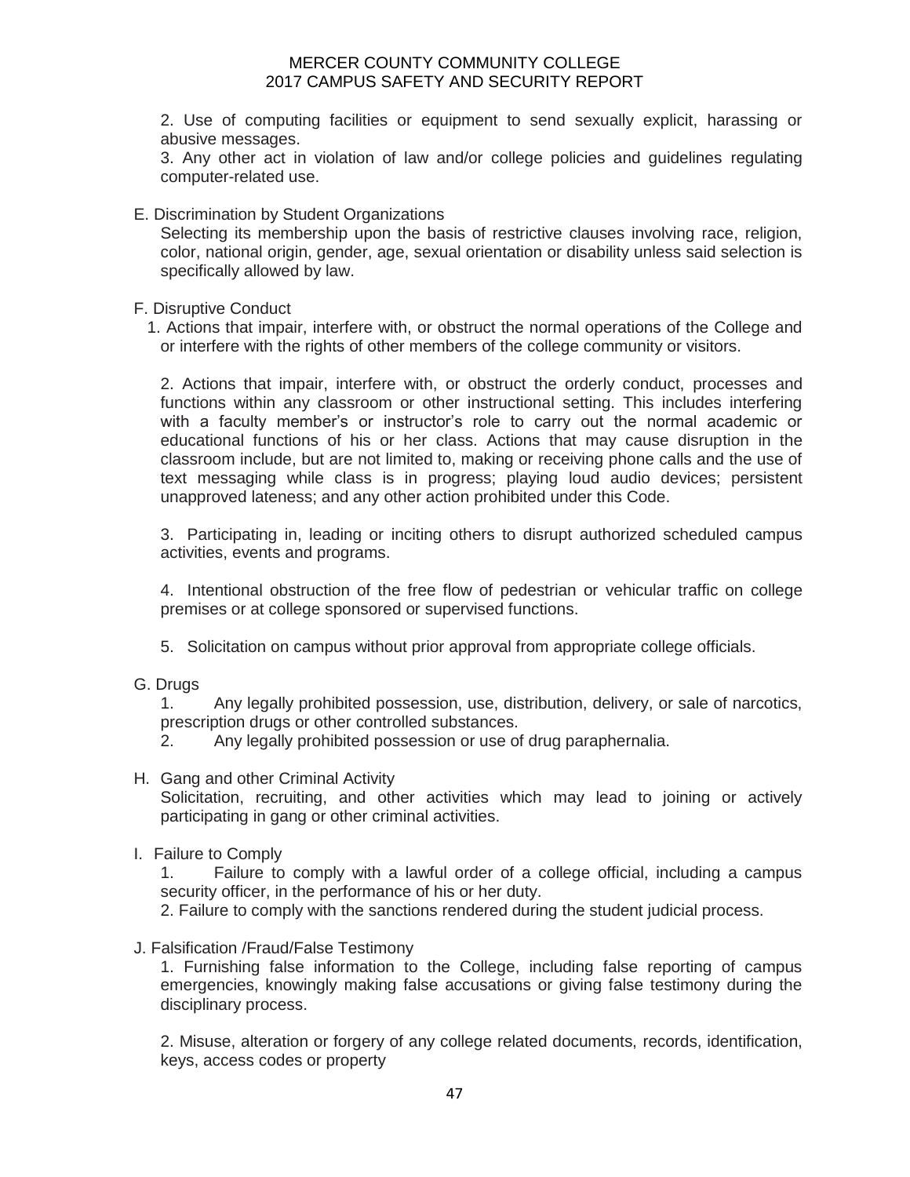2. Use of computing facilities or equipment to send sexually explicit, harassing or abusive messages.

3. Any other act in violation of law and/or college policies and guidelines regulating computer-related use.

E. Discrimination by Student Organizations

Selecting its membership upon the basis of restrictive clauses involving race, religion, color, national origin, gender, age, sexual orientation or disability unless said selection is specifically allowed by law.

F. Disruptive Conduct

1. Actions that impair, interfere with, or obstruct the normal operations of the College and or interfere with the rights of other members of the college community or visitors.

2. Actions that impair, interfere with, or obstruct the orderly conduct, processes and functions within any classroom or other instructional setting. This includes interfering with a faculty member's or instructor's role to carry out the normal academic or educational functions of his or her class. Actions that may cause disruption in the classroom include, but are not limited to, making or receiving phone calls and the use of text messaging while class is in progress; playing loud audio devices; persistent unapproved lateness; and any other action prohibited under this Code.

3. Participating in, leading or inciting others to disrupt authorized scheduled campus activities, events and programs.

4. Intentional obstruction of the free flow of pedestrian or vehicular traffic on college premises or at college sponsored or supervised functions.

5. Solicitation on campus without prior approval from appropriate college officials.

G. Drugs

1. Any legally prohibited possession, use, distribution, delivery, or sale of narcotics, prescription drugs or other controlled substances.

2. Any legally prohibited possession or use of drug paraphernalia.

H. Gang and other Criminal Activity

Solicitation, recruiting, and other activities which may lead to joining or actively participating in gang or other criminal activities.

I. Failure to Comply

1. Failure to comply with a lawful order of a college official, including a campus security officer, in the performance of his or her duty.

2. Failure to comply with the sanctions rendered during the student judicial process.

J. Falsification /Fraud/False Testimony

1. Furnishing false information to the College, including false reporting of campus emergencies, knowingly making false accusations or giving false testimony during the disciplinary process.

2. Misuse, alteration or forgery of any college related documents, records, identification, keys, access codes or property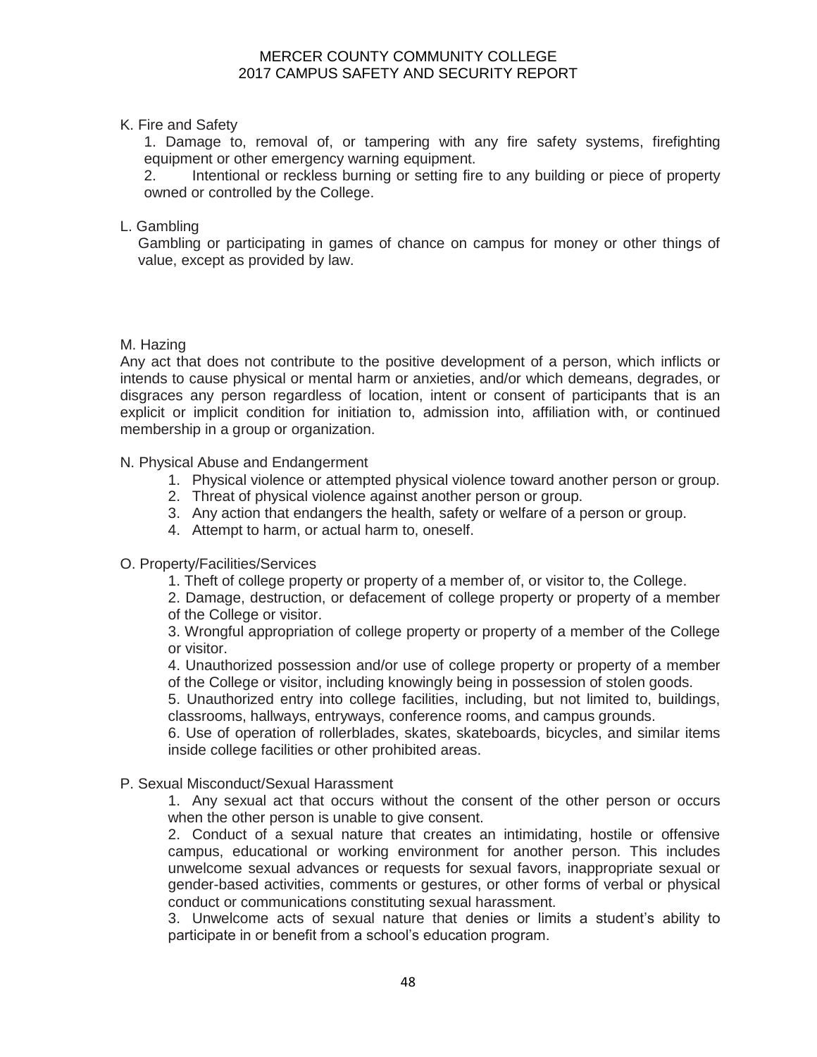K. Fire and Safety

1. Damage to, removal of, or tampering with any fire safety systems, firefighting equipment or other emergency warning equipment.
2. Intentional or reckless burning or setting fire to any building or piece of property owned or controlled by the College.

L. Gambling

Gambling or participating in games of chance on campus for money or other things of value, except as provided by law.

M. Hazing

Any act that does not contribute to the positive development of a person, which inflicts or intends to cause physical or mental harm or anxieties, and/or which demeans, degrades, or disgraces any person regardless of location, intent or consent of participants that is an explicit or implicit condition for initiation to, admission into, affiliation with, or continued membership in a group or organization.

N. Physical Abuse and Endangerment

1. Physical violence or attempted physical violence toward another person or group.
2. Threat of physical violence against another person or group.
3. Any action that endangers the health, safety or welfare of a person or group.
4. Attempt to harm, or actual harm to, oneself.

O. Property/Facilities/Services

1. Theft of college property or property of a member of, or visitor to, the College.
2. Damage, destruction, or defacement of college property or property of a member of the College or visitor.
3. Wrongful appropriation of college property or property of a member of the College or visitor.
4. Unauthorized possession and/or use of college property or property of a member of the College or visitor, including knowingly being in possession of stolen goods.
5. Unauthorized entry into college facilities, including, but not limited to, buildings, classrooms, hallways, entryways, conference rooms, and campus grounds.
6. Use of operation of rollerblades, skates, skateboards, bicycles, and similar items inside college facilities or other prohibited areas.

P. Sexual Misconduct/Sexual Harassment

1. Any sexual act that occurs without the consent of the other person or occurs when the other person is unable to give consent.
2. Conduct of a sexual nature that creates an intimidating, hostile or offensive campus, educational or working environment for another person. This includes unwelcome sexual advances or requests for sexual favors, inappropriate sexual or gender-based activities, comments or gestures, or other forms of verbal or physical conduct or communications constituting sexual harassment.
3. Unwelcome acts of sexual nature that denies or limits a student's ability to participate in or benefit from a school's education program.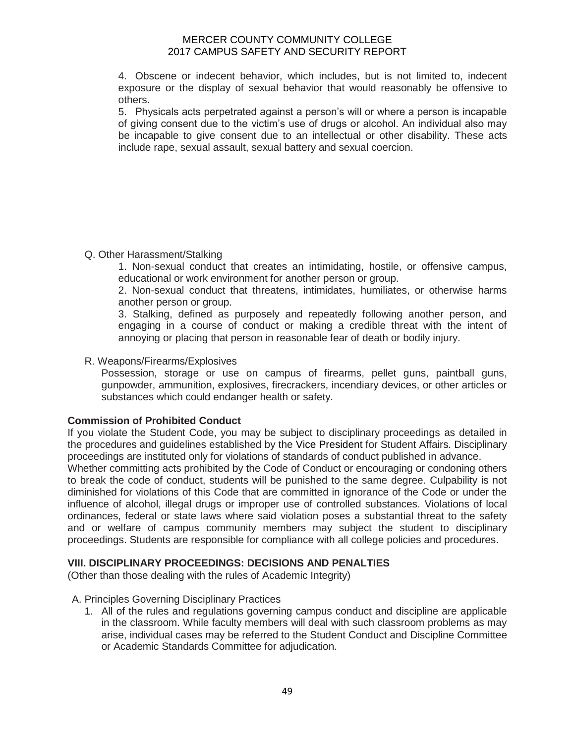4. Obscene or indecent behavior, which includes, but is not limited to, indecent exposure or the display of sexual behavior that would reasonably be offensive to others.

5. Physicals acts perpetrated against a person's will or where a person is incapable of giving consent due to the victim's use of drugs or alcohol. An individual also may be incapable to give consent due to an intellectual or other disability. These acts include rape, sexual assault, sexual battery and sexual coercion.

Q. Other Harassment/Stalking

1. Non-sexual conduct that creates an intimidating, hostile, or offensive campus, educational or work environment for another person or group.

2. Non-sexual conduct that threatens, intimidates, humiliates, or otherwise harms another person or group.

3. Stalking, defined as purposely and repeatedly following another person, and engaging in a course of conduct or making a credible threat with the intent of annoying or placing that person in reasonable fear of death or bodily injury.

R. Weapons/Firearms/Explosives

Possession, storage or use on campus of firearms, pellet guns, paintball guns, gunpowder, ammunition, explosives, firecrackers, incendiary devices, or other articles or substances which could endanger health or safety.

**Commission of Prohibited Conduct**

If you violate the Student Code, you may be subject to disciplinary proceedings as detailed in the procedures and guidelines established by the Vice President for Student Affairs. Disciplinary proceedings are instituted only for violations of standards of conduct published in advance.

Whether committing acts prohibited by the Code of Conduct or encouraging or condoning others to break the code of conduct, students will be punished to the same degree. Culpability is not diminished for violations of this Code that are committed in ignorance of the Code or under the influence of alcohol, illegal drugs or improper use of controlled substances. Violations of local ordinances, federal or state laws where said violation poses a substantial threat to the safety and or welfare of campus community members may subject the student to disciplinary proceedings. Students are responsible for compliance with all college policies and procedures.

## VIII. DISCIPLINARY PROCEEDINGS: DECISIONS AND PENALTIES

(Other than those dealing with the rules of Academic Integrity)

A. Principles Governing Disciplinary Practices

1. All of the rules and regulations governing campus conduct and discipline are applicable in the classroom. While faculty members will deal with such classroom problems as may arise, individual cases may be referred to the Student Conduct and Discipline Committee or Academic Standards Committee for adjudication.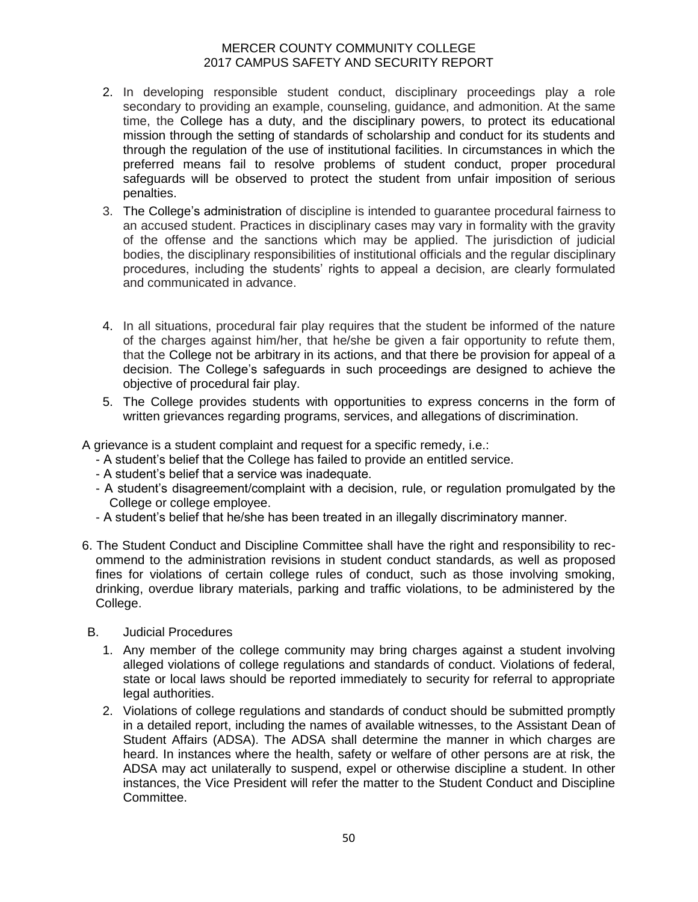2. In developing responsible student conduct, disciplinary proceedings play a role secondary to providing an example, counseling, guidance, and admonition. At the same time, the College has a duty, and the disciplinary powers, to protect its educational mission through the setting of standards of scholarship and conduct for its students and through the regulation of the use of institutional facilities. In circumstances in which the preferred means fail to resolve problems of student conduct, proper procedural safeguards will be observed to protect the student from unfair imposition of serious penalties.
3. The College's administration of discipline is intended to guarantee procedural fairness to an accused student. Practices in disciplinary cases may vary in formality with the gravity of the offense and the sanctions which may be applied. The jurisdiction of judicial bodies, the disciplinary responsibilities of institutional officials and the regular disciplinary procedures, including the students' rights to appeal a decision, are clearly formulated and communicated in advance.
4. In all situations, procedural fair play requires that the student be informed of the nature of the charges against him/her, that he/she be given a fair opportunity to refute them, that the College not be arbitrary in its actions, and that there be provision for appeal of a decision. The College's safeguards in such proceedings are designed to achieve the objective of procedural fair play.
5. The College provides students with opportunities to express concerns in the form of written grievances regarding programs, services, and allegations of discrimination.

A grievance is a student complaint and request for a specific remedy, i.e.:

- A student's belief that the College has failed to provide an entitled service.
- A student's belief that a service was inadequate.
- A student's disagreement/complaint with a decision, rule, or regulation promulgated by the College or college employee.
- A student's belief that he/she has been treated in an illegally discriminatory manner.

6. The Student Conduct and Discipline Committee shall have the right and responsibility to recommend to the administration revisions in student conduct standards, as well as proposed fines for violations of certain college rules of conduct, such as those involving smoking, drinking, overdue library materials, parking and traffic violations, to be administered by the College.

B. Judicial Procedures

1. Any member of the college community may bring charges against a student involving alleged violations of college regulations and standards of conduct. Violations of federal, state or local laws should be reported immediately to security for referral to appropriate legal authorities.
2. Violations of college regulations and standards of conduct should be submitted promptly in a detailed report, including the names of available witnesses, to the Assistant Dean of Student Affairs (ADSA). The ADSA shall determine the manner in which charges are heard. In instances where the health, safety or welfare of other persons are at risk, the ADSA may act unilaterally to suspend, expel or otherwise discipline a student. In other instances, the Vice President will refer the matter to the Student Conduct and Discipline Committee.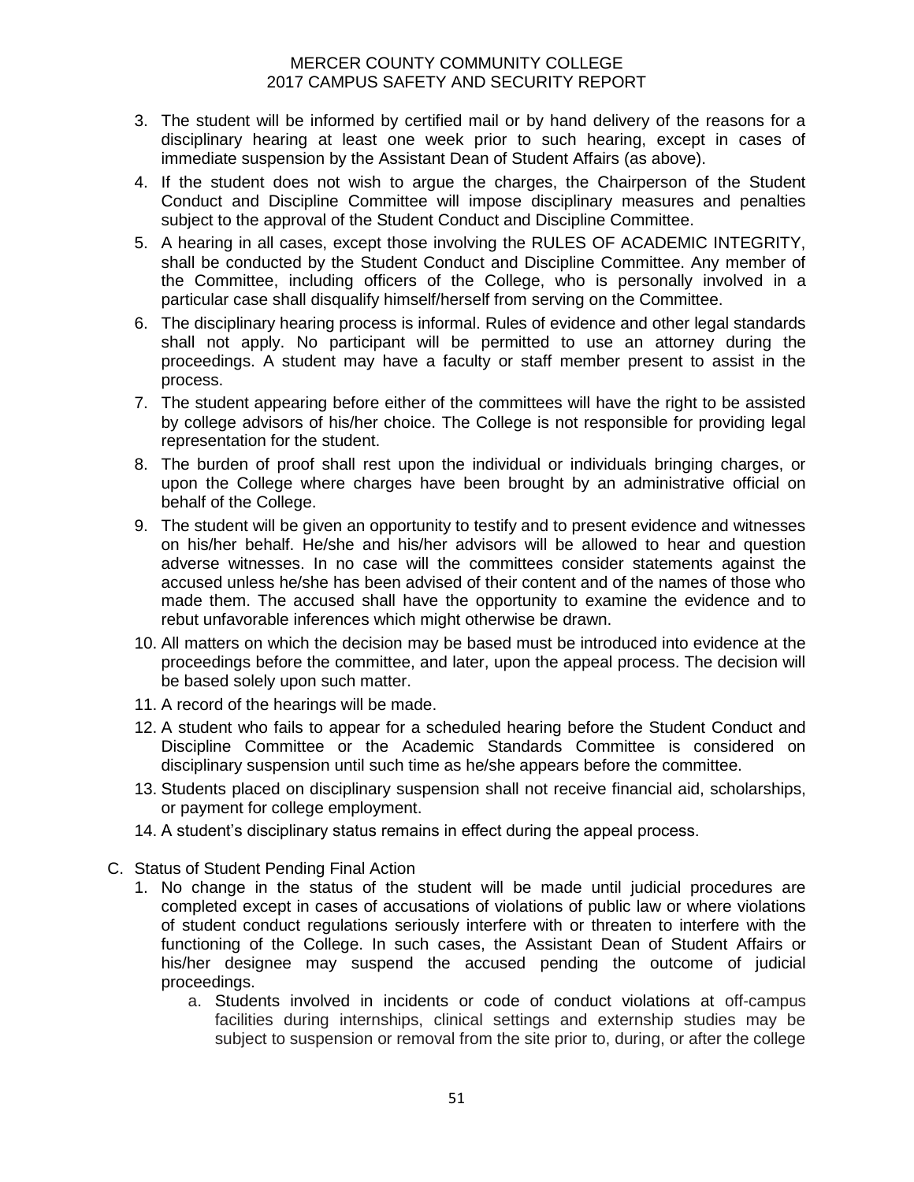3. The student will be informed by certified mail or by hand delivery of the reasons for a disciplinary hearing at least one week prior to such hearing, except in cases of immediate suspension by the Assistant Dean of Student Affairs (as above).
4. If the student does not wish to argue the charges, the Chairperson of the Student Conduct and Discipline Committee will impose disciplinary measures and penalties subject to the approval of the Student Conduct and Discipline Committee.
5. A hearing in all cases, except those involving the RULES OF ACADEMIC INTEGRITY, shall be conducted by the Student Conduct and Discipline Committee. Any member of the Committee, including officers of the College, who is personally involved in a particular case shall disqualify himself/herself from serving on the Committee.
6. The disciplinary hearing process is informal. Rules of evidence and other legal standards shall not apply. No participant will be permitted to use an attorney during the proceedings. A student may have a faculty or staff member present to assist in the process.
7. The student appearing before either of the committees will have the right to be assisted by college advisors of his/her choice. The College is not responsible for providing legal representation for the student.
8. The burden of proof shall rest upon the individual or individuals bringing charges, or upon the College where charges have been brought by an administrative official on behalf of the College.
9. The student will be given an opportunity to testify and to present evidence and witnesses on his/her behalf. He/she and his/her advisors will be allowed to hear and question adverse witnesses. In no case will the committees consider statements against the accused unless he/she has been advised of their content and of the names of those who made them. The accused shall have the opportunity to examine the evidence and to rebut unfavorable inferences which might otherwise be drawn.
10. All matters on which the decision may be based must be introduced into evidence at the proceedings before the committee, and later, upon the appeal process. The decision will be based solely upon such matter.
11. A record of the hearings will be made.
12. A student who fails to appear for a scheduled hearing before the Student Conduct and Discipline Committee or the Academic Standards Committee is considered on disciplinary suspension until such time as he/she appears before the committee.
13. Students placed on disciplinary suspension shall not receive financial aid, scholarships, or payment for college employment.
14. A student's disciplinary status remains in effect during the appeal process.

C. Status of Student Pending Final Action

1. No change in the status of the student will be made until judicial procedures are completed except in cases of accusations of violations of public law or where violations of student conduct regulations seriously interfere with or threaten to interfere with the functioning of the College. In such cases, the Assistant Dean of Student Affairs or his/her designee may suspend the accused pending the outcome of judicial proceedings.
   a. Students involved in incidents or code of conduct violations at off-campus facilities during internships, clinical settings and externship studies may be subject to suspension or removal from the site prior to, during, or after the college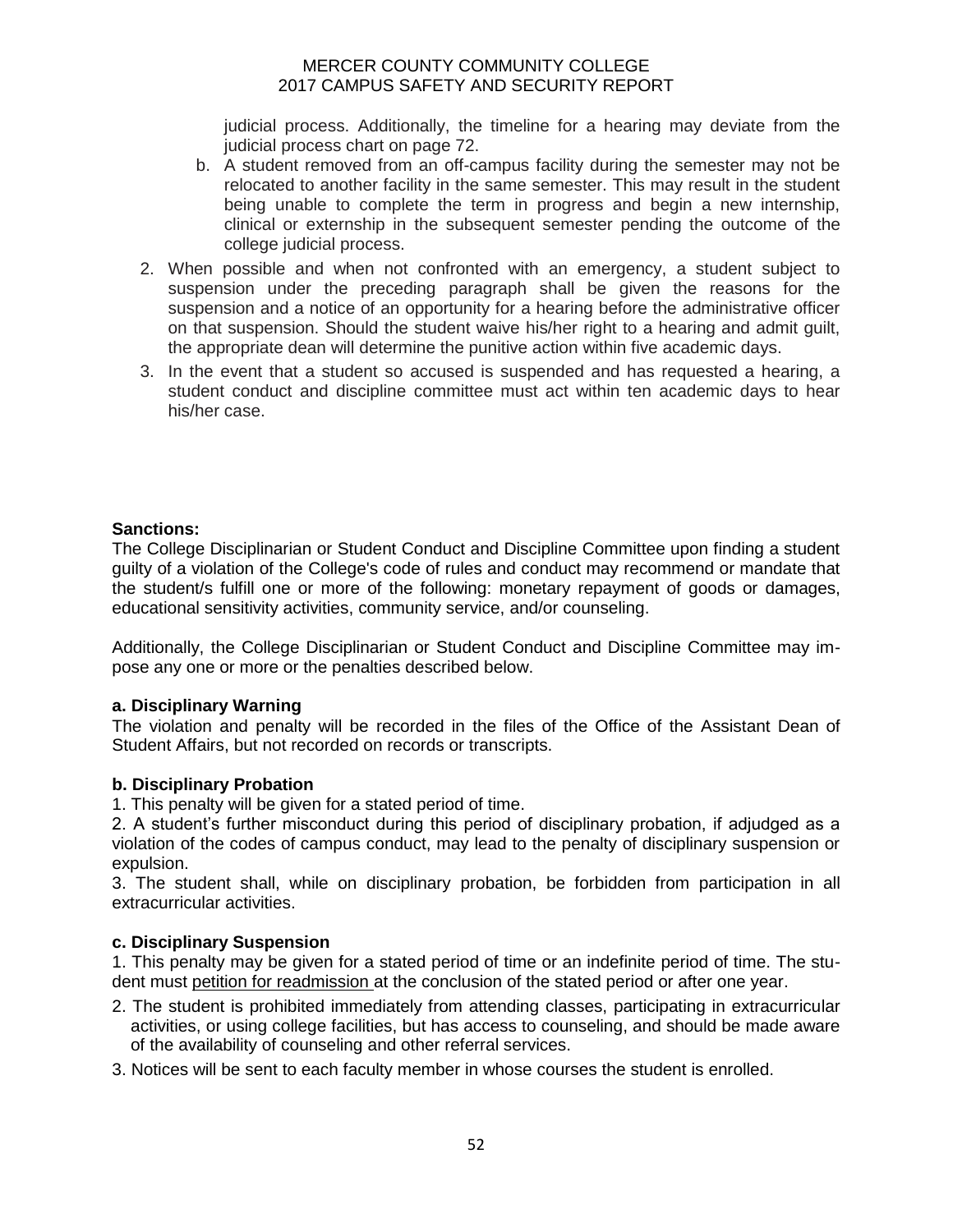judicial process. Additionally, the timeline for a hearing may deviate from the judicial process chart on page 72.

   b. A student removed from an off-campus facility during the semester may not be relocated to another facility in the same semester. This may result in the student being unable to complete the term in progress and begin a new internship, clinical or externship in the subsequent semester pending the outcome of the college judicial process.

2. When possible and when not confronted with an emergency, a student subject to suspension under the preceding paragraph shall be given the reasons for the suspension and a notice of an opportunity for a hearing before the administrative officer on that suspension. Should the student waive his/her right to a hearing and admit guilt, the appropriate dean will determine the punitive action within five academic days.

3. In the event that a student so accused is suspended and has requested a hearing, a student conduct and discipline committee must act within ten academic days to hear his/her case.

**Sanctions:**

The College Disciplinarian or Student Conduct and Discipline Committee upon finding a student guilty of a violation of the College's code of rules and conduct may recommend or mandate that the student/s fulfill one or more of the following: monetary repayment of goods or damages, educational sensitivity activities, community service, and/or counseling.

Additionally, the College Disciplinarian or Student Conduct and Discipline Committee may impose any one or more or the penalties described below.

**a. Disciplinary Warning**

The violation and penalty will be recorded in the files of the Office of the Assistant Dean of Student Affairs, but not recorded on records or transcripts.

**b. Disciplinary Probation**

1. This penalty will be given for a stated period of time.
2. A student's further misconduct during this period of disciplinary probation, if adjudged as a violation of the codes of campus conduct, may lead to the penalty of disciplinary suspension or expulsion.
3. The student shall, while on disciplinary probation, be forbidden from participation in all extracurricular activities.

**c. Disciplinary Suspension**

1. This penalty may be given for a stated period of time or an indefinite period of time. The student must petition for readmission at the conclusion of the stated period or after one year.
2. The student is prohibited immediately from attending classes, participating in extracurricular activities, or using college facilities, but has access to counseling, and should be made aware of the availability of counseling and other referral services.
3. Notices will be sent to each faculty member in whose courses the student is enrolled.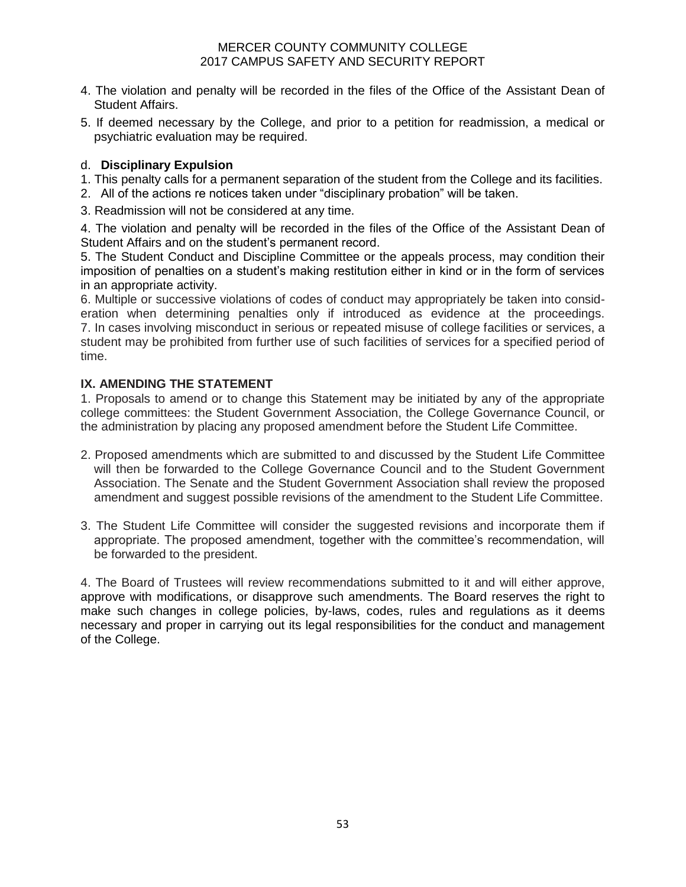4. The violation and penalty will be recorded in the files of the Office of the Assistant Dean of Student Affairs.

5. If deemed necessary by the College, and prior to a petition for readmission, a medical or psychiatric evaluation may be required.

d. **Disciplinary Expulsion**

1. This penalty calls for a permanent separation of the student from the College and its facilities.
2. All of the actions re notices taken under "disciplinary probation" will be taken.
3. Readmission will not be considered at any time.
4. The violation and penalty will be recorded in the files of the Office of the Assistant Dean of Student Affairs and on the student's permanent record.
5. The Student Conduct and Discipline Committee or the appeals process, may condition their imposition of penalties on a student's making restitution either in kind or in the form of services in an appropriate activity.
6. Multiple or successive violations of codes of conduct may appropriately be taken into consideration when determining penalties only if introduced as evidence at the proceedings.
7. In cases involving misconduct in serious or repeated misuse of college facilities or services, a student may be prohibited from further use of such facilities of services for a specified period of time.

### IX. AMENDING THE STATEMENT

1. Proposals to amend or to change this Statement may be initiated by any of the appropriate college committees: the Student Government Association, the College Governance Council, or the administration by placing any proposed amendment before the Student Life Committee.

2. Proposed amendments which are submitted to and discussed by the Student Life Committee will then be forwarded to the College Governance Council and to the Student Government Association. The Senate and the Student Government Association shall review the proposed amendment and suggest possible revisions of the amendment to the Student Life Committee.

3. The Student Life Committee will consider the suggested revisions and incorporate them if appropriate. The proposed amendment, together with the committee's recommendation, will be forwarded to the president.

4. The Board of Trustees will review recommendations submitted to it and will either approve, approve with modifications, or disapprove such amendments. The Board reserves the right to make such changes in college policies, by-laws, codes, rules and regulations as it deems necessary and proper in carrying out its legal responsibilities for the conduct and management of the College.